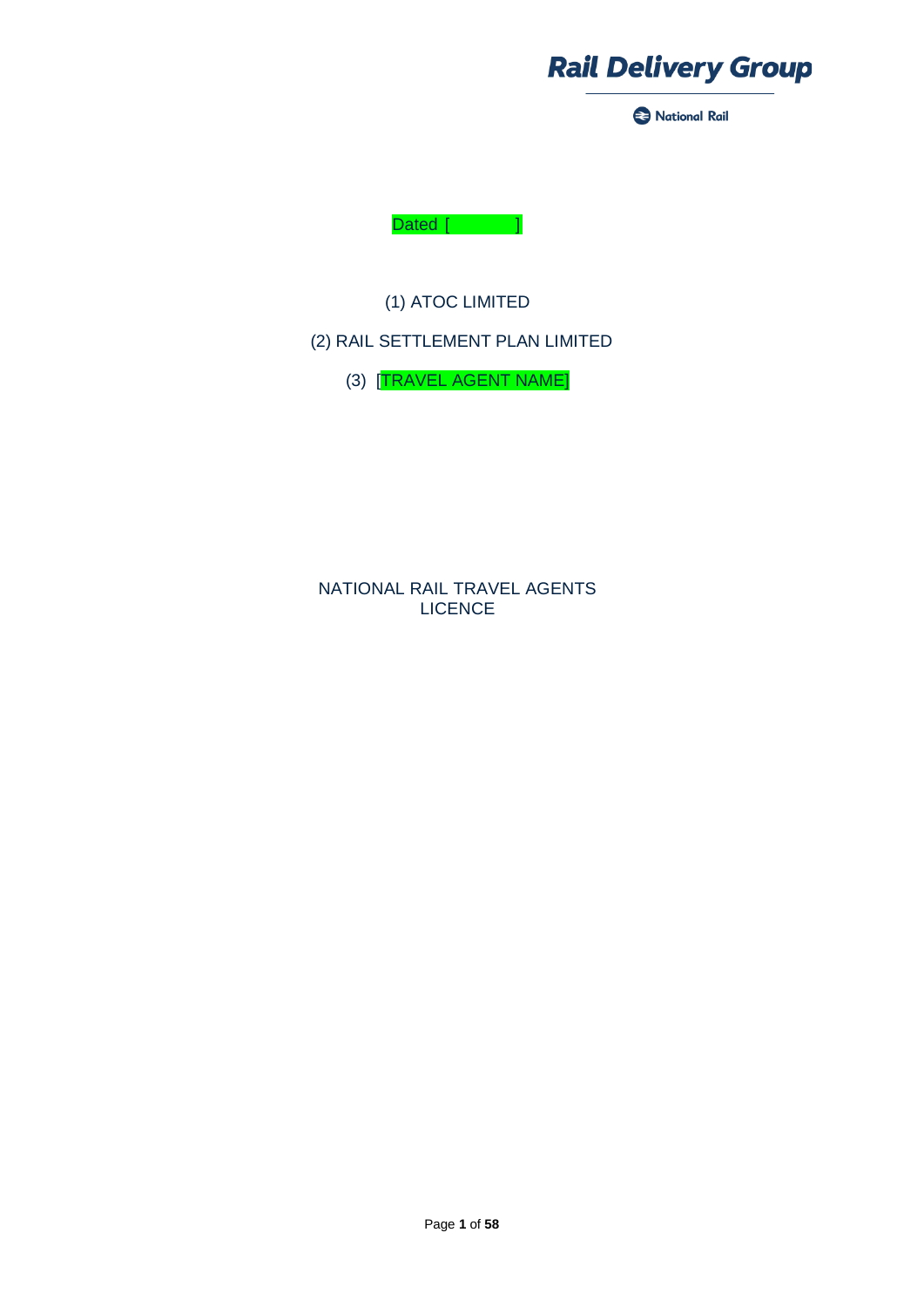Rail Delivery Group

National Rail

Dated [ ]

(1) ATOC LIMITED

(2) RAIL SETTLEMENT PLAN LIMITED

(3) [TRAVEL AGENT NAME]

# NATIONAL RAIL TRAVEL AGENTS LICENCE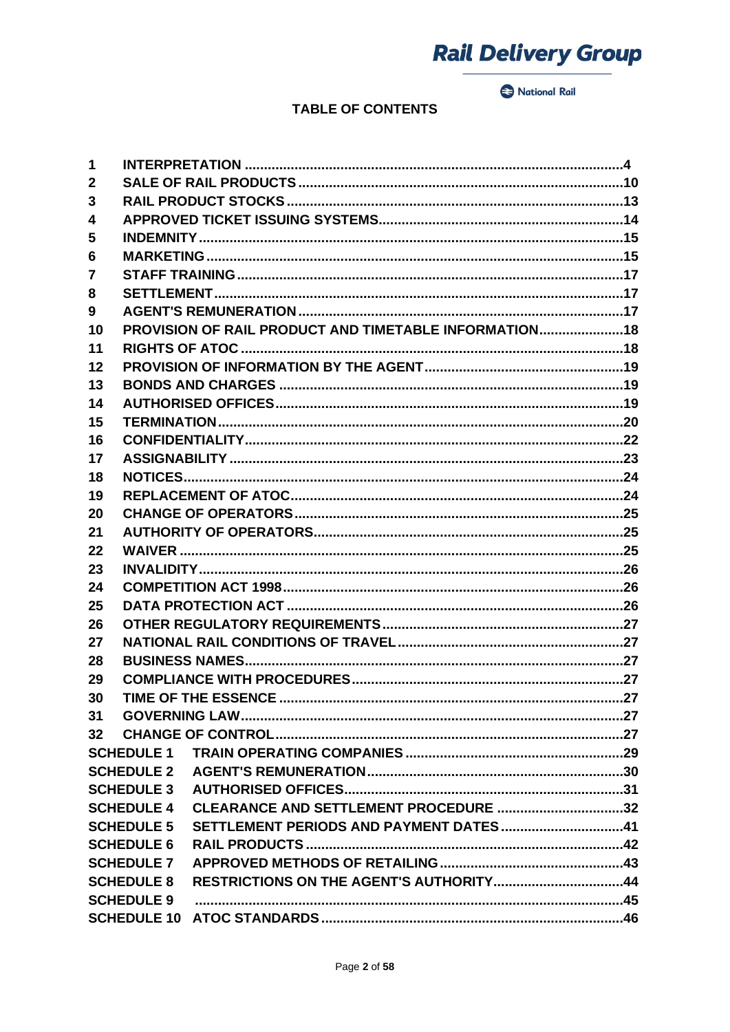**TABLE OF CONTENTS**

| | | |
|---|---|---|
| 1 | INTERPRETATION | 4 |
| 2 | SALE OF RAIL PRODUCTS | 10 |
| 3 | RAIL PRODUCT STOCKS | 13 |
| 4 | APPROVED TICKET ISSUING SYSTEMS | 14 |
| 5 | INDEMNITY | 15 |
| 6 | MARKETING | 15 |
| 7 | STAFF TRAINING | 17 |
| 8 | SETTLEMENT | 17 |
| 9 | AGENT'S REMUNERATION | 17 |
| 10 | PROVISION OF RAIL PRODUCT AND TIMETABLE INFORMATION | 18 |
| 11 | RIGHTS OF ATOC | 18 |
| 12 | PROVISION OF INFORMATION BY THE AGENT | 19 |
| 13 | BONDS AND CHARGES | 19 |
| 14 | AUTHORISED OFFICES | 19 |
| 15 | TERMINATION | 20 |
| 16 | CONFIDENTIALITY | 22 |
| 17 | ASSIGNABILITY | 23 |
| 18 | NOTICES | 24 |
| 19 | REPLACEMENT OF ATOC | 24 |
| 20 | CHANGE OF OPERATORS | 25 |
| 21 | AUTHORITY OF OPERATORS | 25 |
| 22 | WAIVER | 25 |
| 23 | INVALIDITY | 26 |
| 24 | COMPETITION ACT 1998 | 26 |
| 25 | DATA PROTECTION ACT | 26 |
| 26 | OTHER REGULATORY REQUIREMENTS | 27 |
| 27 | NATIONAL RAIL CONDITIONS OF TRAVEL | 27 |
| 28 | BUSINESS NAMES | 27 |
| 29 | COMPLIANCE WITH PROCEDURES | 27 |
| 30 | TIME OF THE ESSENCE | 27 |
| 31 | GOVERNING LAW | 27 |
| 32 | CHANGE OF CONTROL | 27 |
| SCHEDULE 1 | TRAIN OPERATING COMPANIES | 29 |
| SCHEDULE 2 | AGENT'S REMUNERATION | 30 |
| SCHEDULE 3 | AUTHORISED OFFICES | 31 |
| SCHEDULE 4 | CLEARANCE AND SETTLEMENT PROCEDURE | 32 |
| SCHEDULE 5 | SETTLEMENT PERIODS AND PAYMENT DATES | 41 |
| SCHEDULE 6 | RAIL PRODUCTS | 42 |
| SCHEDULE 7 | APPROVED METHODS OF RETAILING | 43 |
| SCHEDULE 8 | RESTRICTIONS ON THE AGENT'S AUTHORITY | 44 |
| SCHEDULE 9 | | 45 |
| SCHEDULE 10 | ATOC STANDARDS | 46 |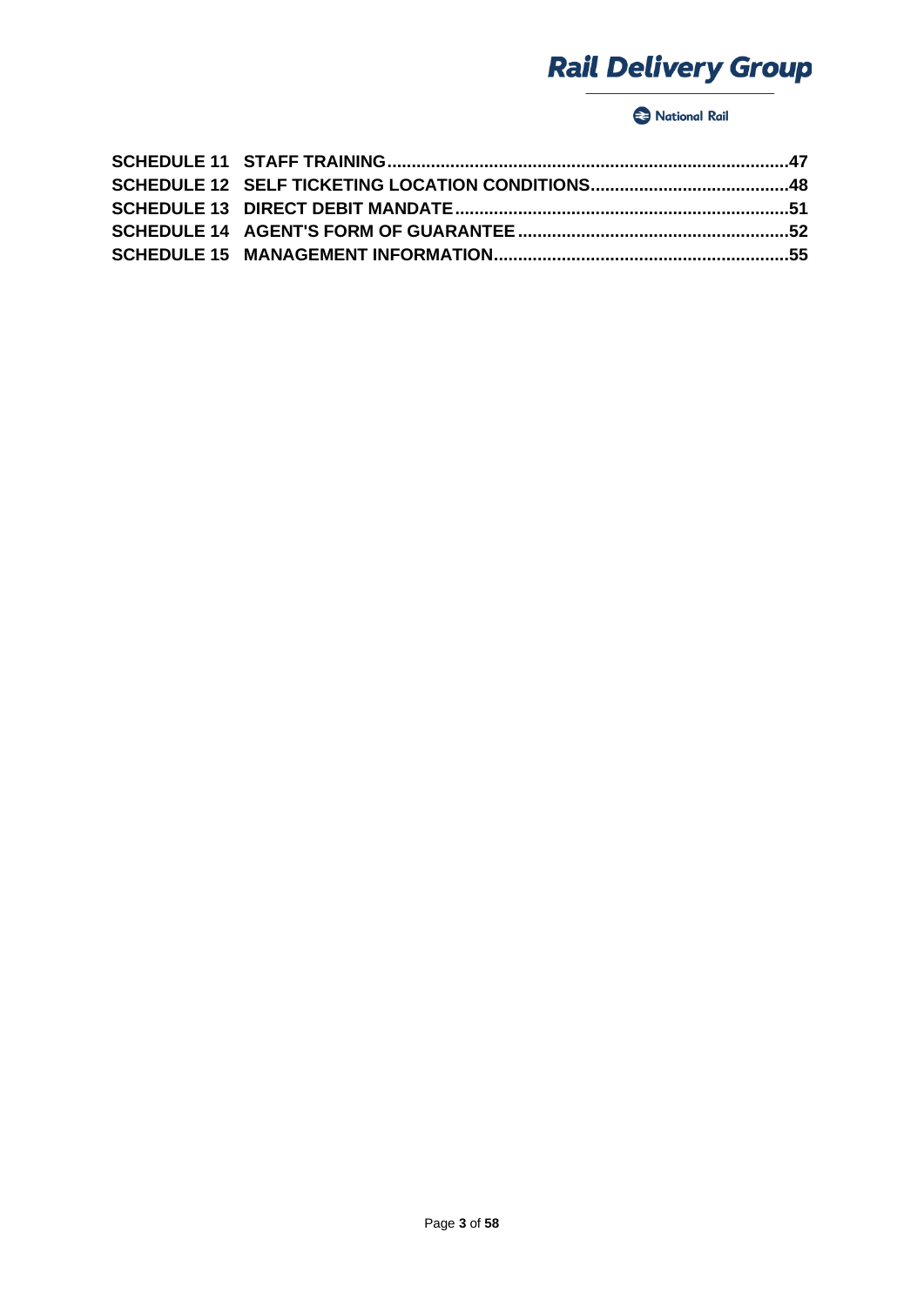**SCHEDULE 11 STAFF TRAINING.....47**
**SCHEDULE 12 SELF TICKETING LOCATION CONDITIONS.....48**
**SCHEDULE 13 DIRECT DEBIT MANDATE.....51**
**SCHEDULE 14 AGENT'S FORM OF GUARANTEE.....52**
**SCHEDULE 15 MANAGEMENT INFORMATION.....55**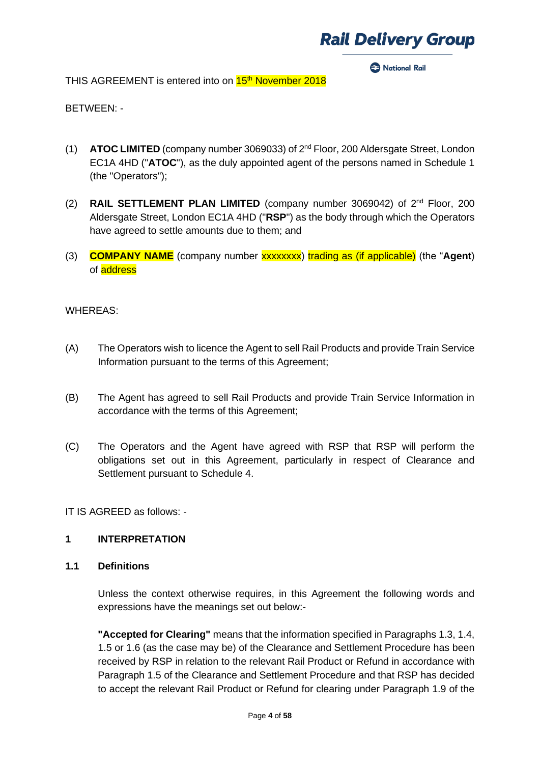THIS AGREEMENT is entered into on 15th November 2018

BETWEEN: -

(1) **ATOC LIMITED** (company number 3069033) of 2nd Floor, 200 Aldersgate Street, London EC1A 4HD ("**ATOC**"), as the duly appointed agent of the persons named in Schedule 1 (the "Operators");

(2) **RAIL SETTLEMENT PLAN LIMITED** (company number 3069042) of 2nd Floor, 200 Aldersgate Street, London EC1A 4HD ("**RSP**") as the body through which the Operators have agreed to settle amounts due to them; and

(3) **COMPANY NAME** (company number xxxxxxxx) trading as (if applicable) (the "**Agent**) of address

WHEREAS:

(A) The Operators wish to licence the Agent to sell Rail Products and provide Train Service Information pursuant to the terms of this Agreement;

(B) The Agent has agreed to sell Rail Products and provide Train Service Information in accordance with the terms of this Agreement;

(C) The Operators and the Agent have agreed with RSP that RSP will perform the obligations set out in this Agreement, particularly in respect of Clearance and Settlement pursuant to Schedule 4.

IT IS AGREED as follows: -

## 1 INTERPRETATION

### 1.1 Definitions

Unless the context otherwise requires, in this Agreement the following words and expressions have the meanings set out below:-

**"Accepted for Clearing"** means that the information specified in Paragraphs 1.3, 1.4, 1.5 or 1.6 (as the case may be) of the Clearance and Settlement Procedure has been received by RSP in relation to the relevant Rail Product or Refund in accordance with Paragraph 1.5 of the Clearance and Settlement Procedure and that RSP has decided to accept the relevant Rail Product or Refund for clearing under Paragraph 1.9 of the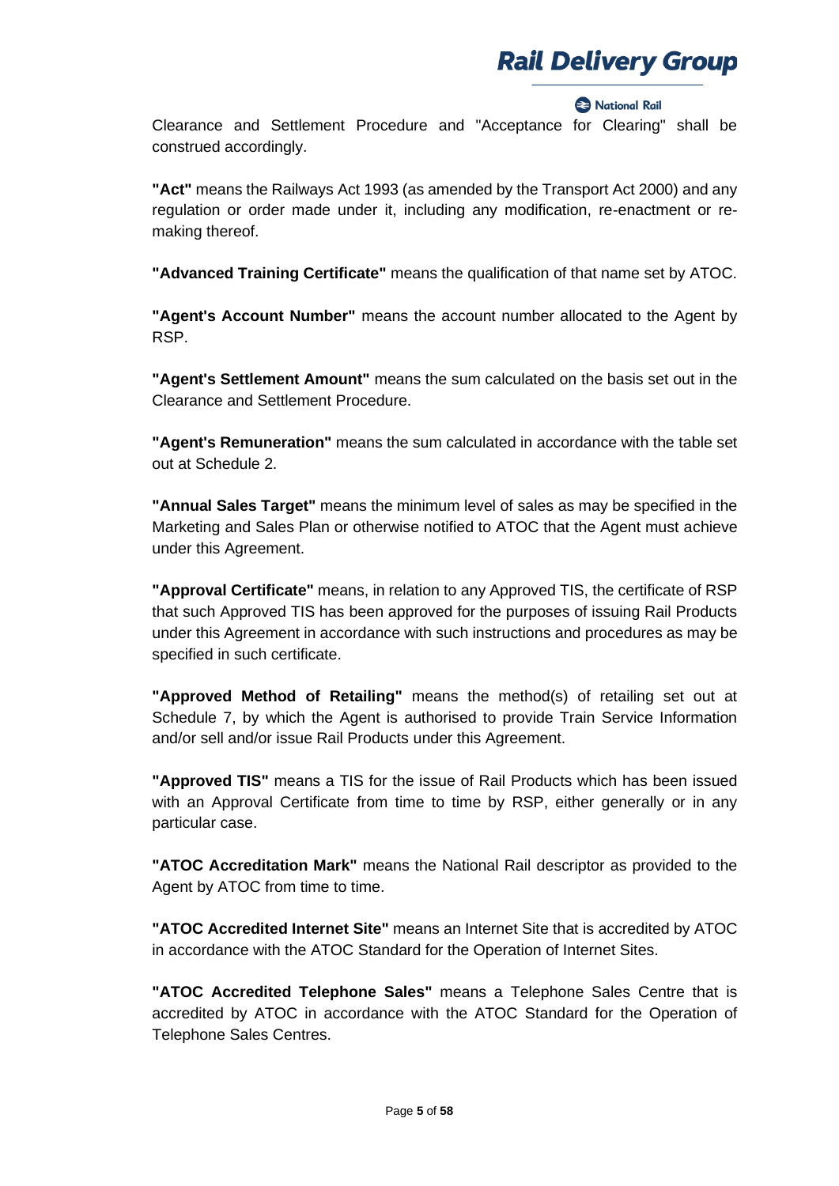Clearance and Settlement Procedure and "Acceptance for Clearing" shall be construed accordingly.

**"Act"** means the Railways Act 1993 (as amended by the Transport Act 2000) and any regulation or order made under it, including any modification, re-enactment or re-making thereof.

**"Advanced Training Certificate"** means the qualification of that name set by ATOC.

**"Agent's Account Number"** means the account number allocated to the Agent by RSP.

**"Agent's Settlement Amount"** means the sum calculated on the basis set out in the Clearance and Settlement Procedure.

**"Agent's Remuneration"** means the sum calculated in accordance with the table set out at Schedule 2.

**"Annual Sales Target"** means the minimum level of sales as may be specified in the Marketing and Sales Plan or otherwise notified to ATOC that the Agent must achieve under this Agreement.

**"Approval Certificate"** means, in relation to any Approved TIS, the certificate of RSP that such Approved TIS has been approved for the purposes of issuing Rail Products under this Agreement in accordance with such instructions and procedures as may be specified in such certificate.

**"Approved Method of Retailing"** means the method(s) of retailing set out at Schedule 7, by which the Agent is authorised to provide Train Service Information and/or sell and/or issue Rail Products under this Agreement.

**"Approved TIS"** means a TIS for the issue of Rail Products which has been issued with an Approval Certificate from time to time by RSP, either generally or in any particular case.

**"ATOC Accreditation Mark"** means the National Rail descriptor as provided to the Agent by ATOC from time to time.

**"ATOC Accredited Internet Site"** means an Internet Site that is accredited by ATOC in accordance with the ATOC Standard for the Operation of Internet Sites.

**"ATOC Accredited Telephone Sales"** means a Telephone Sales Centre that is accredited by ATOC in accordance with the ATOC Standard for the Operation of Telephone Sales Centres.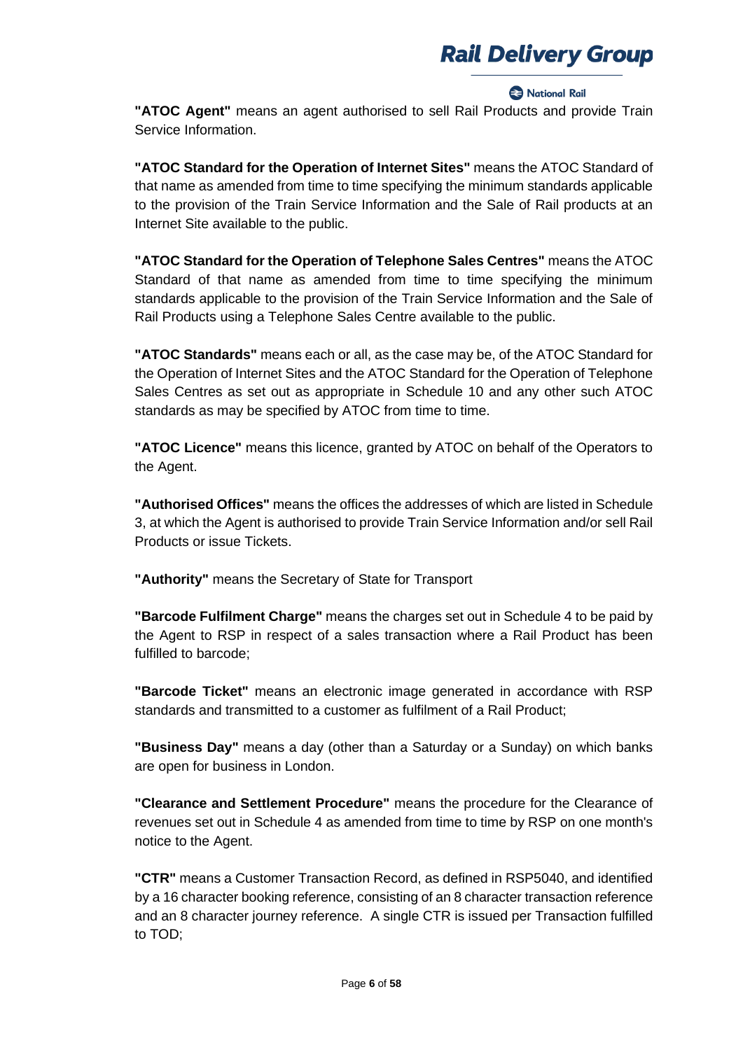**"ATOC Agent"** means an agent authorised to sell Rail Products and provide Train Service Information.

**"ATOC Standard for the Operation of Internet Sites"** means the ATOC Standard of that name as amended from time to time specifying the minimum standards applicable to the provision of the Train Service Information and the Sale of Rail products at an Internet Site available to the public.

**"ATOC Standard for the Operation of Telephone Sales Centres"** means the ATOC Standard of that name as amended from time to time specifying the minimum standards applicable to the provision of the Train Service Information and the Sale of Rail Products using a Telephone Sales Centre available to the public.

**"ATOC Standards"** means each or all, as the case may be, of the ATOC Standard for the Operation of Internet Sites and the ATOC Standard for the Operation of Telephone Sales Centres as set out as appropriate in Schedule 10 and any other such ATOC standards as may be specified by ATOC from time to time.

**"ATOC Licence"** means this licence, granted by ATOC on behalf of the Operators to the Agent.

**"Authorised Offices"** means the offices the addresses of which are listed in Schedule 3, at which the Agent is authorised to provide Train Service Information and/or sell Rail Products or issue Tickets.

**"Authority"** means the Secretary of State for Transport

**"Barcode Fulfilment Charge"** means the charges set out in Schedule 4 to be paid by the Agent to RSP in respect of a sales transaction where a Rail Product has been fulfilled to barcode;

**"Barcode Ticket"** means an electronic image generated in accordance with RSP standards and transmitted to a customer as fulfilment of a Rail Product;

**"Business Day"** means a day (other than a Saturday or a Sunday) on which banks are open for business in London.

**"Clearance and Settlement Procedure"** means the procedure for the Clearance of revenues set out in Schedule 4 as amended from time to time by RSP on one month's notice to the Agent.

**"CTR"** means a Customer Transaction Record, as defined in RSP5040, and identified by a 16 character booking reference, consisting of an 8 character transaction reference and an 8 character journey reference. A single CTR is issued per Transaction fulfilled to TOD;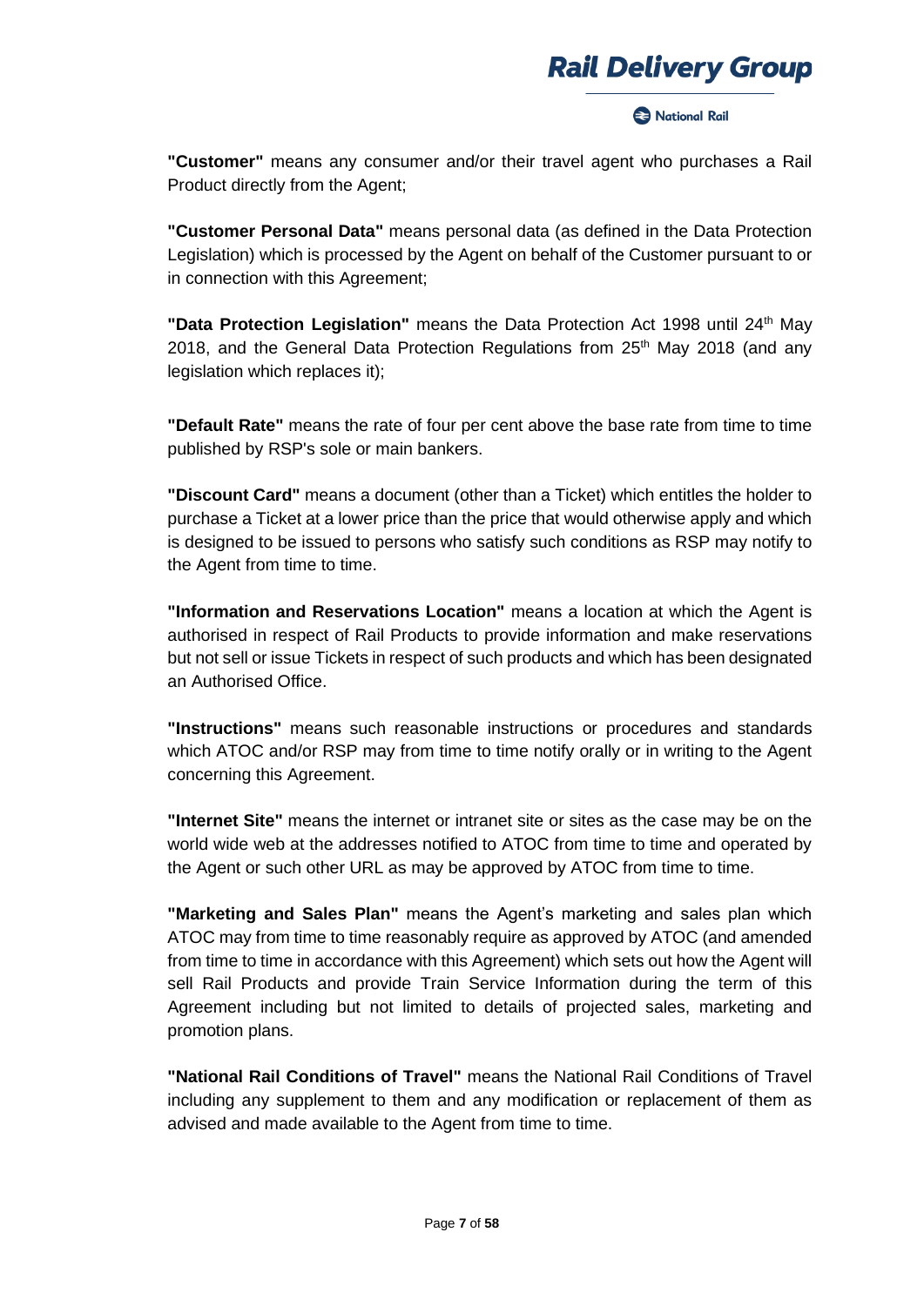**"Customer"** means any consumer and/or their travel agent who purchases a Rail Product directly from the Agent;

**"Customer Personal Data"** means personal data (as defined in the Data Protection Legislation) which is processed by the Agent on behalf of the Customer pursuant to or in connection with this Agreement;

**"Data Protection Legislation"** means the Data Protection Act 1998 until 24th May 2018, and the General Data Protection Regulations from 25th May 2018 (and any legislation which replaces it);

**"Default Rate"** means the rate of four per cent above the base rate from time to time published by RSP's sole or main bankers.

**"Discount Card"** means a document (other than a Ticket) which entitles the holder to purchase a Ticket at a lower price than the price that would otherwise apply and which is designed to be issued to persons who satisfy such conditions as RSP may notify to the Agent from time to time.

**"Information and Reservations Location"** means a location at which the Agent is authorised in respect of Rail Products to provide information and make reservations but not sell or issue Tickets in respect of such products and which has been designated an Authorised Office.

**"Instructions"** means such reasonable instructions or procedures and standards which ATOC and/or RSP may from time to time notify orally or in writing to the Agent concerning this Agreement.

**"Internet Site"** means the internet or intranet site or sites as the case may be on the world wide web at the addresses notified to ATOC from time to time and operated by the Agent or such other URL as may be approved by ATOC from time to time.

**"Marketing and Sales Plan"** means the Agent's marketing and sales plan which ATOC may from time to time reasonably require as approved by ATOC (and amended from time to time in accordance with this Agreement) which sets out how the Agent will sell Rail Products and provide Train Service Information during the term of this Agreement including but not limited to details of projected sales, marketing and promotion plans.

**"National Rail Conditions of Travel"** means the National Rail Conditions of Travel including any supplement to them and any modification or replacement of them as advised and made available to the Agent from time to time.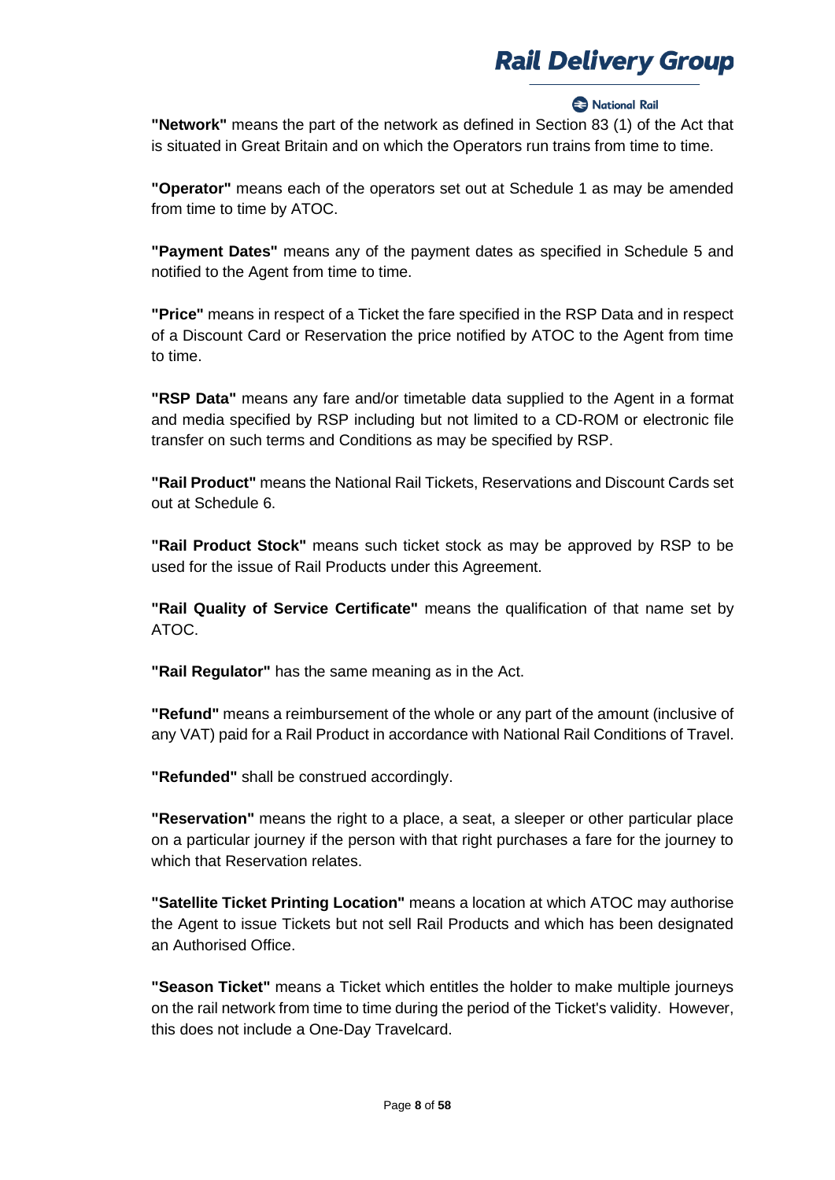**"Network"** means the part of the network as defined in Section 83 (1) of the Act that is situated in Great Britain and on which the Operators run trains from time to time.

**"Operator"** means each of the operators set out at Schedule 1 as may be amended from time to time by ATOC.

**"Payment Dates"** means any of the payment dates as specified in Schedule 5 and notified to the Agent from time to time.

**"Price"** means in respect of a Ticket the fare specified in the RSP Data and in respect of a Discount Card or Reservation the price notified by ATOC to the Agent from time to time.

**"RSP Data"** means any fare and/or timetable data supplied to the Agent in a format and media specified by RSP including but not limited to a CD-ROM or electronic file transfer on such terms and Conditions as may be specified by RSP.

**"Rail Product"** means the National Rail Tickets, Reservations and Discount Cards set out at Schedule 6.

**"Rail Product Stock"** means such ticket stock as may be approved by RSP to be used for the issue of Rail Products under this Agreement.

**"Rail Quality of Service Certificate"** means the qualification of that name set by ATOC.

**"Rail Regulator"** has the same meaning as in the Act.

**"Refund"** means a reimbursement of the whole or any part of the amount (inclusive of any VAT) paid for a Rail Product in accordance with National Rail Conditions of Travel.

**"Refunded"** shall be construed accordingly.

**"Reservation"** means the right to a place, a seat, a sleeper or other particular place on a particular journey if the person with that right purchases a fare for the journey to which that Reservation relates.

**"Satellite Ticket Printing Location"** means a location at which ATOC may authorise the Agent to issue Tickets but not sell Rail Products and which has been designated an Authorised Office.

**"Season Ticket"** means a Ticket which entitles the holder to make multiple journeys on the rail network from time to time during the period of the Ticket's validity. However, this does not include a One-Day Travelcard.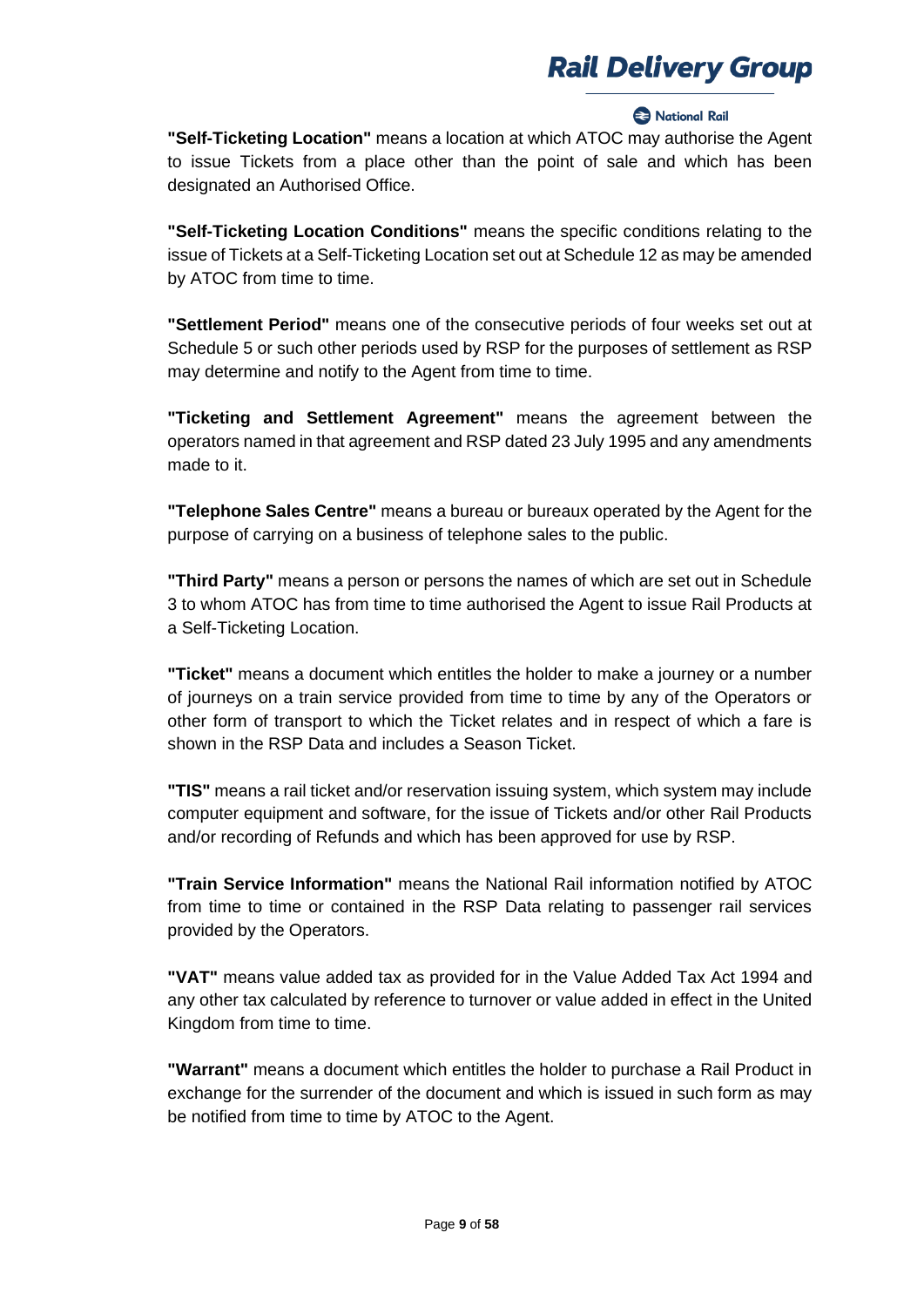**"Self-Ticketing Location"** means a location at which ATOC may authorise the Agent to issue Tickets from a place other than the point of sale and which has been designated an Authorised Office.

**"Self-Ticketing Location Conditions"** means the specific conditions relating to the issue of Tickets at a Self-Ticketing Location set out at Schedule 12 as may be amended by ATOC from time to time.

**"Settlement Period"** means one of the consecutive periods of four weeks set out at Schedule 5 or such other periods used by RSP for the purposes of settlement as RSP may determine and notify to the Agent from time to time.

**"Ticketing and Settlement Agreement"** means the agreement between the operators named in that agreement and RSP dated 23 July 1995 and any amendments made to it.

**"Telephone Sales Centre"** means a bureau or bureaux operated by the Agent for the purpose of carrying on a business of telephone sales to the public.

**"Third Party"** means a person or persons the names of which are set out in Schedule 3 to whom ATOC has from time to time authorised the Agent to issue Rail Products at a Self-Ticketing Location.

**"Ticket"** means a document which entitles the holder to make a journey or a number of journeys on a train service provided from time to time by any of the Operators or other form of transport to which the Ticket relates and in respect of which a fare is shown in the RSP Data and includes a Season Ticket.

**"TIS"** means a rail ticket and/or reservation issuing system, which system may include computer equipment and software, for the issue of Tickets and/or other Rail Products and/or recording of Refunds and which has been approved for use by RSP.

**"Train Service Information"** means the National Rail information notified by ATOC from time to time or contained in the RSP Data relating to passenger rail services provided by the Operators.

**"VAT"** means value added tax as provided for in the Value Added Tax Act 1994 and any other tax calculated by reference to turnover or value added in effect in the United Kingdom from time to time.

**"Warrant"** means a document which entitles the holder to purchase a Rail Product in exchange for the surrender of the document and which is issued in such form as may be notified from time to time by ATOC to the Agent.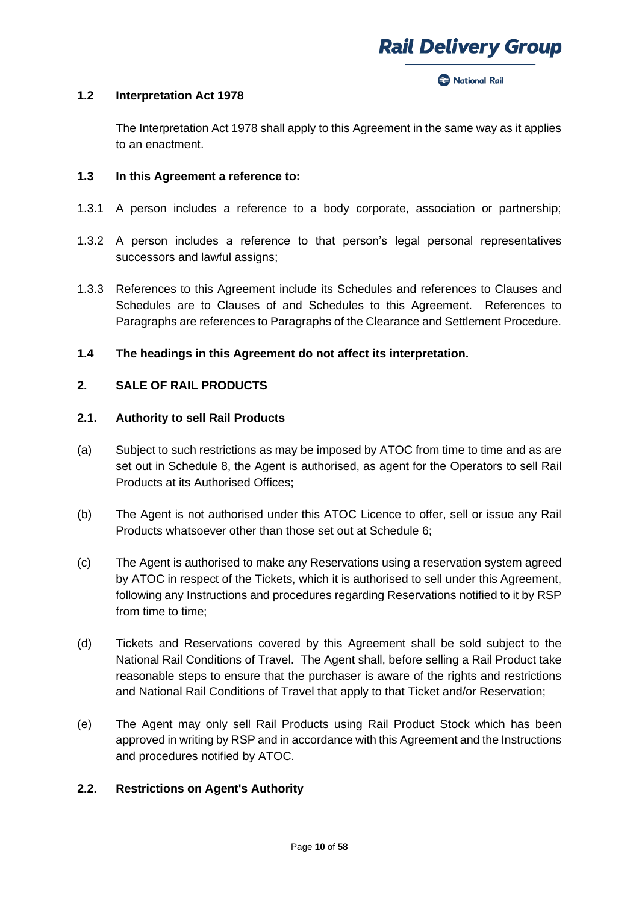### 1.2 Interpretation Act 1978

The Interpretation Act 1978 shall apply to this Agreement in the same way as it applies to an enactment.

### 1.3 In this Agreement a reference to:

1.3.1 A person includes a reference to a body corporate, association or partnership;

1.3.2 A person includes a reference to that person's legal personal representatives successors and lawful assigns;

1.3.3 References to this Agreement include its Schedules and references to Clauses and Schedules are to Clauses of and Schedules to this Agreement. References to Paragraphs are references to Paragraphs of the Clearance and Settlement Procedure.

### 1.4 The headings in this Agreement do not affect its interpretation.

## 2. SALE OF RAIL PRODUCTS

### 2.1. Authority to sell Rail Products

(a) Subject to such restrictions as may be imposed by ATOC from time to time and as are set out in Schedule 8, the Agent is authorised, as agent for the Operators to sell Rail Products at its Authorised Offices;

(b) The Agent is not authorised under this ATOC Licence to offer, sell or issue any Rail Products whatsoever other than those set out at Schedule 6;

(c) The Agent is authorised to make any Reservations using a reservation system agreed by ATOC in respect of the Tickets, which it is authorised to sell under this Agreement, following any Instructions and procedures regarding Reservations notified to it by RSP from time to time;

(d) Tickets and Reservations covered by this Agreement shall be sold subject to the National Rail Conditions of Travel. The Agent shall, before selling a Rail Product take reasonable steps to ensure that the purchaser is aware of the rights and restrictions and National Rail Conditions of Travel that apply to that Ticket and/or Reservation;

(e) The Agent may only sell Rail Products using Rail Product Stock which has been approved in writing by RSP and in accordance with this Agreement and the Instructions and procedures notified by ATOC.

### 2.2. Restrictions on Agent's Authority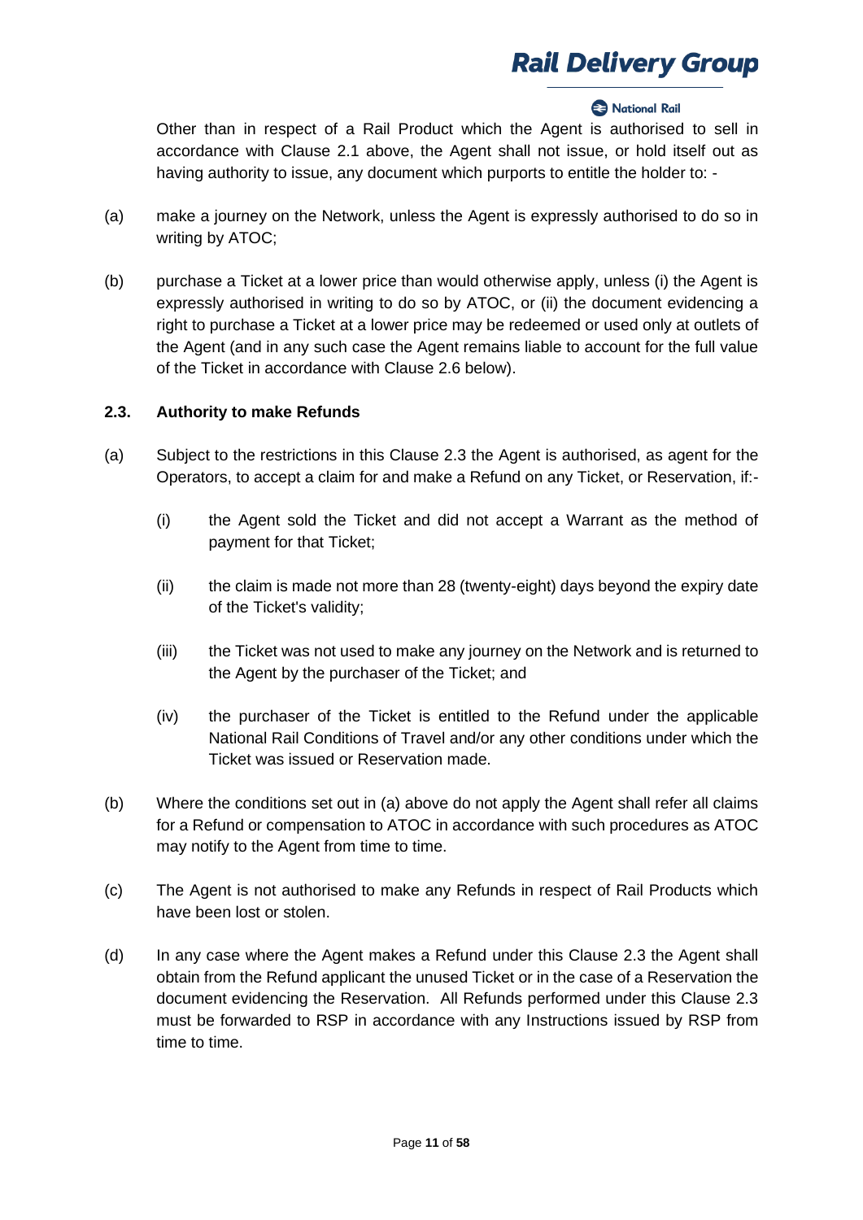Other than in respect of a Rail Product which the Agent is authorised to sell in accordance with Clause 2.1 above, the Agent shall not issue, or hold itself out as having authority to issue, any document which purports to entitle the holder to: -

(a) make a journey on the Network, unless the Agent is expressly authorised to do so in writing by ATOC;

(b) purchase a Ticket at a lower price than would otherwise apply, unless (i) the Agent is expressly authorised in writing to do so by ATOC, or (ii) the document evidencing a right to purchase a Ticket at a lower price may be redeemed or used only at outlets of the Agent (and in any such case the Agent remains liable to account for the full value of the Ticket in accordance with Clause 2.6 below).

### 2.3. Authority to make Refunds

(a) Subject to the restrictions in this Clause 2.3 the Agent is authorised, as agent for the Operators, to accept a claim for and make a Refund on any Ticket, or Reservation, if:-

   (i) the Agent sold the Ticket and did not accept a Warrant as the method of payment for that Ticket;

   (ii) the claim is made not more than 28 (twenty-eight) days beyond the expiry date of the Ticket's validity;

   (iii) the Ticket was not used to make any journey on the Network and is returned to the Agent by the purchaser of the Ticket; and

   (iv) the purchaser of the Ticket is entitled to the Refund under the applicable National Rail Conditions of Travel and/or any other conditions under which the Ticket was issued or Reservation made.

(b) Where the conditions set out in (a) above do not apply the Agent shall refer all claims for a Refund or compensation to ATOC in accordance with such procedures as ATOC may notify to the Agent from time to time.

(c) The Agent is not authorised to make any Refunds in respect of Rail Products which have been lost or stolen.

(d) In any case where the Agent makes a Refund under this Clause 2.3 the Agent shall obtain from the Refund applicant the unused Ticket or in the case of a Reservation the document evidencing the Reservation. All Refunds performed under this Clause 2.3 must be forwarded to RSP in accordance with any Instructions issued by RSP from time to time.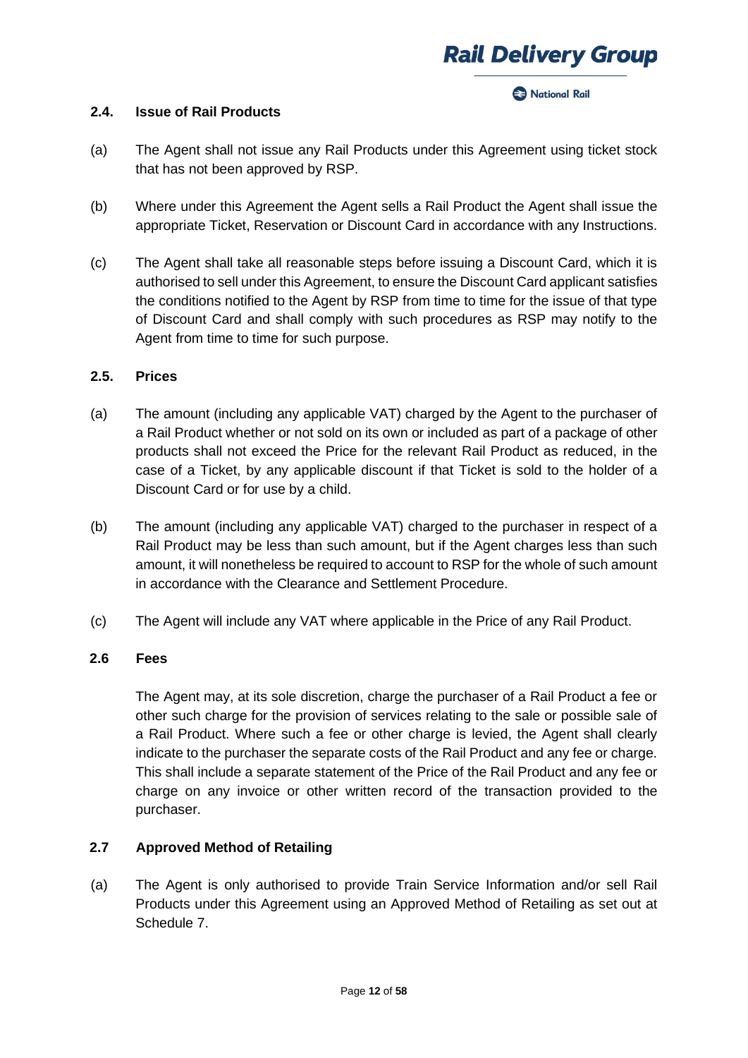### 2.4. Issue of Rail Products

(a) The Agent shall not issue any Rail Products under this Agreement using ticket stock that has not been approved by RSP.

(b) Where under this Agreement the Agent sells a Rail Product the Agent shall issue the appropriate Ticket, Reservation or Discount Card in accordance with any Instructions.

(c) The Agent shall take all reasonable steps before issuing a Discount Card, which it is authorised to sell under this Agreement, to ensure the Discount Card applicant satisfies the conditions notified to the Agent by RSP from time to time for the issue of that type of Discount Card and shall comply with such procedures as RSP may notify to the Agent from time to time for such purpose.

### 2.5. Prices

(a) The amount (including any applicable VAT) charged by the Agent to the purchaser of a Rail Product whether or not sold on its own or included as part of a package of other products shall not exceed the Price for the relevant Rail Product as reduced, in the case of a Ticket, by any applicable discount if that Ticket is sold to the holder of a Discount Card or for use by a child.

(b) The amount (including any applicable VAT) charged to the purchaser in respect of a Rail Product may be less than such amount, but if the Agent charges less than such amount, it will nonetheless be required to account to RSP for the whole of such amount in accordance with the Clearance and Settlement Procedure.

(c) The Agent will include any VAT where applicable in the Price of any Rail Product.

### 2.6 Fees

The Agent may, at its sole discretion, charge the purchaser of a Rail Product a fee or other such charge for the provision of services relating to the sale or possible sale of a Rail Product. Where such a fee or other charge is levied, the Agent shall clearly indicate to the purchaser the separate costs of the Rail Product and any fee or charge. This shall include a separate statement of the Price of the Rail Product and any fee or charge on any invoice or other written record of the transaction provided to the purchaser.

### 2.7 Approved Method of Retailing

(a) The Agent is only authorised to provide Train Service Information and/or sell Rail Products under this Agreement using an Approved Method of Retailing as set out at Schedule 7.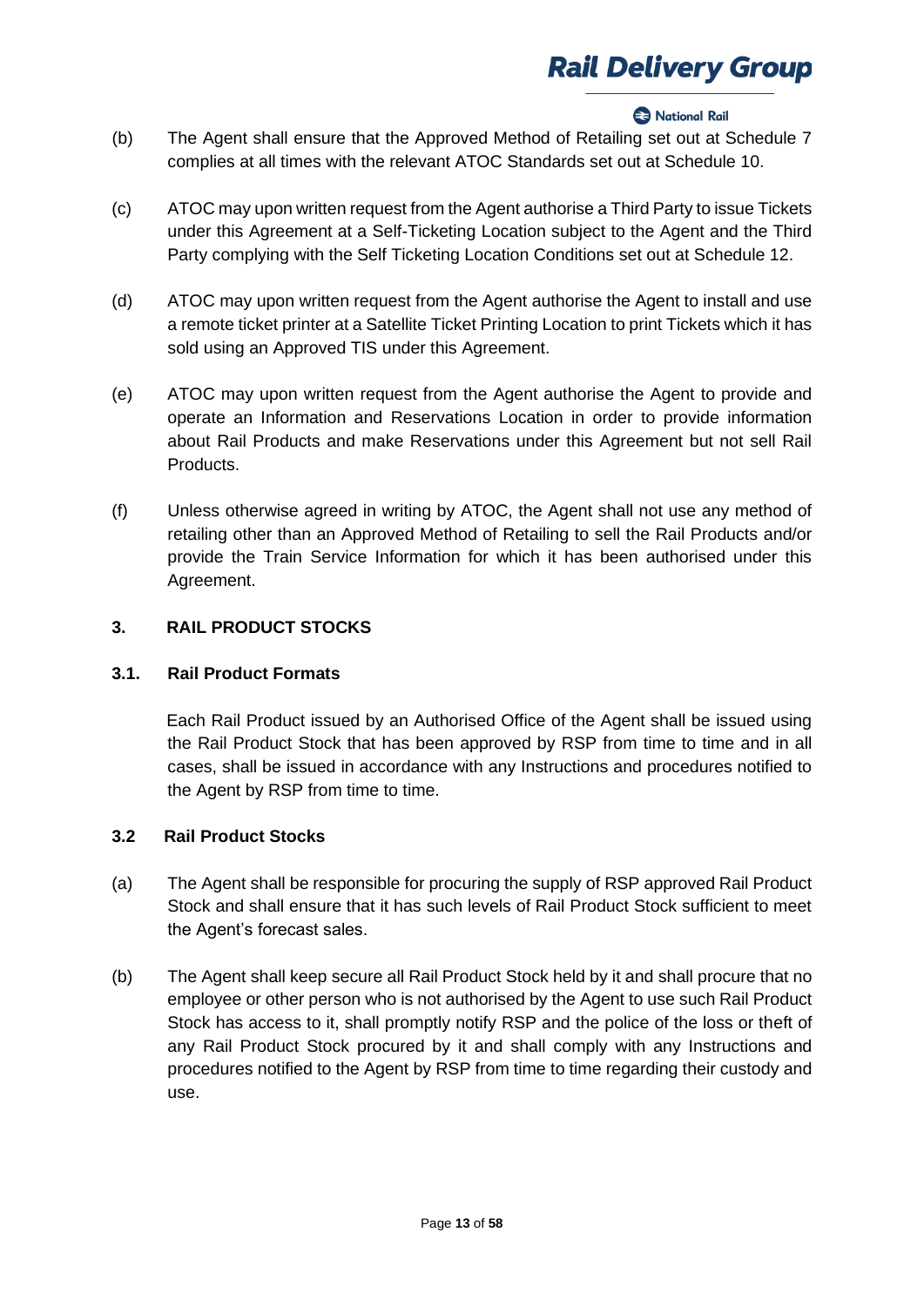(b) The Agent shall ensure that the Approved Method of Retailing set out at Schedule 7 complies at all times with the relevant ATOC Standards set out at Schedule 10.

(c) ATOC may upon written request from the Agent authorise a Third Party to issue Tickets under this Agreement at a Self-Ticketing Location subject to the Agent and the Third Party complying with the Self Ticketing Location Conditions set out at Schedule 12.

(d) ATOC may upon written request from the Agent authorise the Agent to install and use a remote ticket printer at a Satellite Ticket Printing Location to print Tickets which it has sold using an Approved TIS under this Agreement.

(e) ATOC may upon written request from the Agent authorise the Agent to provide and operate an Information and Reservations Location in order to provide information about Rail Products and make Reservations under this Agreement but not sell Rail Products.

(f) Unless otherwise agreed in writing by ATOC, the Agent shall not use any method of retailing other than an Approved Method of Retailing to sell the Rail Products and/or provide the Train Service Information for which it has been authorised under this Agreement.

## 3. RAIL PRODUCT STOCKS

### 3.1. Rail Product Formats

Each Rail Product issued by an Authorised Office of the Agent shall be issued using the Rail Product Stock that has been approved by RSP from time to time and in all cases, shall be issued in accordance with any Instructions and procedures notified to the Agent by RSP from time to time.

### 3.2 Rail Product Stocks

(a) The Agent shall be responsible for procuring the supply of RSP approved Rail Product Stock and shall ensure that it has such levels of Rail Product Stock sufficient to meet the Agent's forecast sales.

(b) The Agent shall keep secure all Rail Product Stock held by it and shall procure that no employee or other person who is not authorised by the Agent to use such Rail Product Stock has access to it, shall promptly notify RSP and the police of the loss or theft of any Rail Product Stock procured by it and shall comply with any Instructions and procedures notified to the Agent by RSP from time to time regarding their custody and use.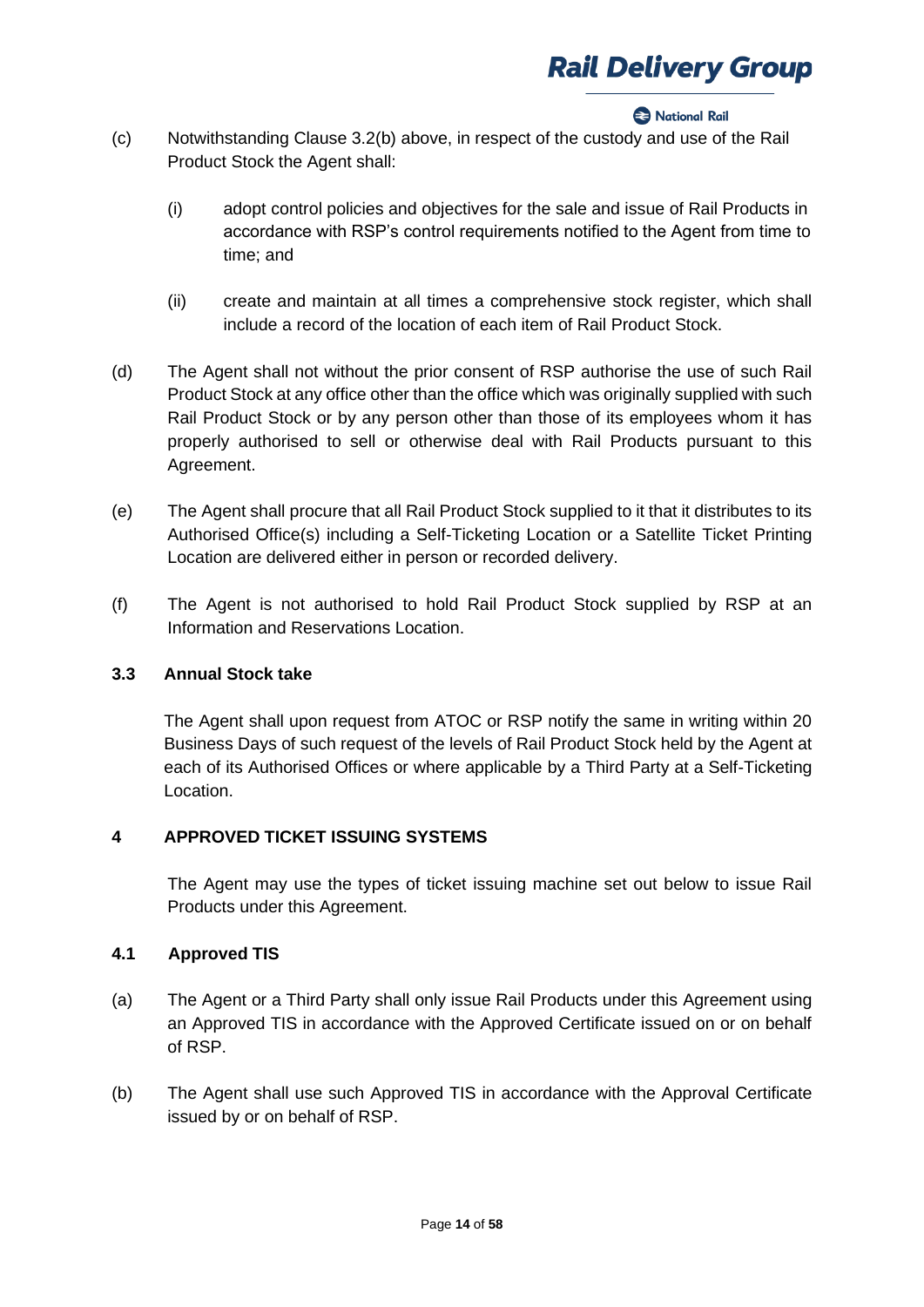(c) Notwithstanding Clause 3.2(b) above, in respect of the custody and use of the Rail Product Stock the Agent shall:

(i) adopt control policies and objectives for the sale and issue of Rail Products in accordance with RSP's control requirements notified to the Agent from time to time; and

(ii) create and maintain at all times a comprehensive stock register, which shall include a record of the location of each item of Rail Product Stock.

(d) The Agent shall not without the prior consent of RSP authorise the use of such Rail Product Stock at any office other than the office which was originally supplied with such Rail Product Stock or by any person other than those of its employees whom it has properly authorised to sell or otherwise deal with Rail Products pursuant to this Agreement.

(e) The Agent shall procure that all Rail Product Stock supplied to it that it distributes to its Authorised Office(s) including a Self-Ticketing Location or a Satellite Ticket Printing Location are delivered either in person or recorded delivery.

(f) The Agent is not authorised to hold Rail Product Stock supplied by RSP at an Information and Reservations Location.

### 3.3 Annual Stock take

The Agent shall upon request from ATOC or RSP notify the same in writing within 20 Business Days of such request of the levels of Rail Product Stock held by the Agent at each of its Authorised Offices or where applicable by a Third Party at a Self-Ticketing Location.

## 4 APPROVED TICKET ISSUING SYSTEMS

The Agent may use the types of ticket issuing machine set out below to issue Rail Products under this Agreement.

### 4.1 Approved TIS

(a) The Agent or a Third Party shall only issue Rail Products under this Agreement using an Approved TIS in accordance with the Approved Certificate issued on or on behalf of RSP.

(b) The Agent shall use such Approved TIS in accordance with the Approval Certificate issued by or on behalf of RSP.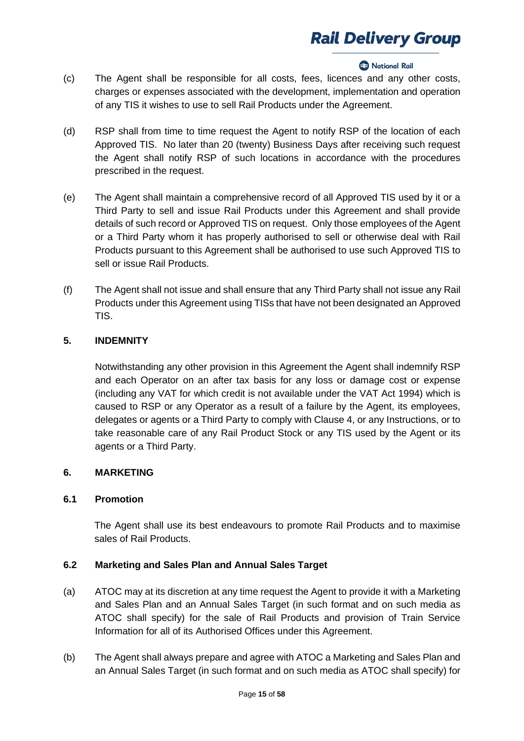(c) The Agent shall be responsible for all costs, fees, licences and any other costs, charges or expenses associated with the development, implementation and operation of any TIS it wishes to use to sell Rail Products under the Agreement.

(d) RSP shall from time to time request the Agent to notify RSP of the location of each Approved TIS. No later than 20 (twenty) Business Days after receiving such request the Agent shall notify RSP of such locations in accordance with the procedures prescribed in the request.

(e) The Agent shall maintain a comprehensive record of all Approved TIS used by it or a Third Party to sell and issue Rail Products under this Agreement and shall provide details of such record or Approved TIS on request. Only those employees of the Agent or a Third Party whom it has properly authorised to sell or otherwise deal with Rail Products pursuant to this Agreement shall be authorised to use such Approved TIS to sell or issue Rail Products.

(f) The Agent shall not issue and shall ensure that any Third Party shall not issue any Rail Products under this Agreement using TISs that have not been designated an Approved TIS.

## 5. INDEMNITY

Notwithstanding any other provision in this Agreement the Agent shall indemnify RSP and each Operator on an after tax basis for any loss or damage cost or expense (including any VAT for which credit is not available under the VAT Act 1994) which is caused to RSP or any Operator as a result of a failure by the Agent, its employees, delegates or agents or a Third Party to comply with Clause 4, or any Instructions, or to take reasonable care of any Rail Product Stock or any TIS used by the Agent or its agents or a Third Party.

## 6. MARKETING

### 6.1 Promotion

The Agent shall use its best endeavours to promote Rail Products and to maximise sales of Rail Products.

### 6.2 Marketing and Sales Plan and Annual Sales Target

(a) ATOC may at its discretion at any time request the Agent to provide it with a Marketing and Sales Plan and an Annual Sales Target (in such format and on such media as ATOC shall specify) for the sale of Rail Products and provision of Train Service Information for all of its Authorised Offices under this Agreement.

(b) The Agent shall always prepare and agree with ATOC a Marketing and Sales Plan and an Annual Sales Target (in such format and on such media as ATOC shall specify) for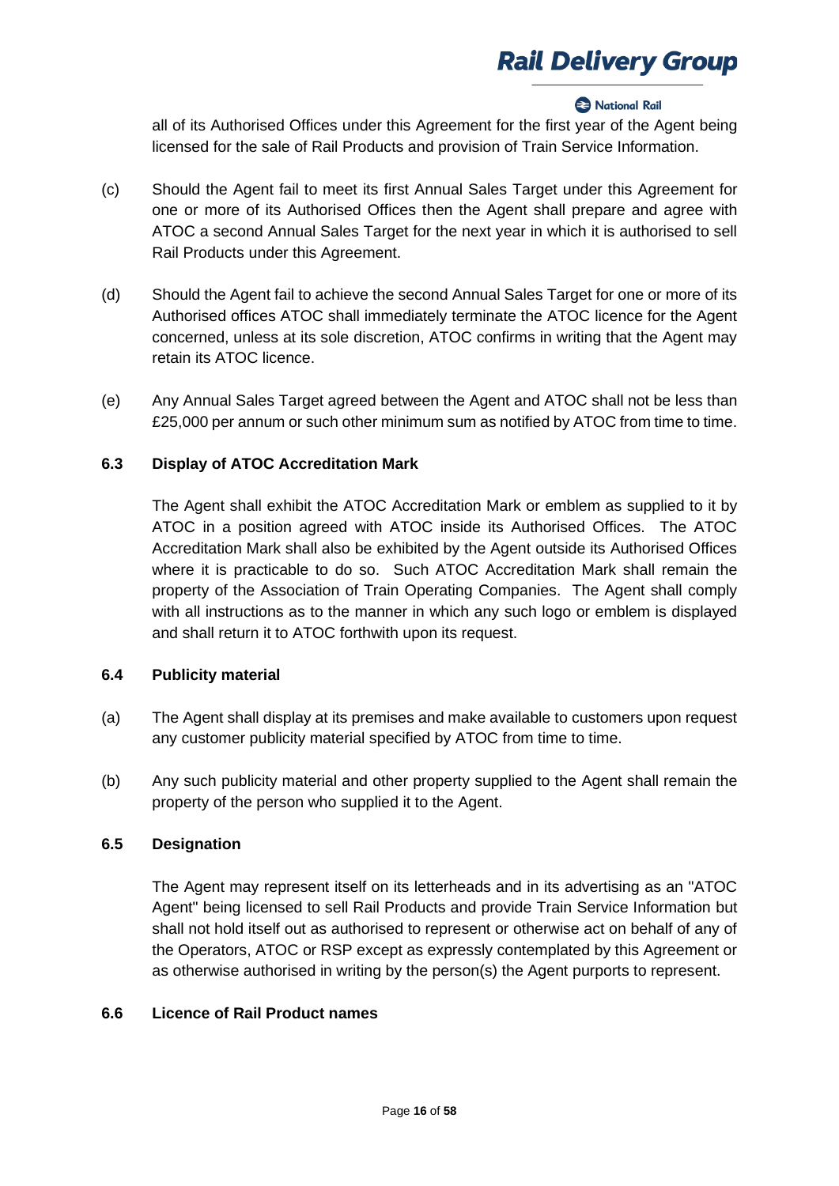all of its Authorised Offices under this Agreement for the first year of the Agent being licensed for the sale of Rail Products and provision of Train Service Information.

(c) Should the Agent fail to meet its first Annual Sales Target under this Agreement for one or more of its Authorised Offices then the Agent shall prepare and agree with ATOC a second Annual Sales Target for the next year in which it is authorised to sell Rail Products under this Agreement.

(d) Should the Agent fail to achieve the second Annual Sales Target for one or more of its Authorised offices ATOC shall immediately terminate the ATOC licence for the Agent concerned, unless at its sole discretion, ATOC confirms in writing that the Agent may retain its ATOC licence.

(e) Any Annual Sales Target agreed between the Agent and ATOC shall not be less than £25,000 per annum or such other minimum sum as notified by ATOC from time to time.

### 6.3 Display of ATOC Accreditation Mark

The Agent shall exhibit the ATOC Accreditation Mark or emblem as supplied to it by ATOC in a position agreed with ATOC inside its Authorised Offices. The ATOC Accreditation Mark shall also be exhibited by the Agent outside its Authorised Offices where it is practicable to do so. Such ATOC Accreditation Mark shall remain the property of the Association of Train Operating Companies. The Agent shall comply with all instructions as to the manner in which any such logo or emblem is displayed and shall return it to ATOC forthwith upon its request.

### 6.4 Publicity material

(a) The Agent shall display at its premises and make available to customers upon request any customer publicity material specified by ATOC from time to time.

(b) Any such publicity material and other property supplied to the Agent shall remain the property of the person who supplied it to the Agent.

### 6.5 Designation

The Agent may represent itself on its letterheads and in its advertising as an "ATOC Agent" being licensed to sell Rail Products and provide Train Service Information but shall not hold itself out as authorised to represent or otherwise act on behalf of any of the Operators, ATOC or RSP except as expressly contemplated by this Agreement or as otherwise authorised in writing by the person(s) the Agent purports to represent.

### 6.6 Licence of Rail Product names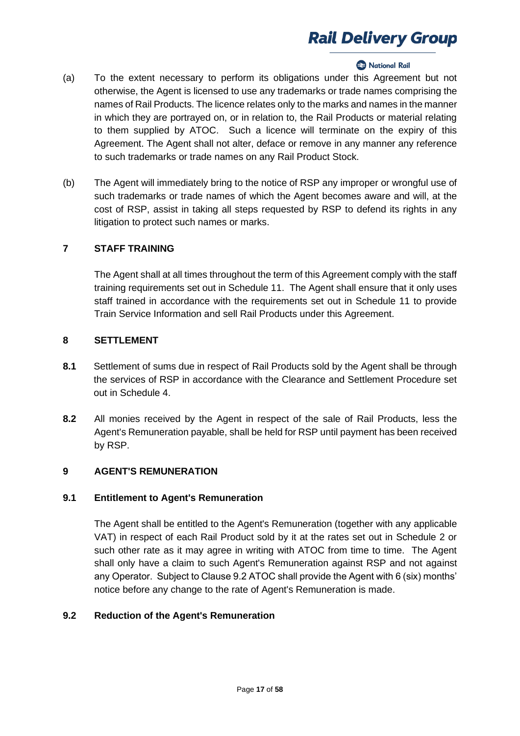(a) To the extent necessary to perform its obligations under this Agreement but not otherwise, the Agent is licensed to use any trademarks or trade names comprising the names of Rail Products. The licence relates only to the marks and names in the manner in which they are portrayed on, or in relation to, the Rail Products or material relating to them supplied by ATOC. Such a licence will terminate on the expiry of this Agreement. The Agent shall not alter, deface or remove in any manner any reference to such trademarks or trade names on any Rail Product Stock.

(b) The Agent will immediately bring to the notice of RSP any improper or wrongful use of such trademarks or trade names of which the Agent becomes aware and will, at the cost of RSP, assist in taking all steps requested by RSP to defend its rights in any litigation to protect such names or marks.

## 7 STAFF TRAINING

The Agent shall at all times throughout the term of this Agreement comply with the staff training requirements set out in Schedule 11. The Agent shall ensure that it only uses staff trained in accordance with the requirements set out in Schedule 11 to provide Train Service Information and sell Rail Products under this Agreement.

## 8 SETTLEMENT

**8.1** Settlement of sums due in respect of Rail Products sold by the Agent shall be through the services of RSP in accordance with the Clearance and Settlement Procedure set out in Schedule 4.

**8.2** All monies received by the Agent in respect of the sale of Rail Products, less the Agent's Remuneration payable, shall be held for RSP until payment has been received by RSP.

## 9 AGENT'S REMUNERATION

### 9.1 Entitlement to Agent's Remuneration

The Agent shall be entitled to the Agent's Remuneration (together with any applicable VAT) in respect of each Rail Product sold by it at the rates set out in Schedule 2 or such other rate as it may agree in writing with ATOC from time to time. The Agent shall only have a claim to such Agent's Remuneration against RSP and not against any Operator. Subject to Clause 9.2 ATOC shall provide the Agent with 6 (six) months' notice before any change to the rate of Agent's Remuneration is made.

### 9.2 Reduction of the Agent's Remuneration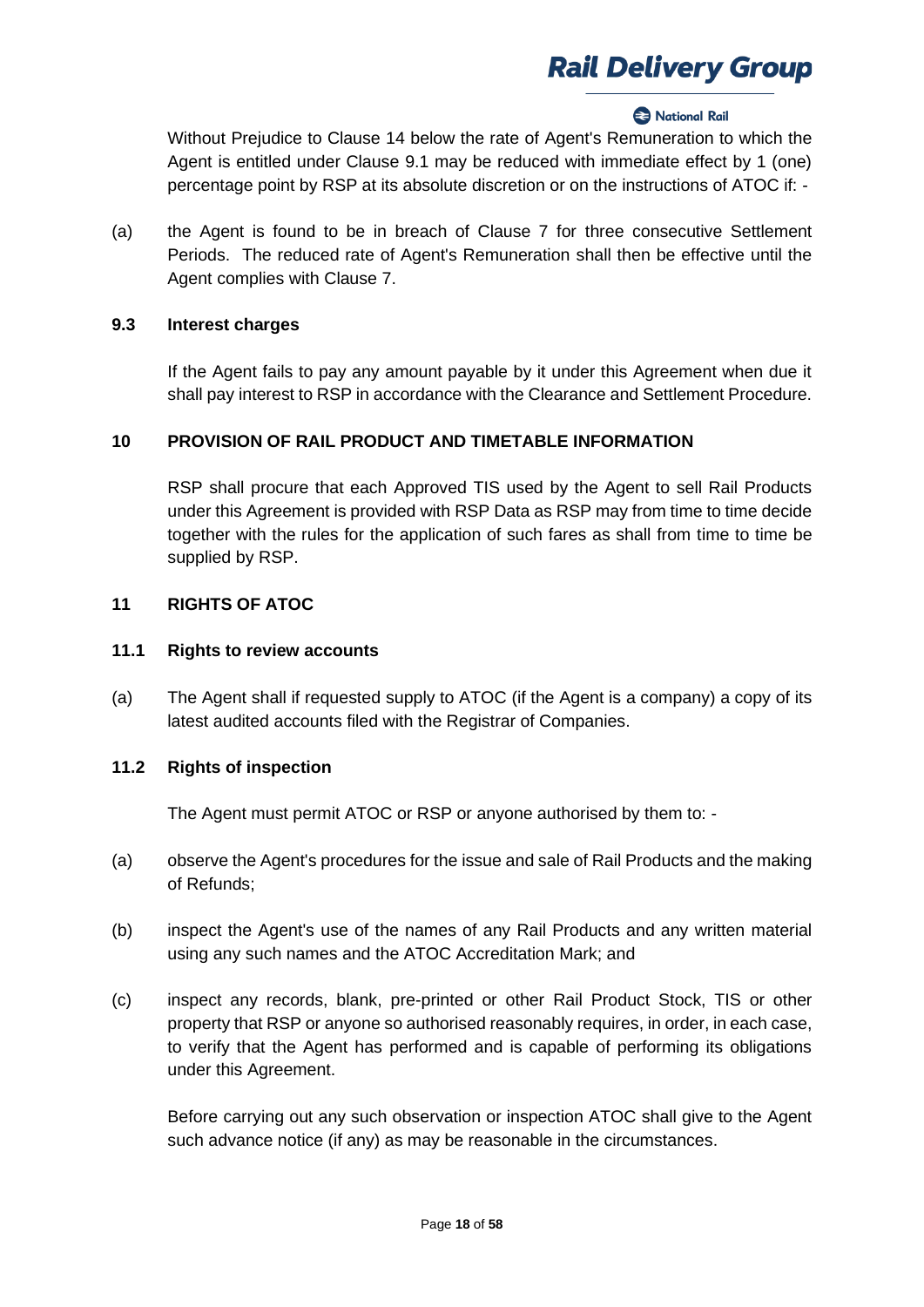Without Prejudice to Clause 14 below the rate of Agent's Remuneration to which the Agent is entitled under Clause 9.1 may be reduced with immediate effect by 1 (one) percentage point by RSP at its absolute discretion or on the instructions of ATOC if: -

(a) the Agent is found to be in breach of Clause 7 for three consecutive Settlement Periods. The reduced rate of Agent's Remuneration shall then be effective until the Agent complies with Clause 7.

**9.3 Interest charges**

If the Agent fails to pay any amount payable by it under this Agreement when due it shall pay interest to RSP in accordance with the Clearance and Settlement Procedure.

## 10 PROVISION OF RAIL PRODUCT AND TIMETABLE INFORMATION

RSP shall procure that each Approved TIS used by the Agent to sell Rail Products under this Agreement is provided with RSP Data as RSP may from time to time decide together with the rules for the application of such fares as shall from time to time be supplied by RSP.

## 11 RIGHTS OF ATOC

**11.1 Rights to review accounts**

(a) The Agent shall if requested supply to ATOC (if the Agent is a company) a copy of its latest audited accounts filed with the Registrar of Companies.

**11.2 Rights of inspection**

The Agent must permit ATOC or RSP or anyone authorised by them to: -

(a) observe the Agent's procedures for the issue and sale of Rail Products and the making of Refunds;

(b) inspect the Agent's use of the names of any Rail Products and any written material using any such names and the ATOC Accreditation Mark; and

(c) inspect any records, blank, pre-printed or other Rail Product Stock, TIS or other property that RSP or anyone so authorised reasonably requires, in order, in each case, to verify that the Agent has performed and is capable of performing its obligations under this Agreement.

Before carrying out any such observation or inspection ATOC shall give to the Agent such advance notice (if any) as may be reasonable in the circumstances.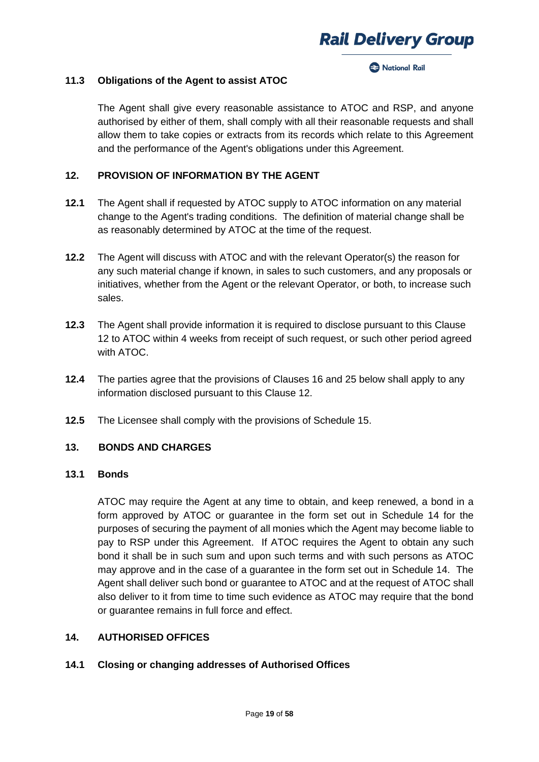### 11.3 Obligations of the Agent to assist ATOC

The Agent shall give every reasonable assistance to ATOC and RSP, and anyone authorised by either of them, shall comply with all their reasonable requests and shall allow them to take copies or extracts from its records which relate to this Agreement and the performance of the Agent's obligations under this Agreement.

## 12. PROVISION OF INFORMATION BY THE AGENT

**12.1** The Agent shall if requested by ATOC supply to ATOC information on any material change to the Agent's trading conditions. The definition of material change shall be as reasonably determined by ATOC at the time of the request.

**12.2** The Agent will discuss with ATOC and with the relevant Operator(s) the reason for any such material change if known, in sales to such customers, and any proposals or initiatives, whether from the Agent or the relevant Operator, or both, to increase such sales.

**12.3** The Agent shall provide information it is required to disclose pursuant to this Clause 12 to ATOC within 4 weeks from receipt of such request, or such other period agreed with ATOC.

**12.4** The parties agree that the provisions of Clauses 16 and 25 below shall apply to any information disclosed pursuant to this Clause 12.

**12.5** The Licensee shall comply with the provisions of Schedule 15.

## 13. BONDS AND CHARGES

### 13.1 Bonds

ATOC may require the Agent at any time to obtain, and keep renewed, a bond in a form approved by ATOC or guarantee in the form set out in Schedule 14 for the purposes of securing the payment of all monies which the Agent may become liable to pay to RSP under this Agreement. If ATOC requires the Agent to obtain any such bond it shall be in such sum and upon such terms and with such persons as ATOC may approve and in the case of a guarantee in the form set out in Schedule 14. The Agent shall deliver such bond or guarantee to ATOC and at the request of ATOC shall also deliver to it from time to time such evidence as ATOC may require that the bond or guarantee remains in full force and effect.

## 14. AUTHORISED OFFICES

### 14.1 Closing or changing addresses of Authorised Offices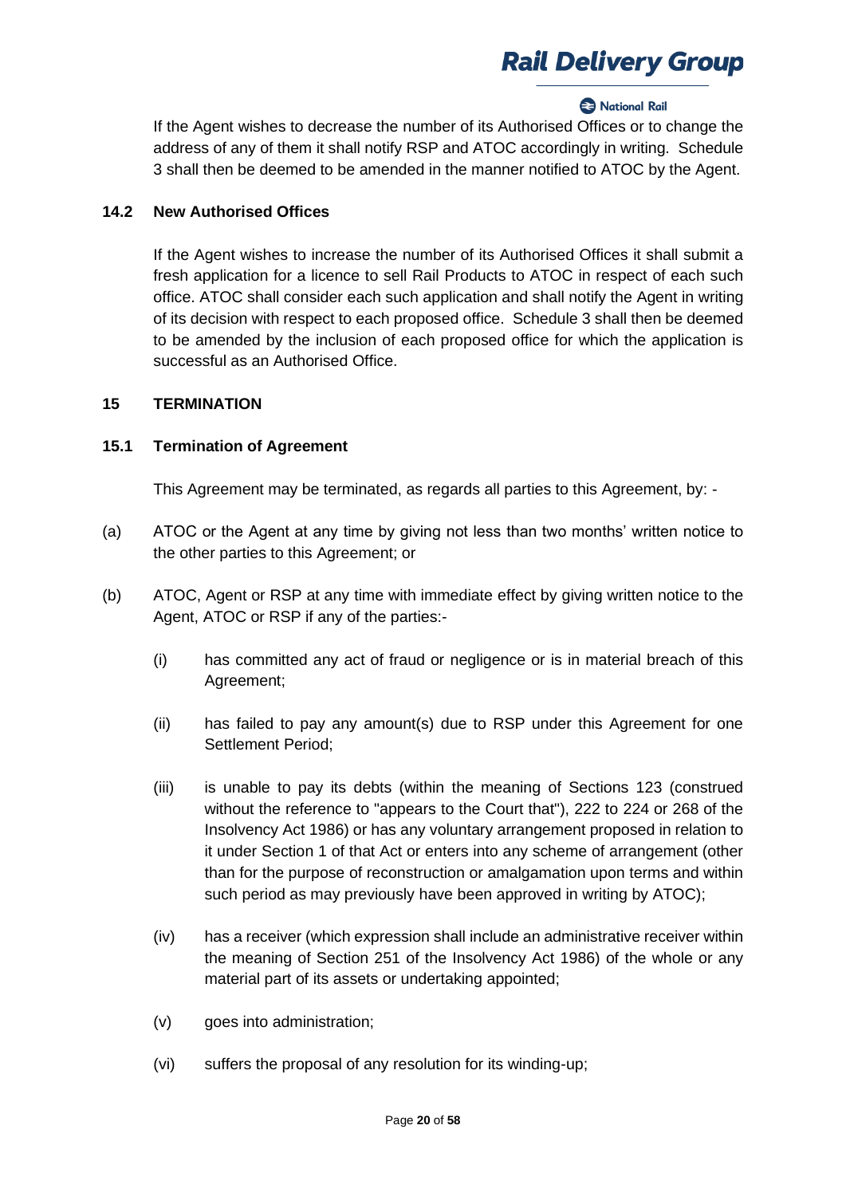If the Agent wishes to decrease the number of its Authorised Offices or to change the address of any of them it shall notify RSP and ATOC accordingly in writing. Schedule 3 shall then be deemed to be amended in the manner notified to ATOC by the Agent.

### 14.2 New Authorised Offices

If the Agent wishes to increase the number of its Authorised Offices it shall submit a fresh application for a licence to sell Rail Products to ATOC in respect of each such office. ATOC shall consider each such application and shall notify the Agent in writing of its decision with respect to each proposed office. Schedule 3 shall then be deemed to be amended by the inclusion of each proposed office for which the application is successful as an Authorised Office.

## 15 TERMINATION

### 15.1 Termination of Agreement

This Agreement may be terminated, as regards all parties to this Agreement, by: -

(a) ATOC or the Agent at any time by giving not less than two months' written notice to the other parties to this Agreement; or

(b) ATOC, Agent or RSP at any time with immediate effect by giving written notice to the Agent, ATOC or RSP if any of the parties:-

  (i) has committed any act of fraud or negligence or is in material breach of this Agreement;

  (ii) has failed to pay any amount(s) due to RSP under this Agreement for one Settlement Period;

  (iii) is unable to pay its debts (within the meaning of Sections 123 (construed without the reference to "appears to the Court that"), 222 to 224 or 268 of the Insolvency Act 1986) or has any voluntary arrangement proposed in relation to it under Section 1 of that Act or enters into any scheme of arrangement (other than for the purpose of reconstruction or amalgamation upon terms and within such period as may previously have been approved in writing by ATOC);

  (iv) has a receiver (which expression shall include an administrative receiver within the meaning of Section 251 of the Insolvency Act 1986) of the whole or any material part of its assets or undertaking appointed;

  (v) goes into administration;

  (vi) suffers the proposal of any resolution for its winding-up;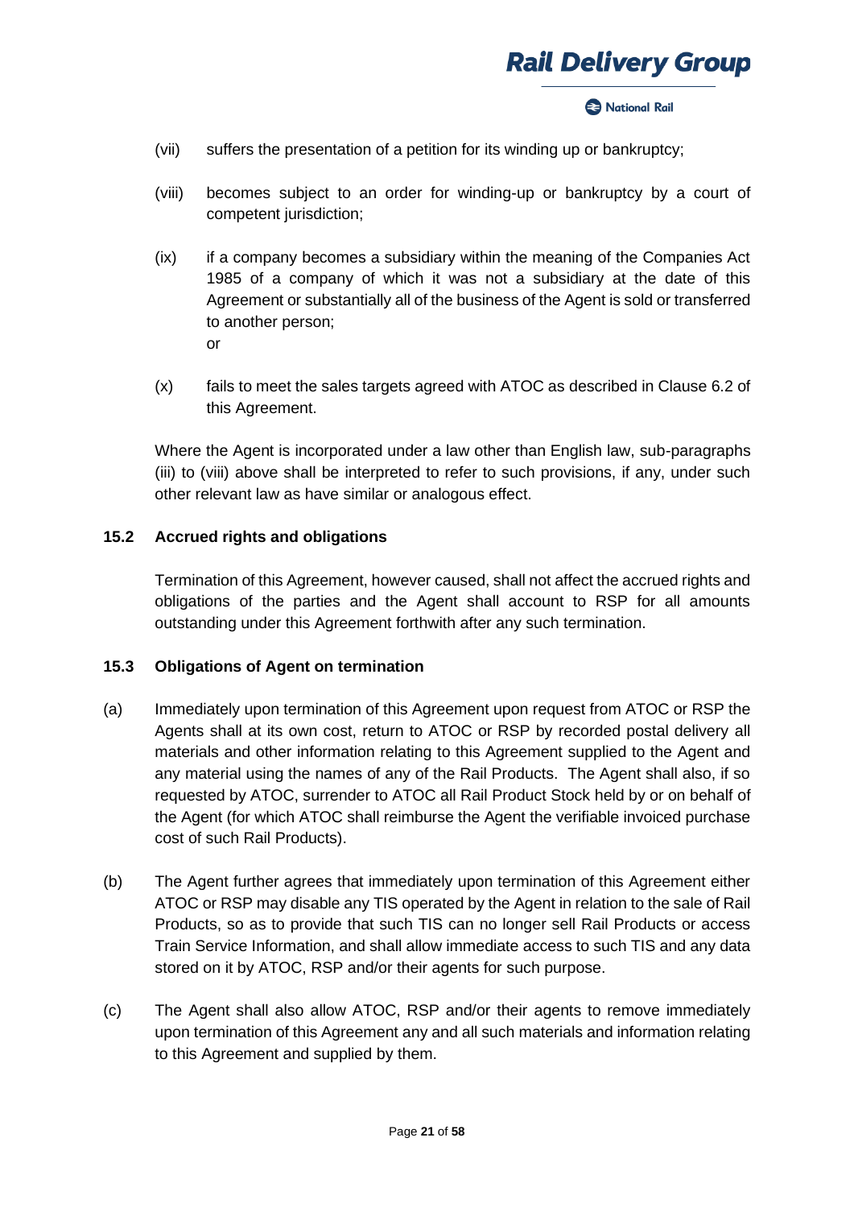(vii) suffers the presentation of a petition for its winding up or bankruptcy;

(viii) becomes subject to an order for winding-up or bankruptcy by a court of competent jurisdiction;

(ix) if a company becomes a subsidiary within the meaning of the Companies Act 1985 of a company of which it was not a subsidiary at the date of this Agreement or substantially all of the business of the Agent is sold or transferred to another person;
or

(x) fails to meet the sales targets agreed with ATOC as described in Clause 6.2 of this Agreement.

Where the Agent is incorporated under a law other than English law, sub-paragraphs (iii) to (viii) above shall be interpreted to refer to such provisions, if any, under such other relevant law as have similar or analogous effect.

**15.2 Accrued rights and obligations**

Termination of this Agreement, however caused, shall not affect the accrued rights and obligations of the parties and the Agent shall account to RSP for all amounts outstanding under this Agreement forthwith after any such termination.

**15.3 Obligations of Agent on termination**

(a) Immediately upon termination of this Agreement upon request from ATOC or RSP the Agents shall at its own cost, return to ATOC or RSP by recorded postal delivery all materials and other information relating to this Agreement supplied to the Agent and any material using the names of any of the Rail Products. The Agent shall also, if so requested by ATOC, surrender to ATOC all Rail Product Stock held by or on behalf of the Agent (for which ATOC shall reimburse the Agent the verifiable invoiced purchase cost of such Rail Products).

(b) The Agent further agrees that immediately upon termination of this Agreement either ATOC or RSP may disable any TIS operated by the Agent in relation to the sale of Rail Products, so as to provide that such TIS can no longer sell Rail Products or access Train Service Information, and shall allow immediate access to such TIS and any data stored on it by ATOC, RSP and/or their agents for such purpose.

(c) The Agent shall also allow ATOC, RSP and/or their agents to remove immediately upon termination of this Agreement any and all such materials and information relating to this Agreement and supplied by them.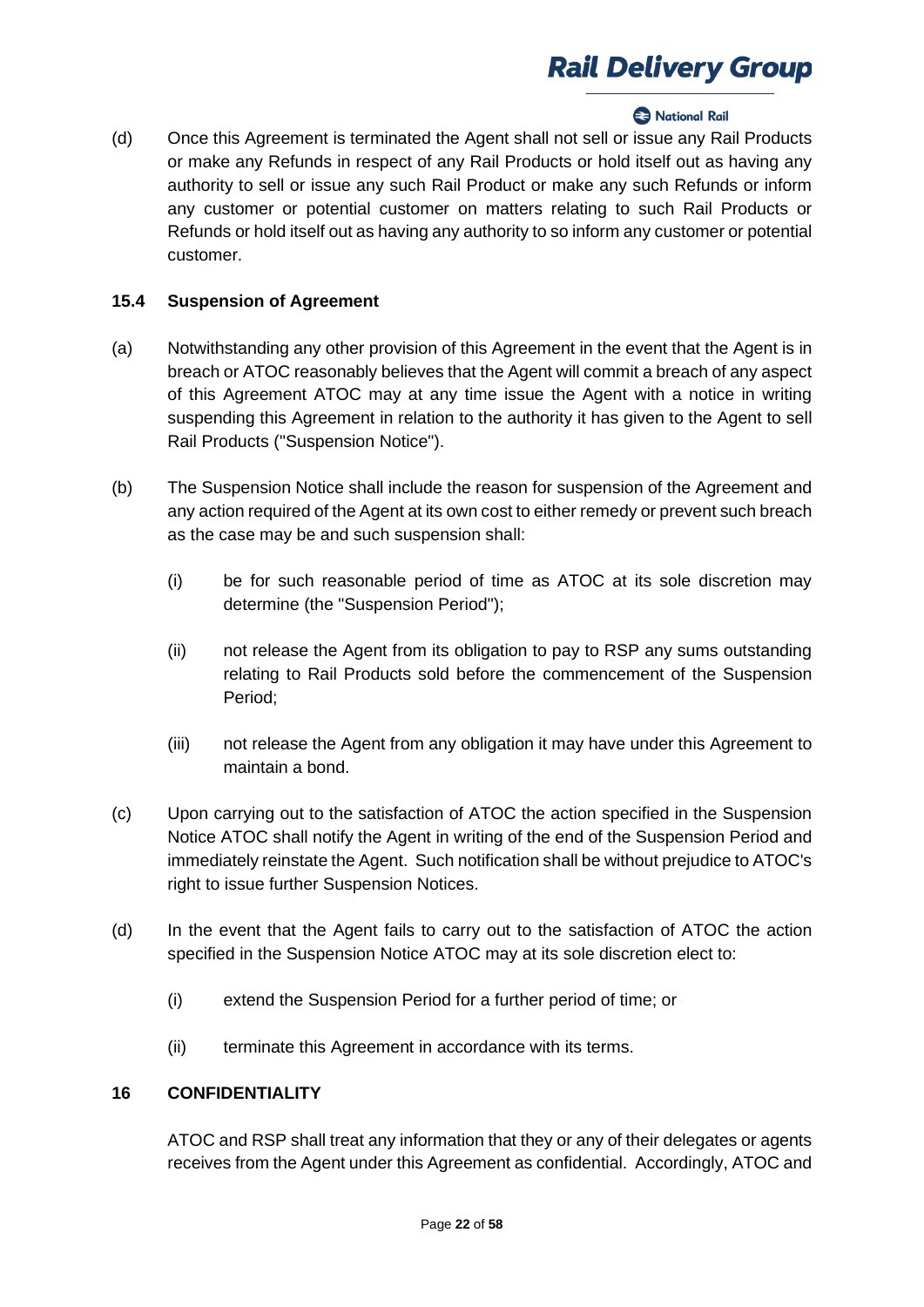(d) Once this Agreement is terminated the Agent shall not sell or issue any Rail Products or make any Refunds in respect of any Rail Products or hold itself out as having any authority to sell or issue any such Rail Product or make any such Refunds or inform any customer or potential customer on matters relating to such Rail Products or Refunds or hold itself out as having any authority to so inform any customer or potential customer.

### 15.4 Suspension of Agreement

(a) Notwithstanding any other provision of this Agreement in the event that the Agent is in breach or ATOC reasonably believes that the Agent will commit a breach of any aspect of this Agreement ATOC may at any time issue the Agent with a notice in writing suspending this Agreement in relation to the authority it has given to the Agent to sell Rail Products ("Suspension Notice").

(b) The Suspension Notice shall include the reason for suspension of the Agreement and any action required of the Agent at its own cost to either remedy or prevent such breach as the case may be and such suspension shall:

   (i) be for such reasonable period of time as ATOC at its sole discretion may determine (the "Suspension Period");

   (ii) not release the Agent from its obligation to pay to RSP any sums outstanding relating to Rail Products sold before the commencement of the Suspension Period;

   (iii) not release the Agent from any obligation it may have under this Agreement to maintain a bond.

(c) Upon carrying out to the satisfaction of ATOC the action specified in the Suspension Notice ATOC shall notify the Agent in writing of the end of the Suspension Period and immediately reinstate the Agent. Such notification shall be without prejudice to ATOC's right to issue further Suspension Notices.

(d) In the event that the Agent fails to carry out to the satisfaction of ATOC the action specified in the Suspension Notice ATOC may at its sole discretion elect to:

   (i) extend the Suspension Period for a further period of time; or

   (ii) terminate this Agreement in accordance with its terms.

## 16 CONFIDENTIALITY

ATOC and RSP shall treat any information that they or any of their delegates or agents receives from the Agent under this Agreement as confidential. Accordingly, ATOC and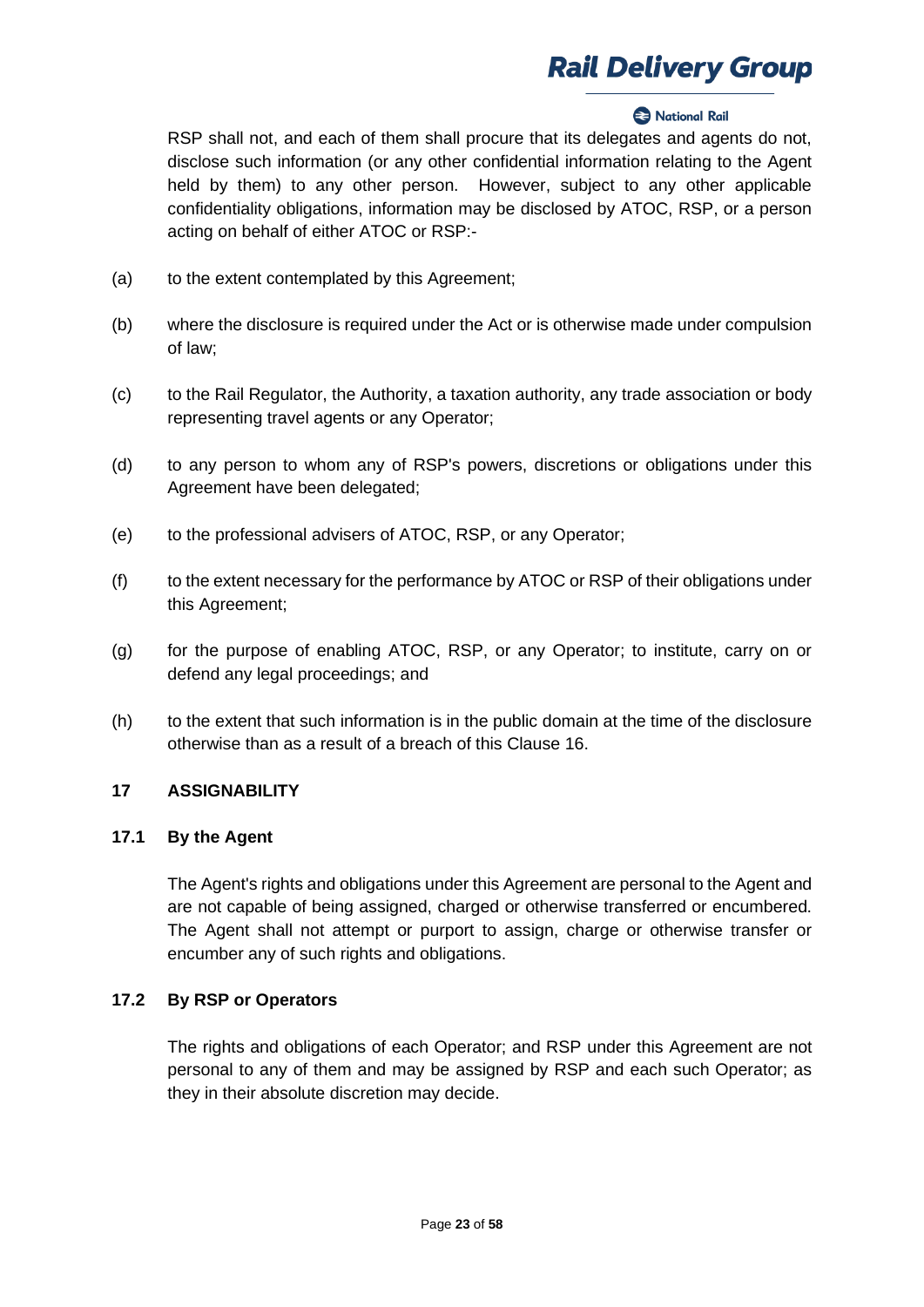RSP shall not, and each of them shall procure that its delegates and agents do not, disclose such information (or any other confidential information relating to the Agent held by them) to any other person. However, subject to any other applicable confidentiality obligations, information may be disclosed by ATOC, RSP, or a person acting on behalf of either ATOC or RSP:-

(a) to the extent contemplated by this Agreement;

(b) where the disclosure is required under the Act or is otherwise made under compulsion of law;

(c) to the Rail Regulator, the Authority, a taxation authority, any trade association or body representing travel agents or any Operator;

(d) to any person to whom any of RSP's powers, discretions or obligations under this Agreement have been delegated;

(e) to the professional advisers of ATOC, RSP, or any Operator;

(f) to the extent necessary for the performance by ATOC or RSP of their obligations under this Agreement;

(g) for the purpose of enabling ATOC, RSP, or any Operator; to institute, carry on or defend any legal proceedings; and

(h) to the extent that such information is in the public domain at the time of the disclosure otherwise than as a result of a breach of this Clause 16.

## 17 ASSIGNABILITY

### 17.1 By the Agent

The Agent's rights and obligations under this Agreement are personal to the Agent and are not capable of being assigned, charged or otherwise transferred or encumbered. The Agent shall not attempt or purport to assign, charge or otherwise transfer or encumber any of such rights and obligations.

### 17.2 By RSP or Operators

The rights and obligations of each Operator; and RSP under this Agreement are not personal to any of them and may be assigned by RSP and each such Operator; as they in their absolute discretion may decide.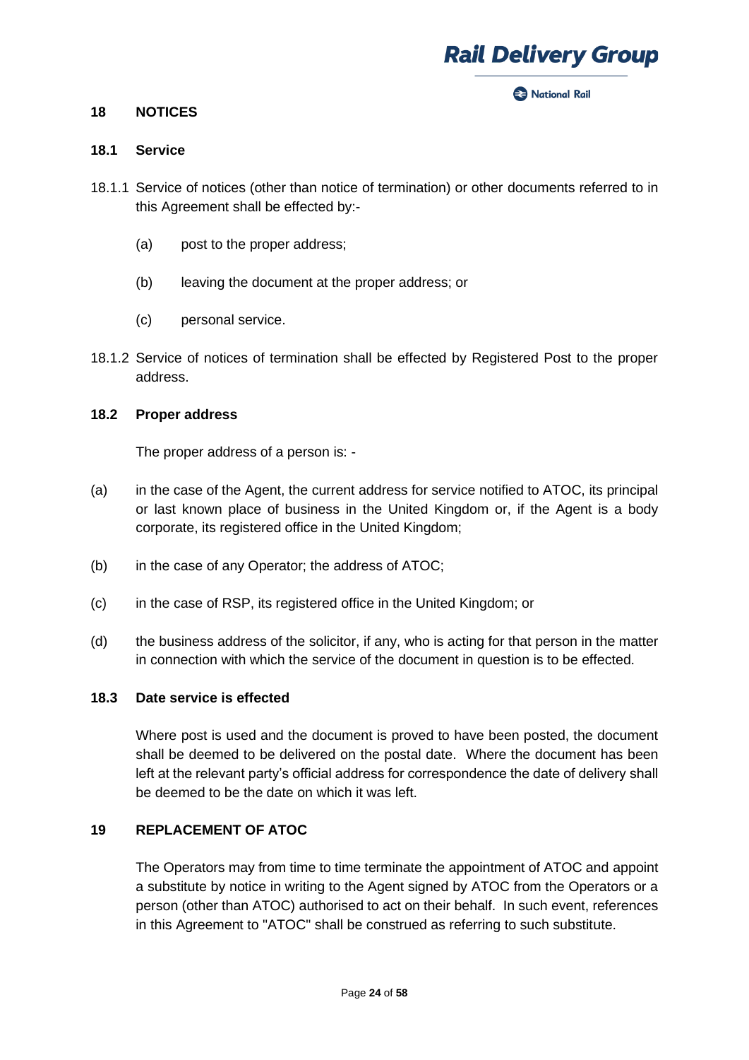## 18 NOTICES

### 18.1 Service

18.1.1 Service of notices (other than notice of termination) or other documents referred to in this Agreement shall be effected by:-

(a) post to the proper address;

(b) leaving the document at the proper address; or

(c) personal service.

18.1.2 Service of notices of termination shall be effected by Registered Post to the proper address.

### 18.2 Proper address

The proper address of a person is: -

(a) in the case of the Agent, the current address for service notified to ATOC, its principal or last known place of business in the United Kingdom or, if the Agent is a body corporate, its registered office in the United Kingdom;

(b) in the case of any Operator; the address of ATOC;

(c) in the case of RSP, its registered office in the United Kingdom; or

(d) the business address of the solicitor, if any, who is acting for that person in the matter in connection with which the service of the document in question is to be effected.

### 18.3 Date service is effected

Where post is used and the document is proved to have been posted, the document shall be deemed to be delivered on the postal date. Where the document has been left at the relevant party's official address for correspondence the date of delivery shall be deemed to be the date on which it was left.

## 19 REPLACEMENT OF ATOC

The Operators may from time to time terminate the appointment of ATOC and appoint a substitute by notice in writing to the Agent signed by ATOC from the Operators or a person (other than ATOC) authorised to act on their behalf. In such event, references in this Agreement to "ATOC" shall be construed as referring to such substitute.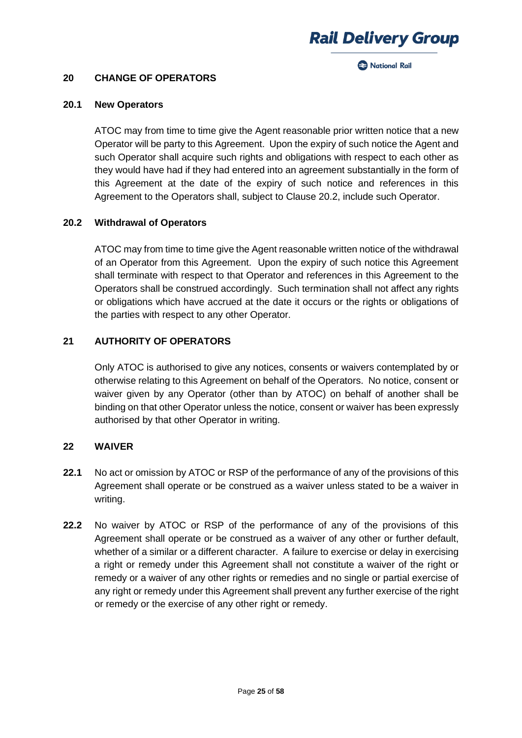## 20 CHANGE OF OPERATORS

### 20.1 New Operators

ATOC may from time to time give the Agent reasonable prior written notice that a new Operator will be party to this Agreement. Upon the expiry of such notice the Agent and such Operator shall acquire such rights and obligations with respect to each other as they would have had if they had entered into an agreement substantially in the form of this Agreement at the date of the expiry of such notice and references in this Agreement to the Operators shall, subject to Clause 20.2, include such Operator.

### 20.2 Withdrawal of Operators

ATOC may from time to time give the Agent reasonable written notice of the withdrawal of an Operator from this Agreement. Upon the expiry of such notice this Agreement shall terminate with respect to that Operator and references in this Agreement to the Operators shall be construed accordingly. Such termination shall not affect any rights or obligations which have accrued at the date it occurs or the rights or obligations of the parties with respect to any other Operator.

## 21 AUTHORITY OF OPERATORS

Only ATOC is authorised to give any notices, consents or waivers contemplated by or otherwise relating to this Agreement on behalf of the Operators. No notice, consent or waiver given by any Operator (other than by ATOC) on behalf of another shall be binding on that other Operator unless the notice, consent or waiver has been expressly authorised by that other Operator in writing.

## 22 WAIVER

**22.1** No act or omission by ATOC or RSP of the performance of any of the provisions of this Agreement shall operate or be construed as a waiver unless stated to be a waiver in writing.

**22.2** No waiver by ATOC or RSP of the performance of any of the provisions of this Agreement shall operate or be construed as a waiver of any other or further default, whether of a similar or a different character. A failure to exercise or delay in exercising a right or remedy under this Agreement shall not constitute a waiver of the right or remedy or a waiver of any other rights or remedies and no single or partial exercise of any right or remedy under this Agreement shall prevent any further exercise of the right or remedy or the exercise of any other right or remedy.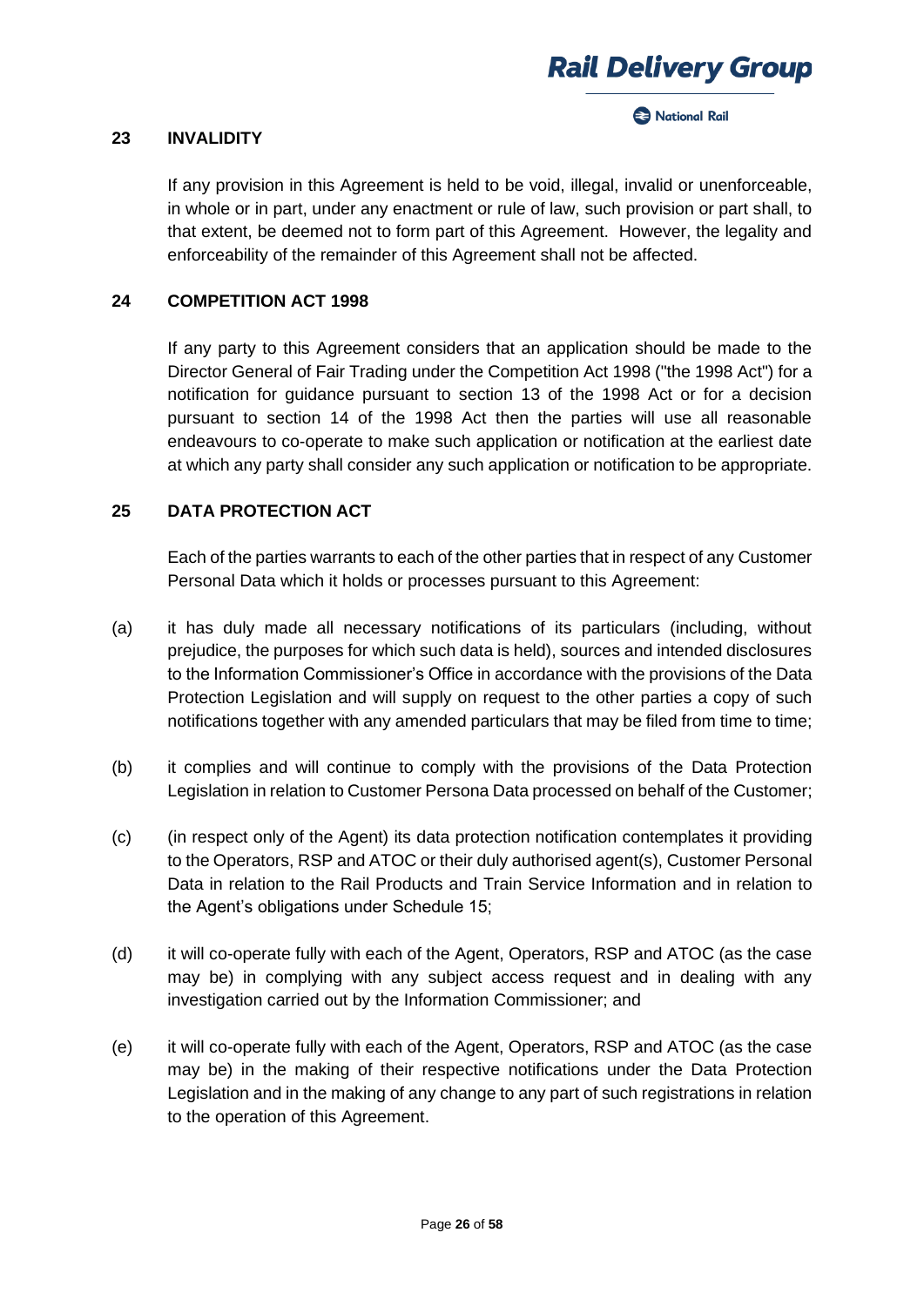## 23 INVALIDITY

If any provision in this Agreement is held to be void, illegal, invalid or unenforceable, in whole or in part, under any enactment or rule of law, such provision or part shall, to that extent, be deemed not to form part of this Agreement. However, the legality and enforceability of the remainder of this Agreement shall not be affected.

## 24 COMPETITION ACT 1998

If any party to this Agreement considers that an application should be made to the Director General of Fair Trading under the Competition Act 1998 ("the 1998 Act") for a notification for guidance pursuant to section 13 of the 1998 Act or for a decision pursuant to section 14 of the 1998 Act then the parties will use all reasonable endeavours to co-operate to make such application or notification at the earliest date at which any party shall consider any such application or notification to be appropriate.

## 25 DATA PROTECTION ACT

Each of the parties warrants to each of the other parties that in respect of any Customer Personal Data which it holds or processes pursuant to this Agreement:

(a) it has duly made all necessary notifications of its particulars (including, without prejudice, the purposes for which such data is held), sources and intended disclosures to the Information Commissioner's Office in accordance with the provisions of the Data Protection Legislation and will supply on request to the other parties a copy of such notifications together with any amended particulars that may be filed from time to time;

(b) it complies and will continue to comply with the provisions of the Data Protection Legislation in relation to Customer Persona Data processed on behalf of the Customer;

(c) (in respect only of the Agent) its data protection notification contemplates it providing to the Operators, RSP and ATOC or their duly authorised agent(s), Customer Personal Data in relation to the Rail Products and Train Service Information and in relation to the Agent's obligations under Schedule 15;

(d) it will co-operate fully with each of the Agent, Operators, RSP and ATOC (as the case may be) in complying with any subject access request and in dealing with any investigation carried out by the Information Commissioner; and

(e) it will co-operate fully with each of the Agent, Operators, RSP and ATOC (as the case may be) in the making of their respective notifications under the Data Protection Legislation and in the making of any change to any part of such registrations in relation to the operation of this Agreement.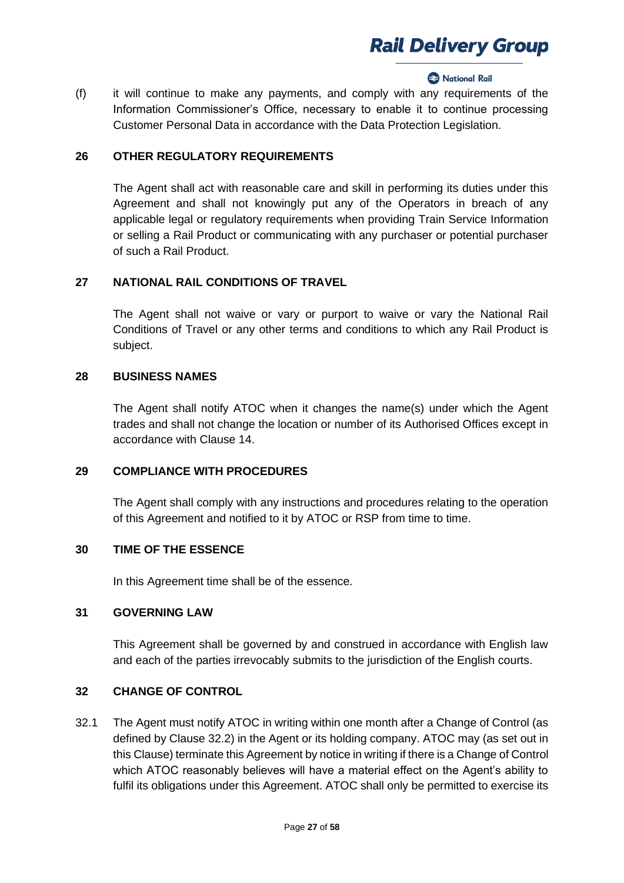(f) it will continue to make any payments, and comply with any requirements of the Information Commissioner's Office, necessary to enable it to continue processing Customer Personal Data in accordance with the Data Protection Legislation.

## 26 OTHER REGULATORY REQUIREMENTS

The Agent shall act with reasonable care and skill in performing its duties under this Agreement and shall not knowingly put any of the Operators in breach of any applicable legal or regulatory requirements when providing Train Service Information or selling a Rail Product or communicating with any purchaser or potential purchaser of such a Rail Product.

## 27 NATIONAL RAIL CONDITIONS OF TRAVEL

The Agent shall not waive or vary or purport to waive or vary the National Rail Conditions of Travel or any other terms and conditions to which any Rail Product is subject.

## 28 BUSINESS NAMES

The Agent shall notify ATOC when it changes the name(s) under which the Agent trades and shall not change the location or number of its Authorised Offices except in accordance with Clause 14.

## 29 COMPLIANCE WITH PROCEDURES

The Agent shall comply with any instructions and procedures relating to the operation of this Agreement and notified to it by ATOC or RSP from time to time.

## 30 TIME OF THE ESSENCE

In this Agreement time shall be of the essence.

## 31 GOVERNING LAW

This Agreement shall be governed by and construed in accordance with English law and each of the parties irrevocably submits to the jurisdiction of the English courts.

## 32 CHANGE OF CONTROL

32.1 The Agent must notify ATOC in writing within one month after a Change of Control (as defined by Clause 32.2) in the Agent or its holding company. ATOC may (as set out in this Clause) terminate this Agreement by notice in writing if there is a Change of Control which ATOC reasonably believes will have a material effect on the Agent's ability to fulfil its obligations under this Agreement. ATOC shall only be permitted to exercise its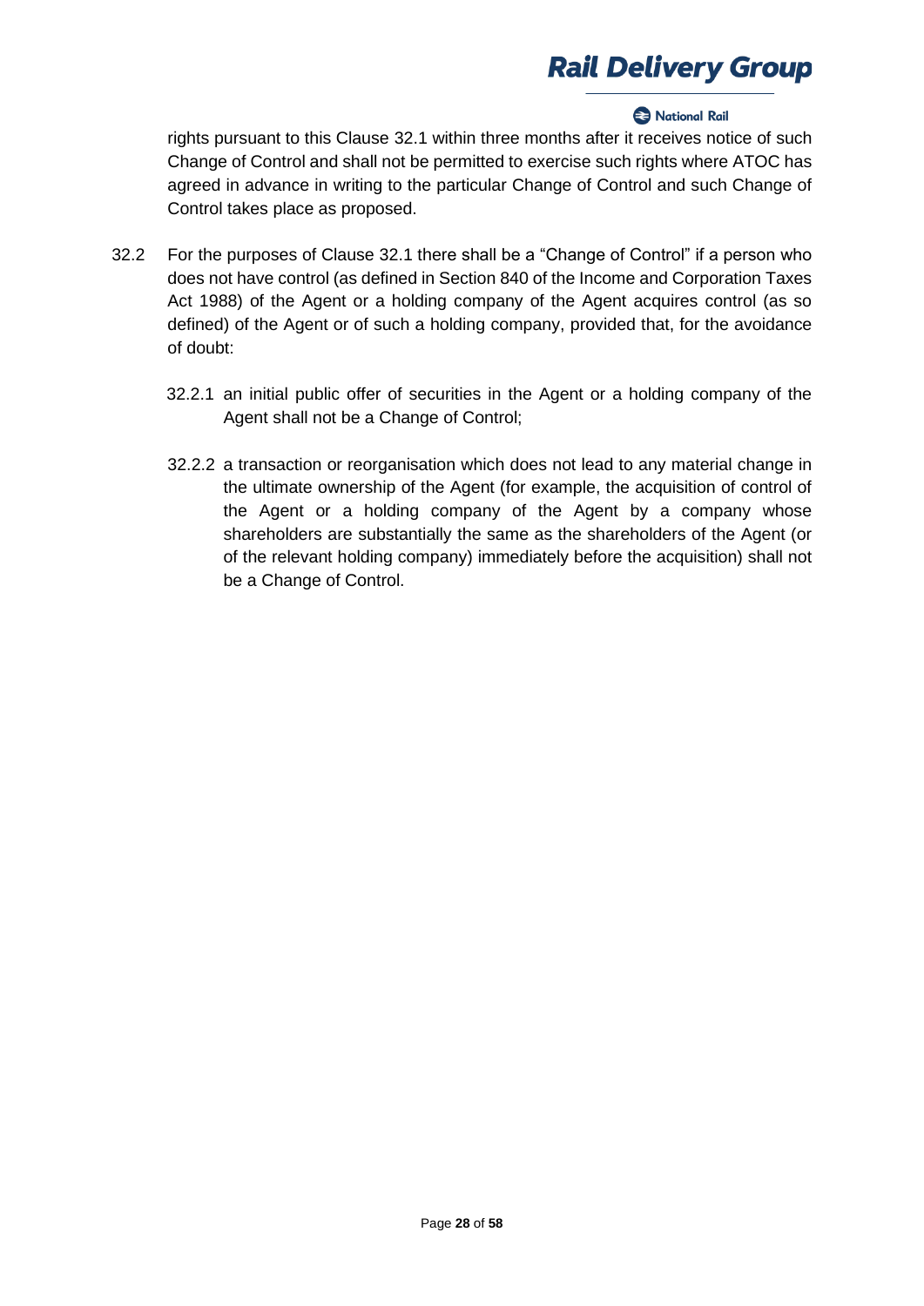rights pursuant to this Clause 32.1 within three months after it receives notice of such Change of Control and shall not be permitted to exercise such rights where ATOC has agreed in advance in writing to the particular Change of Control and such Change of Control takes place as proposed.

32.2 For the purposes of Clause 32.1 there shall be a "Change of Control" if a person who does not have control (as defined in Section 840 of the Income and Corporation Taxes Act 1988) of the Agent or a holding company of the Agent acquires control (as so defined) of the Agent or of such a holding company, provided that, for the avoidance of doubt:

32.2.1 an initial public offer of securities in the Agent or a holding company of the Agent shall not be a Change of Control;

32.2.2 a transaction or reorganisation which does not lead to any material change in the ultimate ownership of the Agent (for example, the acquisition of control of the Agent or a holding company of the Agent by a company whose shareholders are substantially the same as the shareholders of the Agent (or of the relevant holding company) immediately before the acquisition) shall not be a Change of Control.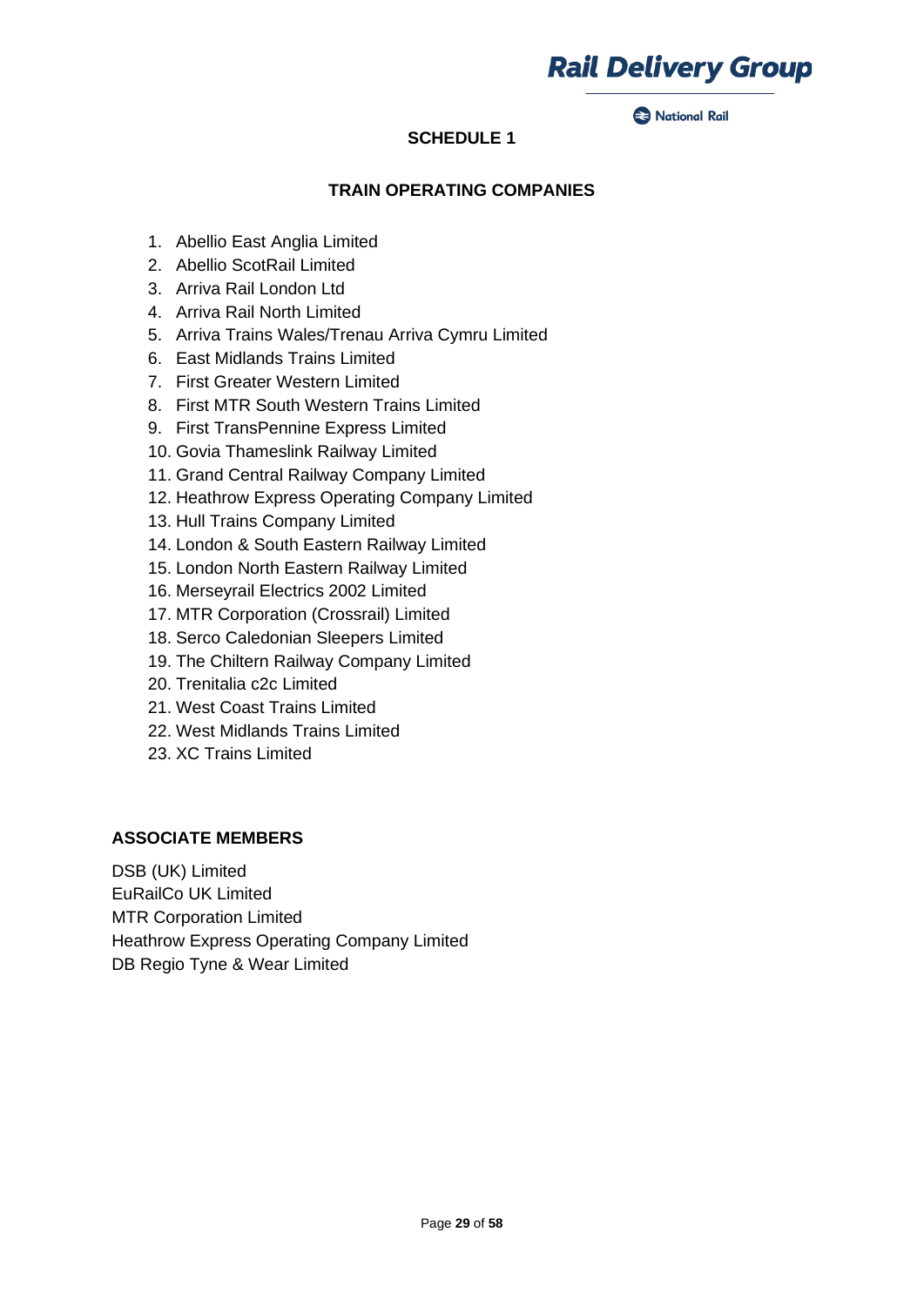## SCHEDULE 1

### TRAIN OPERATING COMPANIES

1. Abellio East Anglia Limited
2. Abellio ScotRail Limited
3. Arriva Rail London Ltd
4. Arriva Rail North Limited
5. Arriva Trains Wales/Trenau Arriva Cymru Limited
6. East Midlands Trains Limited
7. First Greater Western Limited
8. First MTR South Western Trains Limited
9. First TransPennine Express Limited
10. Govia Thameslink Railway Limited
11. Grand Central Railway Company Limited
12. Heathrow Express Operating Company Limited
13. Hull Trains Company Limited
14. London & South Eastern Railway Limited
15. London North Eastern Railway Limited
16. Merseyrail Electrics 2002 Limited
17. MTR Corporation (Crossrail) Limited
18. Serco Caledonian Sleepers Limited
19. The Chiltern Railway Company Limited
20. Trenitalia c2c Limited
21. West Coast Trains Limited
22. West Midlands Trains Limited
23. XC Trains Limited

### ASSOCIATE MEMBERS

DSB (UK) Limited
EuRailCo UK Limited
MTR Corporation Limited
Heathrow Express Operating Company Limited
DB Regio Tyne & Wear Limited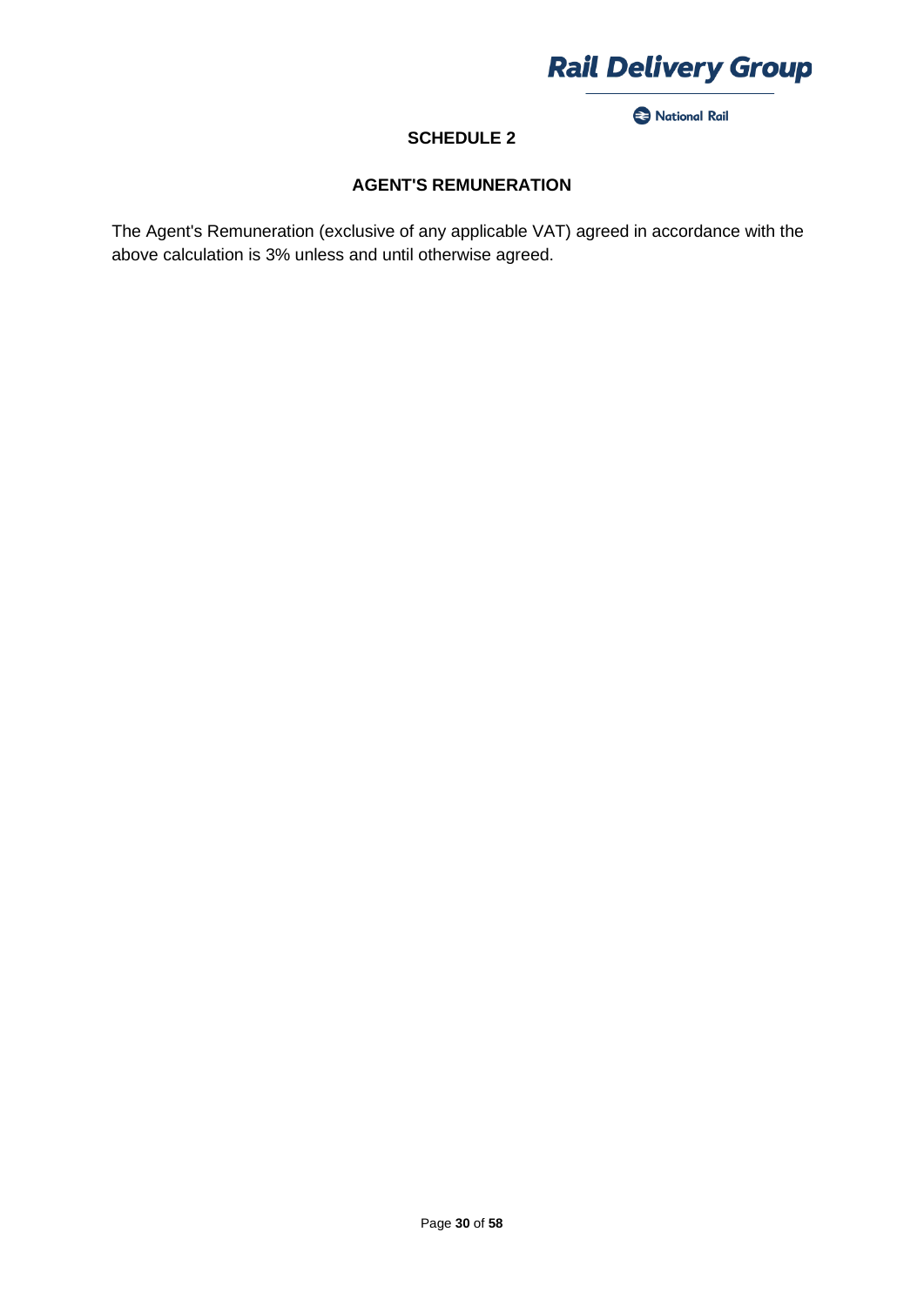## SCHEDULE 2

## AGENT'S REMUNERATION

The Agent's Remuneration (exclusive of any applicable VAT) agreed in accordance with the above calculation is 3% unless and until otherwise agreed.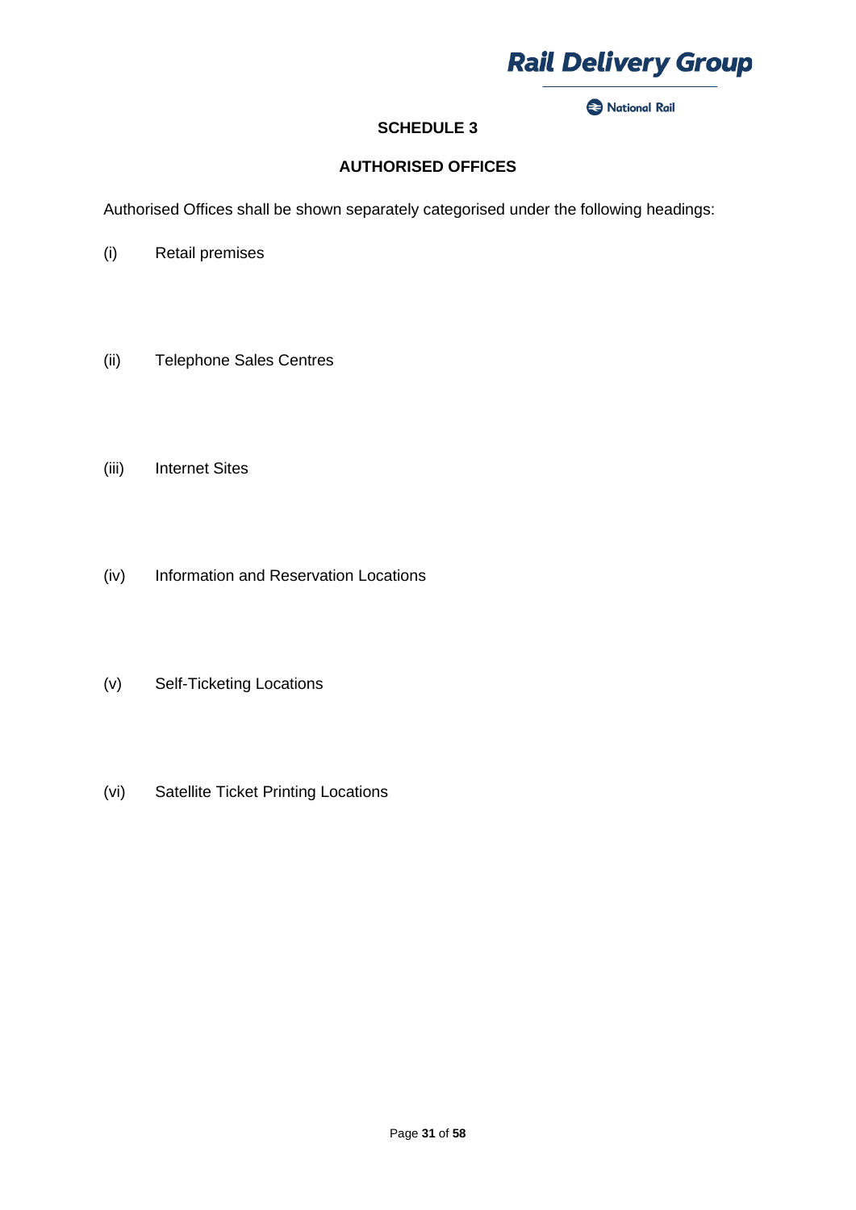# SCHEDULE 3

## AUTHORISED OFFICES

Authorised Offices shall be shown separately categorised under the following headings:

(i) Retail premises

(ii) Telephone Sales Centres

(iii) Internet Sites

(iv) Information and Reservation Locations

(v) Self-Ticketing Locations

(vi) Satellite Ticket Printing Locations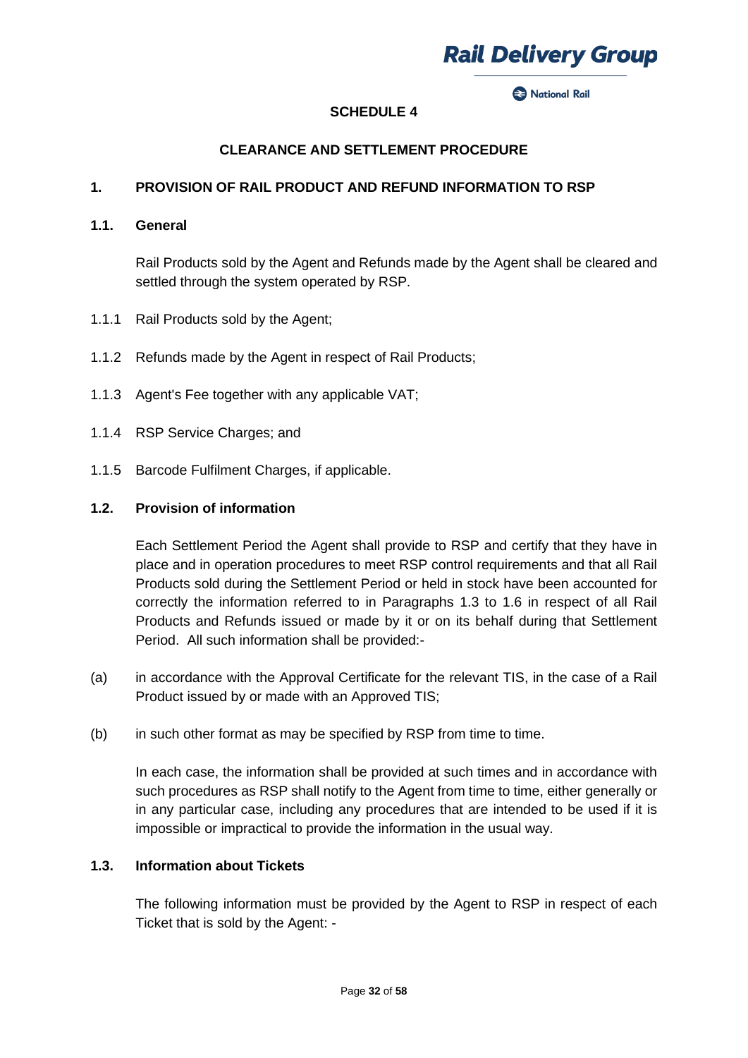## SCHEDULE 4

## CLEARANCE AND SETTLEMENT PROCEDURE

### 1. PROVISION OF RAIL PRODUCT AND REFUND INFORMATION TO RSP

#### 1.1. General

Rail Products sold by the Agent and Refunds made by the Agent shall be cleared and settled through the system operated by RSP.

1.1.1 Rail Products sold by the Agent;

1.1.2 Refunds made by the Agent in respect of Rail Products;

1.1.3 Agent's Fee together with any applicable VAT;

1.1.4 RSP Service Charges; and

1.1.5 Barcode Fulfilment Charges, if applicable.

#### 1.2. Provision of information

Each Settlement Period the Agent shall provide to RSP and certify that they have in place and in operation procedures to meet RSP control requirements and that all Rail Products sold during the Settlement Period or held in stock have been accounted for correctly the information referred to in Paragraphs 1.3 to 1.6 in respect of all Rail Products and Refunds issued or made by it or on its behalf during that Settlement Period. All such information shall be provided:-

(a) in accordance with the Approval Certificate for the relevant TIS, in the case of a Rail Product issued by or made with an Approved TIS;

(b) in such other format as may be specified by RSP from time to time.

In each case, the information shall be provided at such times and in accordance with such procedures as RSP shall notify to the Agent from time to time, either generally or in any particular case, including any procedures that are intended to be used if it is impossible or impractical to provide the information in the usual way.

#### 1.3. Information about Tickets

The following information must be provided by the Agent to RSP in respect of each Ticket that is sold by the Agent: -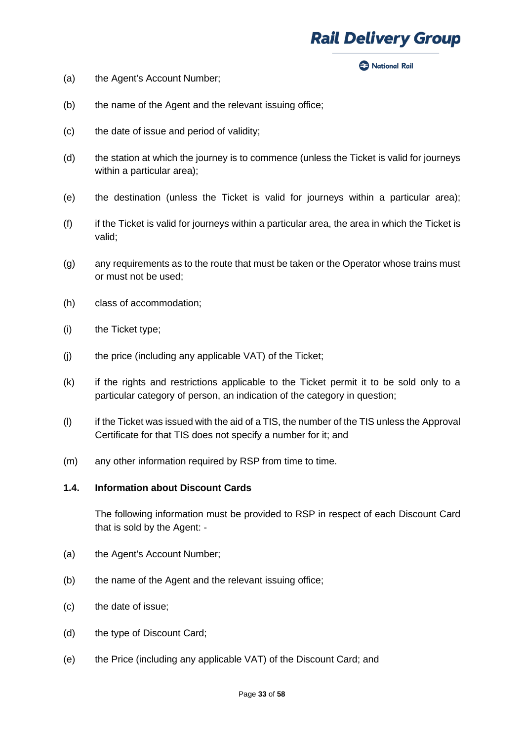(a) the Agent's Account Number;

(b) the name of the Agent and the relevant issuing office;

(c) the date of issue and period of validity;

(d) the station at which the journey is to commence (unless the Ticket is valid for journeys within a particular area);

(e) the destination (unless the Ticket is valid for journeys within a particular area);

(f) if the Ticket is valid for journeys within a particular area, the area in which the Ticket is valid;

(g) any requirements as to the route that must be taken or the Operator whose trains must or must not be used;

(h) class of accommodation;

(i) the Ticket type;

(j) the price (including any applicable VAT) of the Ticket;

(k) if the rights and restrictions applicable to the Ticket permit it to be sold only to a particular category of person, an indication of the category in question;

(l) if the Ticket was issued with the aid of a TIS, the number of the TIS unless the Approval Certificate for that TIS does not specify a number for it; and

(m) any other information required by RSP from time to time.

**1.4. Information about Discount Cards**

The following information must be provided to RSP in respect of each Discount Card that is sold by the Agent: -

(a) the Agent's Account Number;

(b) the name of the Agent and the relevant issuing office;

(c) the date of issue;

(d) the type of Discount Card;

(e) the Price (including any applicable VAT) of the Discount Card; and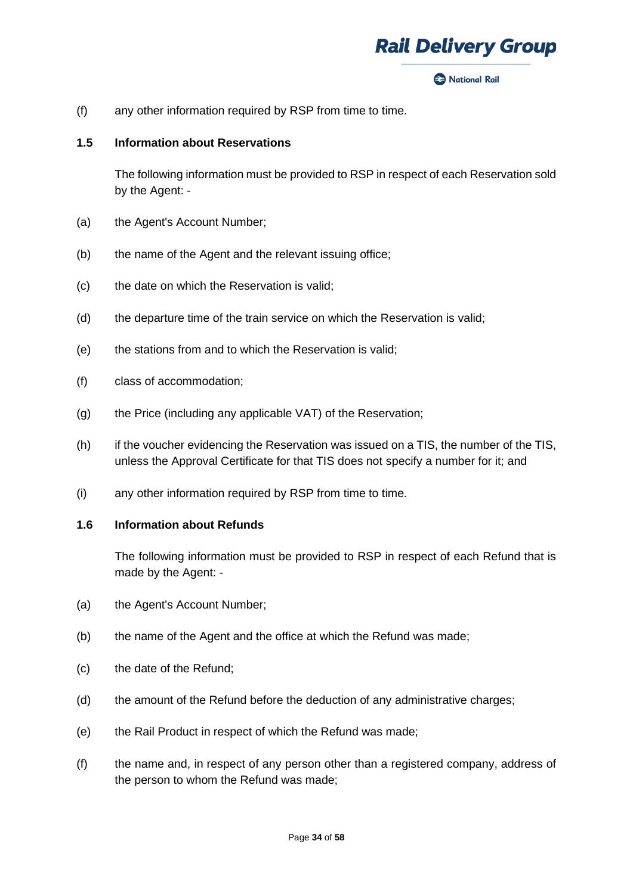(f) any other information required by RSP from time to time.

### 1.5 Information about Reservations

The following information must be provided to RSP in respect of each Reservation sold by the Agent: -

(a) the Agent's Account Number;

(b) the name of the Agent and the relevant issuing office;

(c) the date on which the Reservation is valid;

(d) the departure time of the train service on which the Reservation is valid;

(e) the stations from and to which the Reservation is valid;

(f) class of accommodation;

(g) the Price (including any applicable VAT) of the Reservation;

(h) if the voucher evidencing the Reservation was issued on a TIS, the number of the TIS, unless the Approval Certificate for that TIS does not specify a number for it; and

(i) any other information required by RSP from time to time.

### 1.6 Information about Refunds

The following information must be provided to RSP in respect of each Refund that is made by the Agent: -

(a) the Agent's Account Number;

(b) the name of the Agent and the office at which the Refund was made;

(c) the date of the Refund;

(d) the amount of the Refund before the deduction of any administrative charges;

(e) the Rail Product in respect of which the Refund was made;

(f) the name and, in respect of any person other than a registered company, address of the person to whom the Refund was made;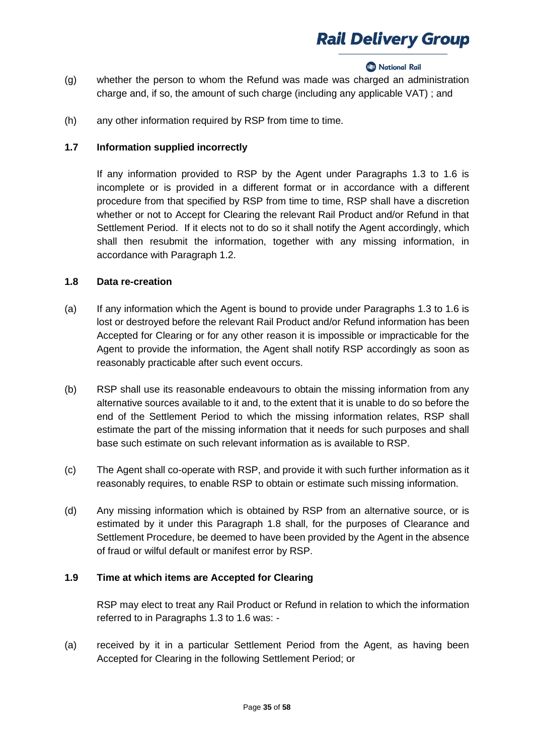(g) whether the person to whom the Refund was made was charged an administration charge and, if so, the amount of such charge (including any applicable VAT) ; and

(h) any other information required by RSP from time to time.

### 1.7 Information supplied incorrectly

If any information provided to RSP by the Agent under Paragraphs 1.3 to 1.6 is incomplete or is provided in a different format or in accordance with a different procedure from that specified by RSP from time to time, RSP shall have a discretion whether or not to Accept for Clearing the relevant Rail Product and/or Refund in that Settlement Period. If it elects not to do so it shall notify the Agent accordingly, which shall then resubmit the information, together with any missing information, in accordance with Paragraph 1.2.

### 1.8 Data re-creation

(a) If any information which the Agent is bound to provide under Paragraphs 1.3 to 1.6 is lost or destroyed before the relevant Rail Product and/or Refund information has been Accepted for Clearing or for any other reason it is impossible or impracticable for the Agent to provide the information, the Agent shall notify RSP accordingly as soon as reasonably practicable after such event occurs.

(b) RSP shall use its reasonable endeavours to obtain the missing information from any alternative sources available to it and, to the extent that it is unable to do so before the end of the Settlement Period to which the missing information relates, RSP shall estimate the part of the missing information that it needs for such purposes and shall base such estimate on such relevant information as is available to RSP.

(c) The Agent shall co-operate with RSP, and provide it with such further information as it reasonably requires, to enable RSP to obtain or estimate such missing information.

(d) Any missing information which is obtained by RSP from an alternative source, or is estimated by it under this Paragraph 1.8 shall, for the purposes of Clearance and Settlement Procedure, be deemed to have been provided by the Agent in the absence of fraud or wilful default or manifest error by RSP.

### 1.9 Time at which items are Accepted for Clearing

RSP may elect to treat any Rail Product or Refund in relation to which the information referred to in Paragraphs 1.3 to 1.6 was: -

(a) received by it in a particular Settlement Period from the Agent, as having been Accepted for Clearing in the following Settlement Period; or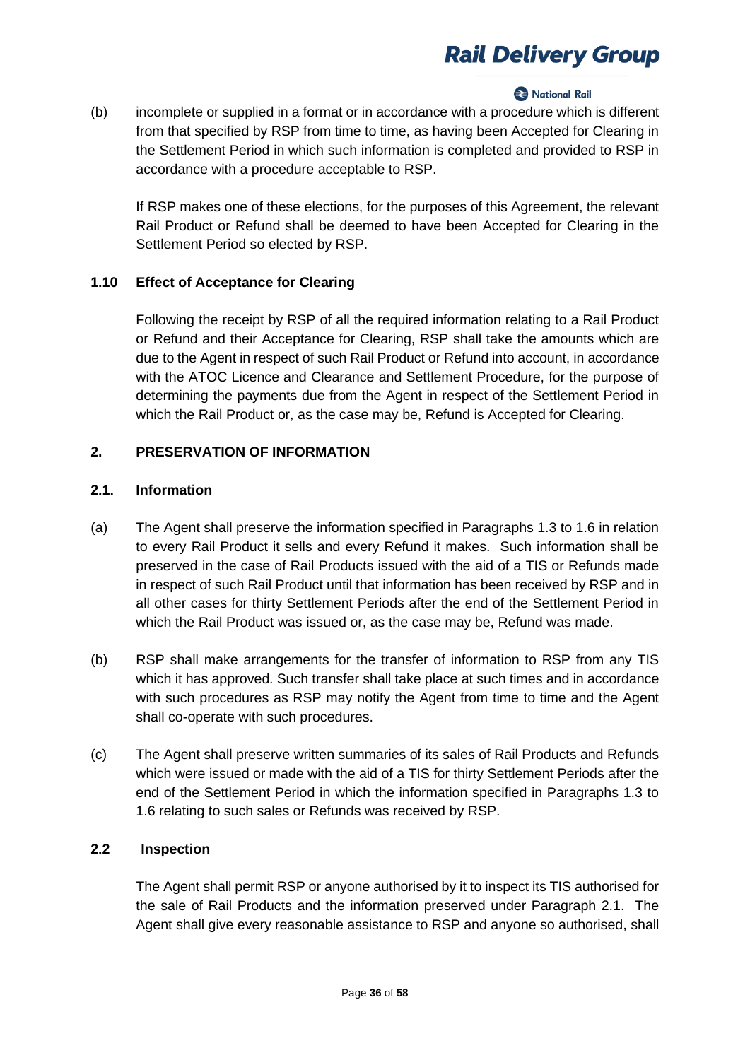(b) incomplete or supplied in a format or in accordance with a procedure which is different from that specified by RSP from time to time, as having been Accepted for Clearing in the Settlement Period in which such information is completed and provided to RSP in accordance with a procedure acceptable to RSP.

If RSP makes one of these elections, for the purposes of this Agreement, the relevant Rail Product or Refund shall be deemed to have been Accepted for Clearing in the Settlement Period so elected by RSP.

**1.10 Effect of Acceptance for Clearing**

Following the receipt by RSP of all the required information relating to a Rail Product or Refund and their Acceptance for Clearing, RSP shall take the amounts which are due to the Agent in respect of such Rail Product or Refund into account, in accordance with the ATOC Licence and Clearance and Settlement Procedure, for the purpose of determining the payments due from the Agent in respect of the Settlement Period in which the Rail Product or, as the case may be, Refund is Accepted for Clearing.

## 2. PRESERVATION OF INFORMATION

**2.1. Information**

(a) The Agent shall preserve the information specified in Paragraphs 1.3 to 1.6 in relation to every Rail Product it sells and every Refund it makes. Such information shall be preserved in the case of Rail Products issued with the aid of a TIS or Refunds made in respect of such Rail Product until that information has been received by RSP and in all other cases for thirty Settlement Periods after the end of the Settlement Period in which the Rail Product was issued or, as the case may be, Refund was made.

(b) RSP shall make arrangements for the transfer of information to RSP from any TIS which it has approved. Such transfer shall take place at such times and in accordance with such procedures as RSP may notify the Agent from time to time and the Agent shall co-operate with such procedures.

(c) The Agent shall preserve written summaries of its sales of Rail Products and Refunds which were issued or made with the aid of a TIS for thirty Settlement Periods after the end of the Settlement Period in which the information specified in Paragraphs 1.3 to 1.6 relating to such sales or Refunds was received by RSP.

**2.2 Inspection**

The Agent shall permit RSP or anyone authorised by it to inspect its TIS authorised for the sale of Rail Products and the information preserved under Paragraph 2.1. The Agent shall give every reasonable assistance to RSP and anyone so authorised, shall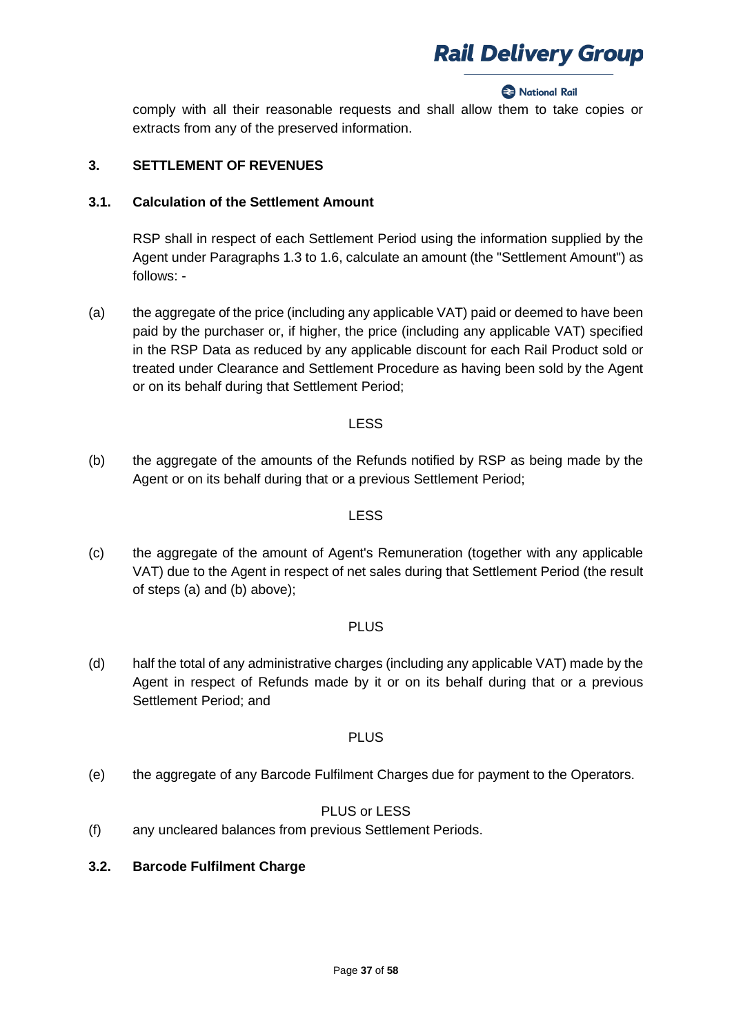comply with all their reasonable requests and shall allow them to take copies or extracts from any of the preserved information.

## 3. SETTLEMENT OF REVENUES

### 3.1. Calculation of the Settlement Amount

RSP shall in respect of each Settlement Period using the information supplied by the Agent under Paragraphs 1.3 to 1.6, calculate an amount (the "Settlement Amount") as follows: -

(a) the aggregate of the price (including any applicable VAT) paid or deemed to have been paid by the purchaser or, if higher, the price (including any applicable VAT) specified in the RSP Data as reduced by any applicable discount for each Rail Product sold or treated under Clearance and Settlement Procedure as having been sold by the Agent or on its behalf during that Settlement Period;

LESS

(b) the aggregate of the amounts of the Refunds notified by RSP as being made by the Agent or on its behalf during that or a previous Settlement Period;

LESS

(c) the aggregate of the amount of Agent's Remuneration (together with any applicable VAT) due to the Agent in respect of net sales during that Settlement Period (the result of steps (a) and (b) above);

PLUS

(d) half the total of any administrative charges (including any applicable VAT) made by the Agent in respect of Refunds made by it or on its behalf during that or a previous Settlement Period; and

PLUS

(e) the aggregate of any Barcode Fulfilment Charges due for payment to the Operators.

PLUS or LESS

(f) any uncleared balances from previous Settlement Periods.

### 3.2. Barcode Fulfilment Charge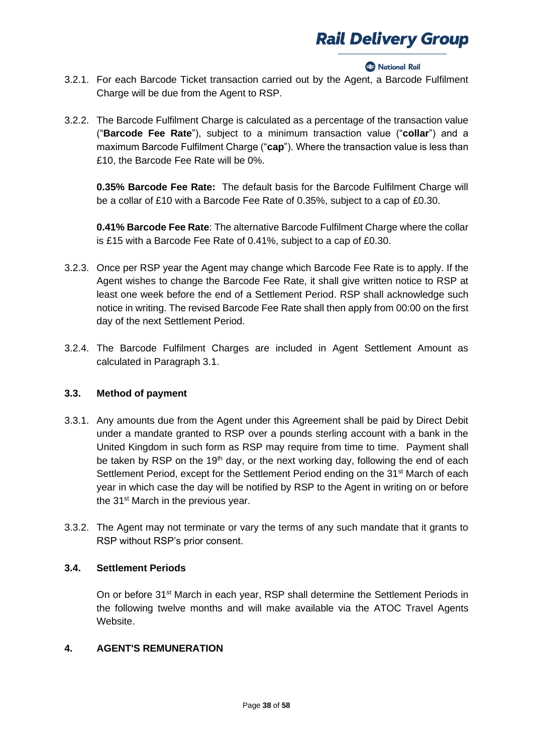3.2.1. For each Barcode Ticket transaction carried out by the Agent, a Barcode Fulfilment Charge will be due from the Agent to RSP.

3.2.2. The Barcode Fulfilment Charge is calculated as a percentage of the transaction value ("**Barcode Fee Rate**"), subject to a minimum transaction value ("**collar**") and a maximum Barcode Fulfilment Charge ("**cap**"). Where the transaction value is less than £10, the Barcode Fee Rate will be 0%.

**0.35% Barcode Fee Rate:** The default basis for the Barcode Fulfilment Charge will be a collar of £10 with a Barcode Fee Rate of 0.35%, subject to a cap of £0.30.

**0.41% Barcode Fee Rate**: The alternative Barcode Fulfilment Charge where the collar is £15 with a Barcode Fee Rate of 0.41%, subject to a cap of £0.30.

3.2.3. Once per RSP year the Agent may change which Barcode Fee Rate is to apply. If the Agent wishes to change the Barcode Fee Rate, it shall give written notice to RSP at least one week before the end of a Settlement Period. RSP shall acknowledge such notice in writing. The revised Barcode Fee Rate shall then apply from 00:00 on the first day of the next Settlement Period.

3.2.4. The Barcode Fulfilment Charges are included in Agent Settlement Amount as calculated in Paragraph 3.1.

### 3.3. Method of payment

3.3.1. Any amounts due from the Agent under this Agreement shall be paid by Direct Debit under a mandate granted to RSP over a pounds sterling account with a bank in the United Kingdom in such form as RSP may require from time to time. Payment shall be taken by RSP on the 19th day, or the next working day, following the end of each Settlement Period, except for the Settlement Period ending on the 31st March of each year in which case the day will be notified by RSP to the Agent in writing on or before the 31st March in the previous year.

3.3.2. The Agent may not terminate or vary the terms of any such mandate that it grants to RSP without RSP's prior consent.

### 3.4. Settlement Periods

On or before 31st March in each year, RSP shall determine the Settlement Periods in the following twelve months and will make available via the ATOC Travel Agents Website.

## 4. AGENT'S REMUNERATION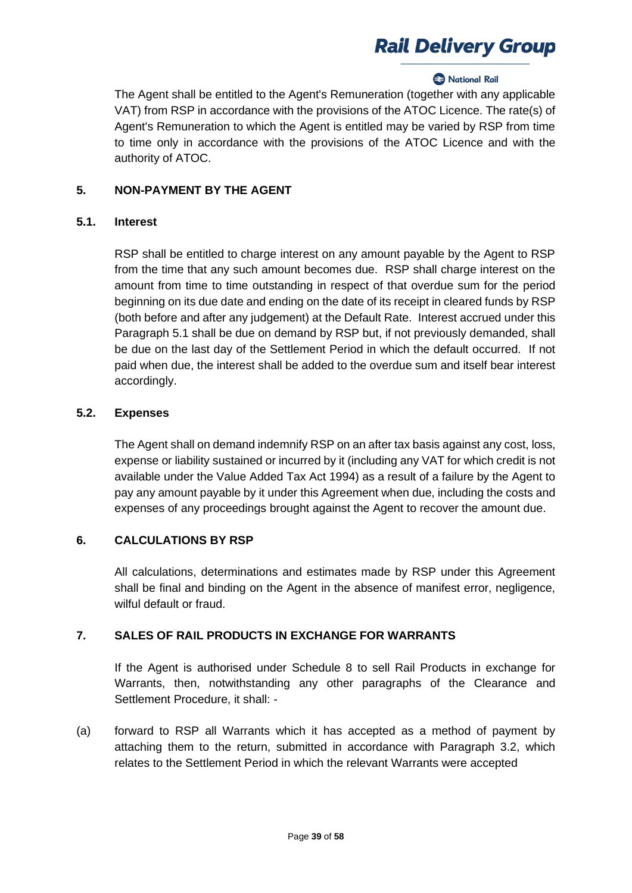The Agent shall be entitled to the Agent's Remuneration (together with any applicable VAT) from RSP in accordance with the provisions of the ATOC Licence. The rate(s) of Agent's Remuneration to which the Agent is entitled may be varied by RSP from time to time only in accordance with the provisions of the ATOC Licence and with the authority of ATOC.

## 5. NON-PAYMENT BY THE AGENT

### 5.1. Interest

RSP shall be entitled to charge interest on any amount payable by the Agent to RSP from the time that any such amount becomes due. RSP shall charge interest on the amount from time to time outstanding in respect of that overdue sum for the period beginning on its due date and ending on the date of its receipt in cleared funds by RSP (both before and after any judgement) at the Default Rate. Interest accrued under this Paragraph 5.1 shall be due on demand by RSP but, if not previously demanded, shall be due on the last day of the Settlement Period in which the default occurred. If not paid when due, the interest shall be added to the overdue sum and itself bear interest accordingly.

### 5.2. Expenses

The Agent shall on demand indemnify RSP on an after tax basis against any cost, loss, expense or liability sustained or incurred by it (including any VAT for which credit is not available under the Value Added Tax Act 1994) as a result of a failure by the Agent to pay any amount payable by it under this Agreement when due, including the costs and expenses of any proceedings brought against the Agent to recover the amount due.

## 6. CALCULATIONS BY RSP

All calculations, determinations and estimates made by RSP under this Agreement shall be final and binding on the Agent in the absence of manifest error, negligence, wilful default or fraud.

## 7. SALES OF RAIL PRODUCTS IN EXCHANGE FOR WARRANTS

If the Agent is authorised under Schedule 8 to sell Rail Products in exchange for Warrants, then, notwithstanding any other paragraphs of the Clearance and Settlement Procedure, it shall: -

(a) forward to RSP all Warrants which it has accepted as a method of payment by attaching them to the return, submitted in accordance with Paragraph 3.2, which relates to the Settlement Period in which the relevant Warrants were accepted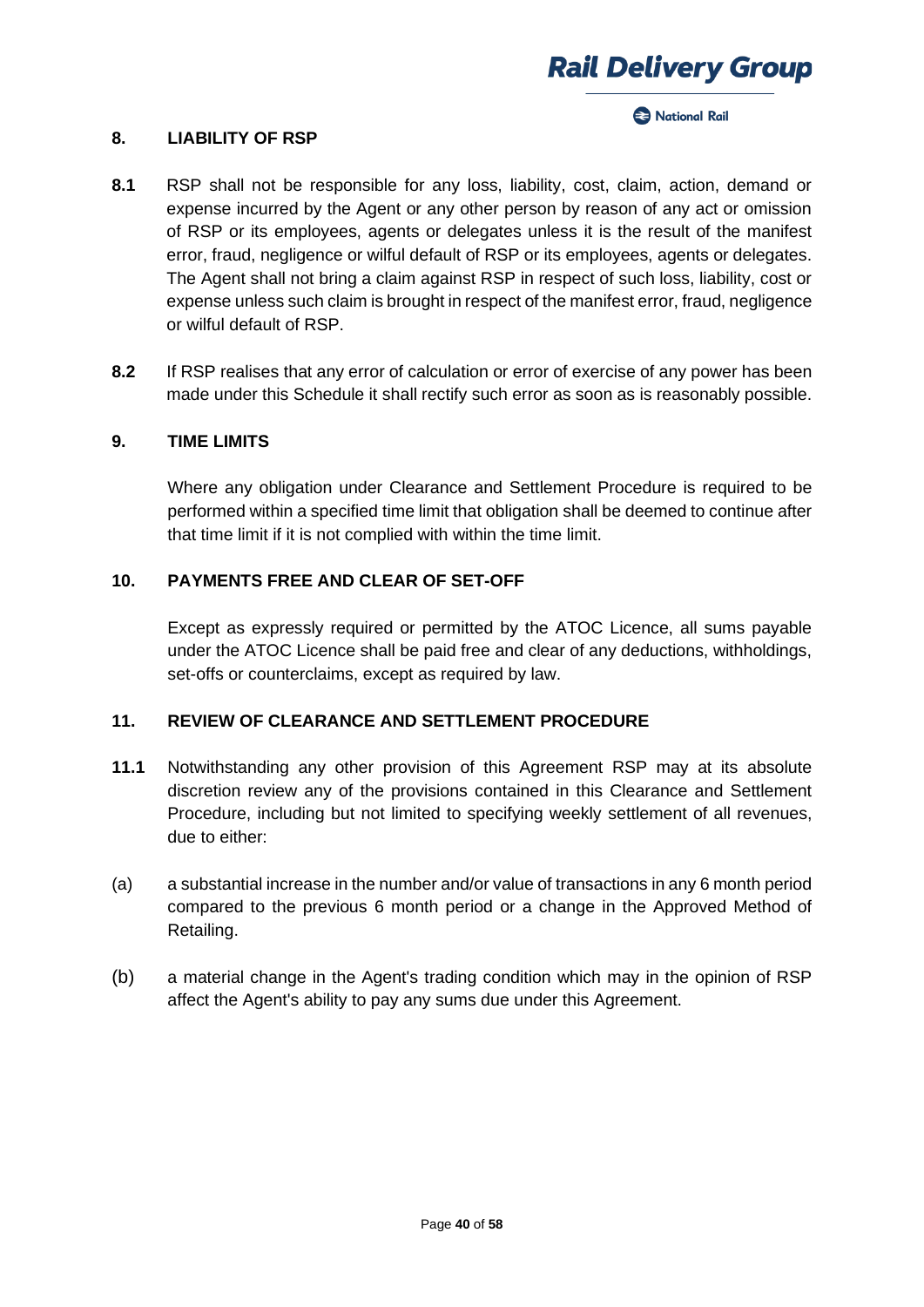## 8. LIABILITY OF RSP

**8.1** RSP shall not be responsible for any loss, liability, cost, claim, action, demand or expense incurred by the Agent or any other person by reason of any act or omission of RSP or its employees, agents or delegates unless it is the result of the manifest error, fraud, negligence or wilful default of RSP or its employees, agents or delegates. The Agent shall not bring a claim against RSP in respect of such loss, liability, cost or expense unless such claim is brought in respect of the manifest error, fraud, negligence or wilful default of RSP.

**8.2** If RSP realises that any error of calculation or error of exercise of any power has been made under this Schedule it shall rectify such error as soon as is reasonably possible.

## 9. TIME LIMITS

Where any obligation under Clearance and Settlement Procedure is required to be performed within a specified time limit that obligation shall be deemed to continue after that time limit if it is not complied with within the time limit.

## 10. PAYMENTS FREE AND CLEAR OF SET-OFF

Except as expressly required or permitted by the ATOC Licence, all sums payable under the ATOC Licence shall be paid free and clear of any deductions, withholdings, set-offs or counterclaims, except as required by law.

## 11. REVIEW OF CLEARANCE AND SETTLEMENT PROCEDURE

**11.1** Notwithstanding any other provision of this Agreement RSP may at its absolute discretion review any of the provisions contained in this Clearance and Settlement Procedure, including but not limited to specifying weekly settlement of all revenues, due to either:

(a) a substantial increase in the number and/or value of transactions in any 6 month period compared to the previous 6 month period or a change in the Approved Method of Retailing.

(b) a material change in the Agent's trading condition which may in the opinion of RSP affect the Agent's ability to pay any sums due under this Agreement.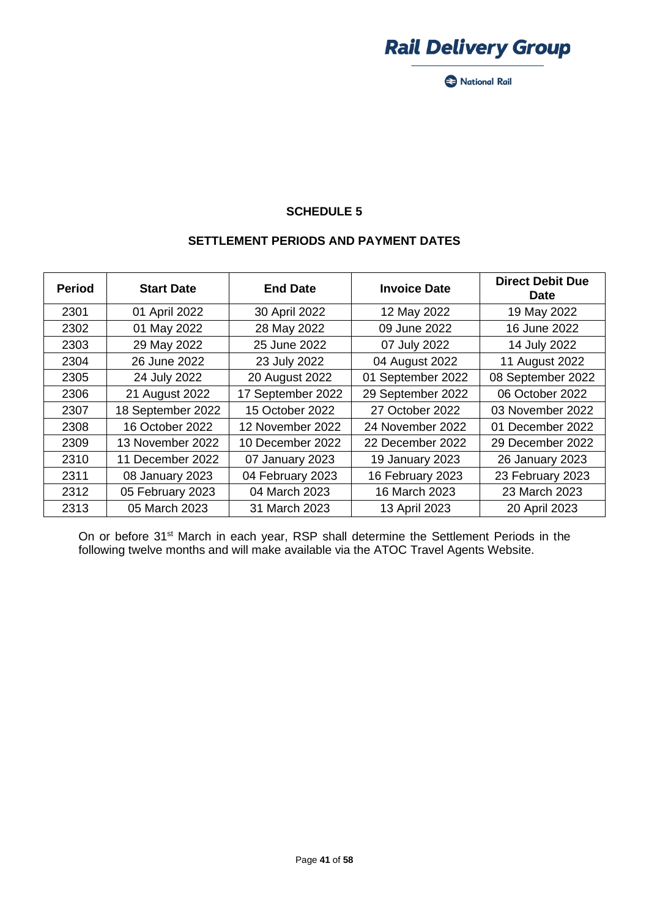## SCHEDULE 5

### SETTLEMENT PERIODS AND PAYMENT DATES

| Period | Start Date | End Date | Invoice Date | Direct Debit Due Date |
|---|---|---|---|---|
| 2301 | 01 April 2022 | 30 April 2022 | 12 May 2022 | 19 May 2022 |
| 2302 | 01 May 2022 | 28 May 2022 | 09 June 2022 | 16 June 2022 |
| 2303 | 29 May 2022 | 25 June 2022 | 07 July 2022 | 14 July 2022 |
| 2304 | 26 June 2022 | 23 July 2022 | 04 August 2022 | 11 August 2022 |
| 2305 | 24 July 2022 | 20 August 2022 | 01 September 2022 | 08 September 2022 |
| 2306 | 21 August 2022 | 17 September 2022 | 29 September 2022 | 06 October 2022 |
| 2307 | 18 September 2022 | 15 October 2022 | 27 October 2022 | 03 November 2022 |
| 2308 | 16 October 2022 | 12 November 2022 | 24 November 2022 | 01 December 2022 |
| 2309 | 13 November 2022 | 10 December 2022 | 22 December 2022 | 29 December 2022 |
| 2310 | 11 December 2022 | 07 January 2023 | 19 January 2023 | 26 January 2023 |
| 2311 | 08 January 2023 | 04 February 2023 | 16 February 2023 | 23 February 2023 |
| 2312 | 05 February 2023 | 04 March 2023 | 16 March 2023 | 23 March 2023 |
| 2313 | 05 March 2023 | 31 March 2023 | 13 April 2023 | 20 April 2023 |

On or before 31st March in each year, RSP shall determine the Settlement Periods in the following twelve months and will make available via the ATOC Travel Agents Website.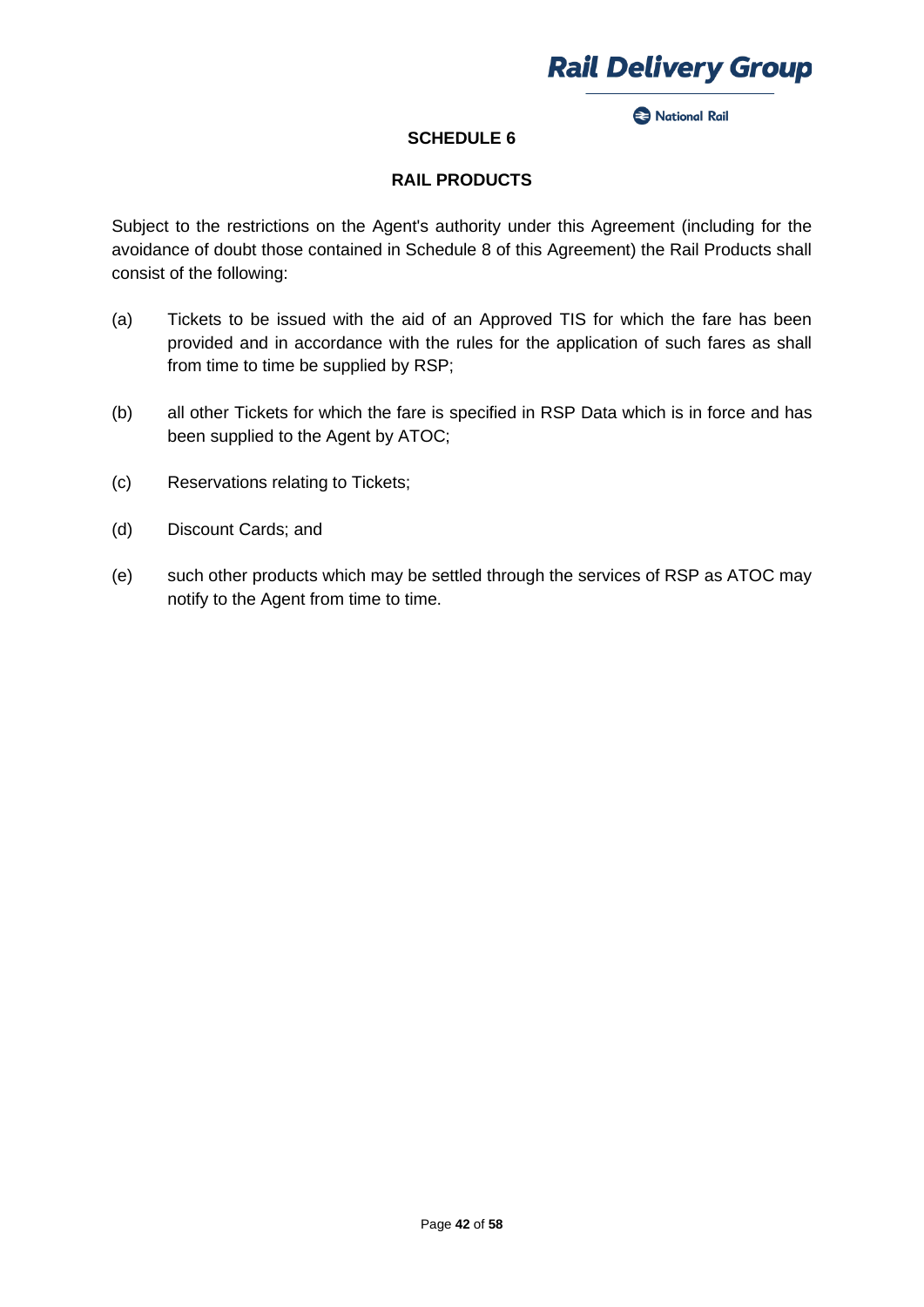# SCHEDULE 6

## RAIL PRODUCTS

Subject to the restrictions on the Agent's authority under this Agreement (including for the avoidance of doubt those contained in Schedule 8 of this Agreement) the Rail Products shall consist of the following:

(a) Tickets to be issued with the aid of an Approved TIS for which the fare has been provided and in accordance with the rules for the application of such fares as shall from time to time be supplied by RSP;

(b) all other Tickets for which the fare is specified in RSP Data which is in force and has been supplied to the Agent by ATOC;

(c) Reservations relating to Tickets;

(d) Discount Cards; and

(e) such other products which may be settled through the services of RSP as ATOC may notify to the Agent from time to time.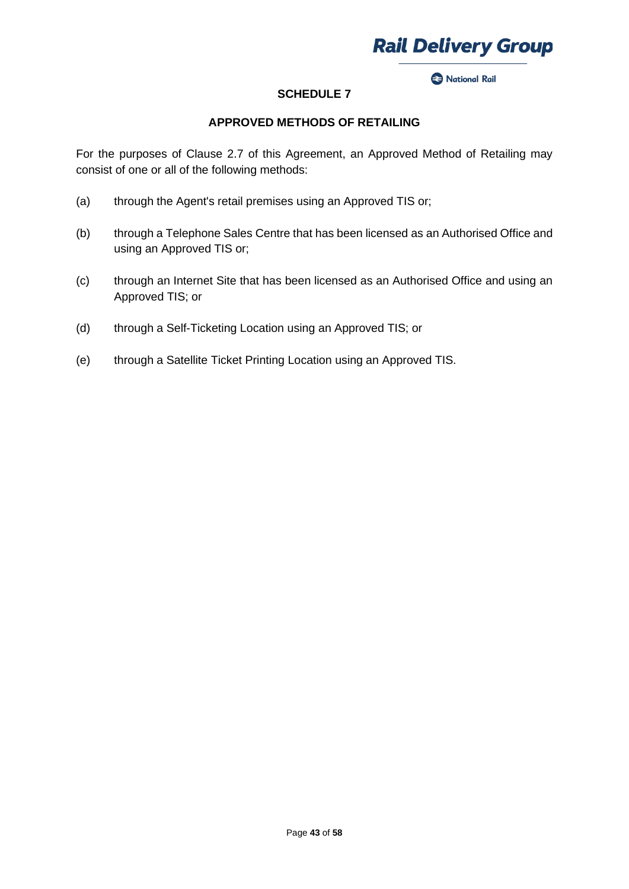# SCHEDULE 7

## APPROVED METHODS OF RETAILING

For the purposes of Clause 2.7 of this Agreement, an Approved Method of Retailing may consist of one or all of the following methods:

(a) through the Agent's retail premises using an Approved TIS or;

(b) through a Telephone Sales Centre that has been licensed as an Authorised Office and using an Approved TIS or;

(c) through an Internet Site that has been licensed as an Authorised Office and using an Approved TIS; or

(d) through a Self-Ticketing Location using an Approved TIS; or

(e) through a Satellite Ticket Printing Location using an Approved TIS.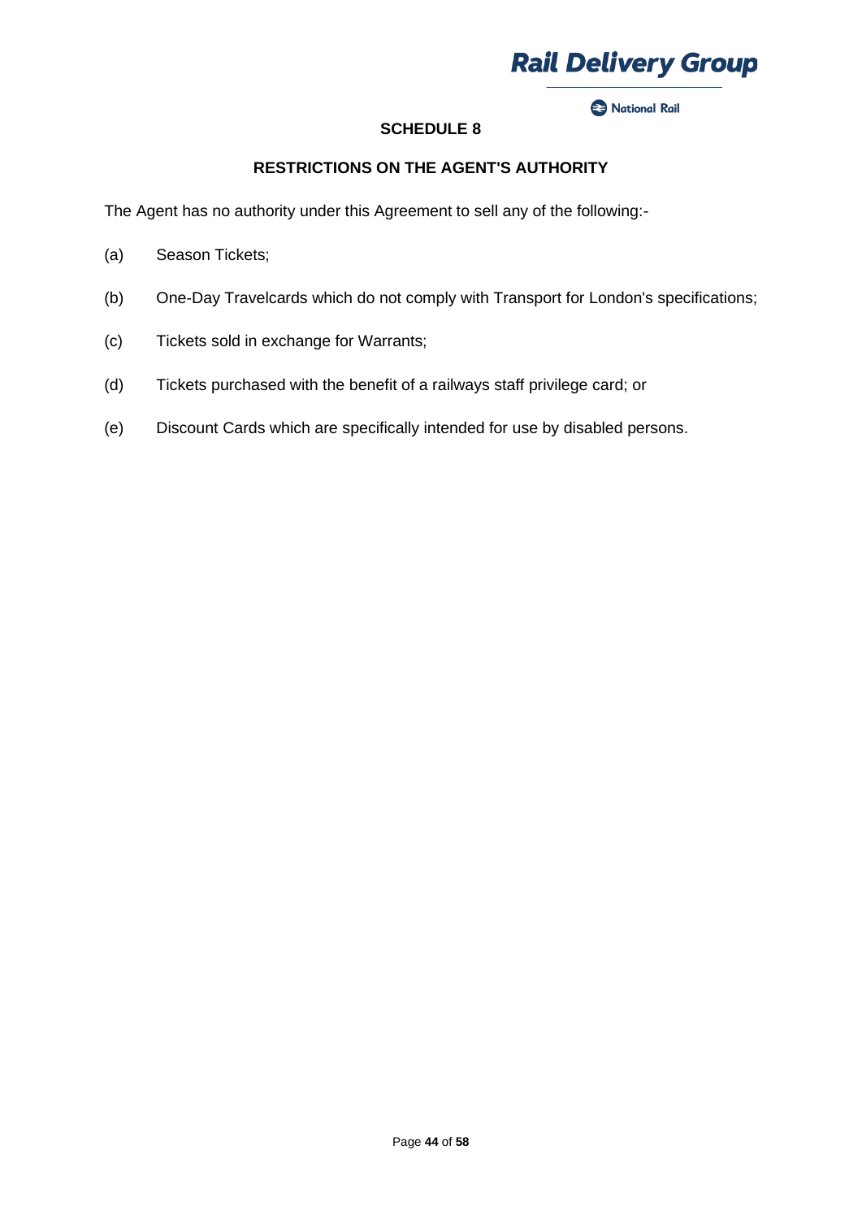## SCHEDULE 8

### RESTRICTIONS ON THE AGENT'S AUTHORITY

The Agent has no authority under this Agreement to sell any of the following:-

(a) Season Tickets;

(b) One-Day Travelcards which do not comply with Transport for London's specifications;

(c) Tickets sold in exchange for Warrants;

(d) Tickets purchased with the benefit of a railways staff privilege card; or

(e) Discount Cards which are specifically intended for use by disabled persons.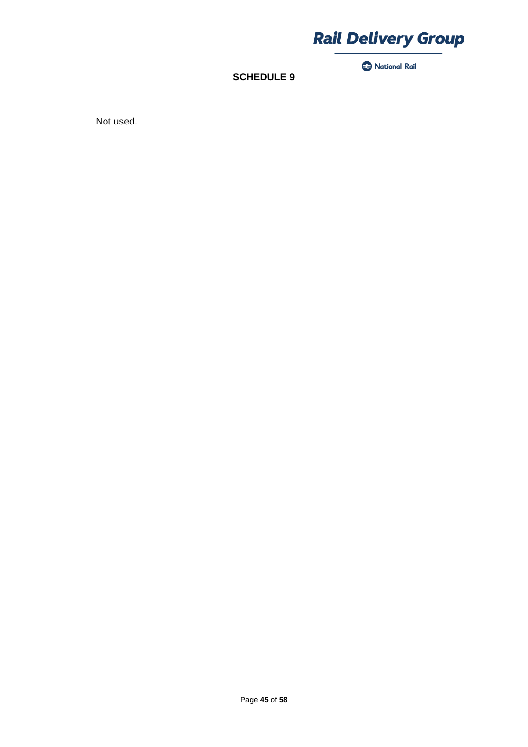## SCHEDULE 9

Not used.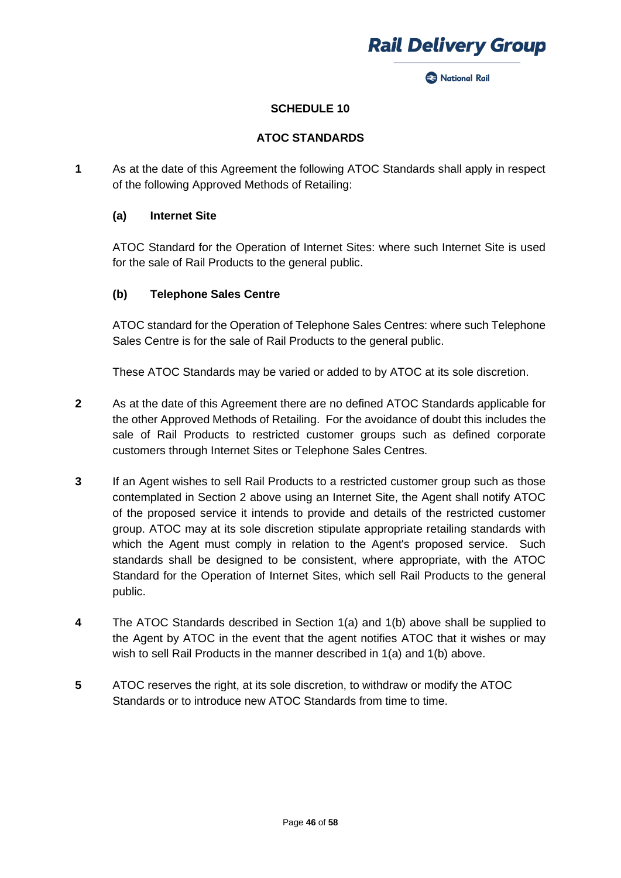## SCHEDULE 10

## ATOC STANDARDS

**1** As at the date of this Agreement the following ATOC Standards shall apply in respect of the following Approved Methods of Retailing:

**(a) Internet Site**

ATOC Standard for the Operation of Internet Sites: where such Internet Site is used for the sale of Rail Products to the general public.

**(b) Telephone Sales Centre**

ATOC standard for the Operation of Telephone Sales Centres: where such Telephone Sales Centre is for the sale of Rail Products to the general public.

These ATOC Standards may be varied or added to by ATOC at its sole discretion.

**2** As at the date of this Agreement there are no defined ATOC Standards applicable for the other Approved Methods of Retailing. For the avoidance of doubt this includes the sale of Rail Products to restricted customer groups such as defined corporate customers through Internet Sites or Telephone Sales Centres.

**3** If an Agent wishes to sell Rail Products to a restricted customer group such as those contemplated in Section 2 above using an Internet Site, the Agent shall notify ATOC of the proposed service it intends to provide and details of the restricted customer group. ATOC may at its sole discretion stipulate appropriate retailing standards with which the Agent must comply in relation to the Agent's proposed service. Such standards shall be designed to be consistent, where appropriate, with the ATOC Standard for the Operation of Internet Sites, which sell Rail Products to the general public.

**4** The ATOC Standards described in Section 1(a) and 1(b) above shall be supplied to the Agent by ATOC in the event that the agent notifies ATOC that it wishes or may wish to sell Rail Products in the manner described in 1(a) and 1(b) above.

**5** ATOC reserves the right, at its sole discretion, to withdraw or modify the ATOC Standards or to introduce new ATOC Standards from time to time.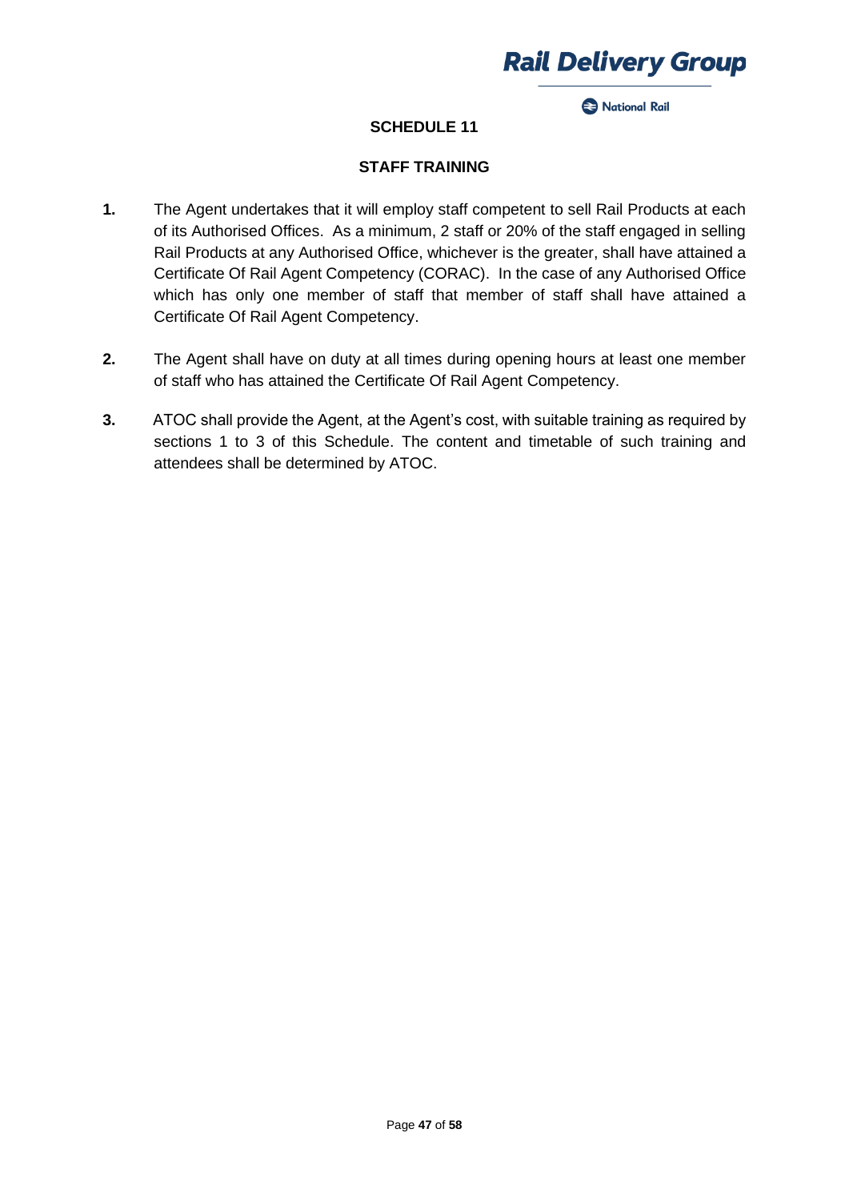# SCHEDULE 11

## STAFF TRAINING

**1.** The Agent undertakes that it will employ staff competent to sell Rail Products at each of its Authorised Offices. As a minimum, 2 staff or 20% of the staff engaged in selling Rail Products at any Authorised Office, whichever is the greater, shall have attained a Certificate Of Rail Agent Competency (CORAC). In the case of any Authorised Office which has only one member of staff that member of staff shall have attained a Certificate Of Rail Agent Competency.

**2.** The Agent shall have on duty at all times during opening hours at least one member of staff who has attained the Certificate Of Rail Agent Competency.

**3.** ATOC shall provide the Agent, at the Agent's cost, with suitable training as required by sections 1 to 3 of this Schedule. The content and timetable of such training and attendees shall be determined by ATOC.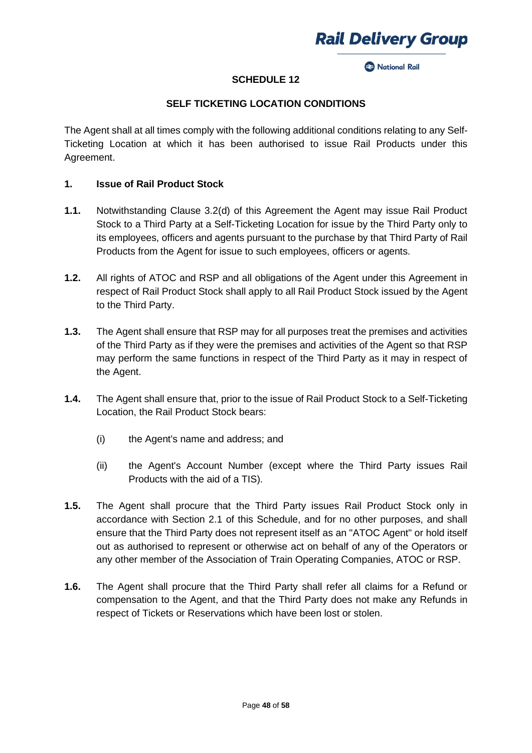# SCHEDULE 12

## SELF TICKETING LOCATION CONDITIONS

The Agent shall at all times comply with the following additional conditions relating to any Self-Ticketing Location at which it has been authorised to issue Rail Products under this Agreement.

### 1. Issue of Rail Product Stock

**1.1.** Notwithstanding Clause 3.2(d) of this Agreement the Agent may issue Rail Product Stock to a Third Party at a Self-Ticketing Location for issue by the Third Party only to its employees, officers and agents pursuant to the purchase by that Third Party of Rail Products from the Agent for issue to such employees, officers or agents.

**1.2.** All rights of ATOC and RSP and all obligations of the Agent under this Agreement in respect of Rail Product Stock shall apply to all Rail Product Stock issued by the Agent to the Third Party.

**1.3.** The Agent shall ensure that RSP may for all purposes treat the premises and activities of the Third Party as if they were the premises and activities of the Agent so that RSP may perform the same functions in respect of the Third Party as it may in respect of the Agent.

**1.4.** The Agent shall ensure that, prior to the issue of Rail Product Stock to a Self-Ticketing Location, the Rail Product Stock bears:

(i) the Agent's name and address; and

(ii) the Agent's Account Number (except where the Third Party issues Rail Products with the aid of a TIS).

**1.5.** The Agent shall procure that the Third Party issues Rail Product Stock only in accordance with Section 2.1 of this Schedule, and for no other purposes, and shall ensure that the Third Party does not represent itself as an "ATOC Agent" or hold itself out as authorised to represent or otherwise act on behalf of any of the Operators or any other member of the Association of Train Operating Companies, ATOC or RSP.

**1.6.** The Agent shall procure that the Third Party shall refer all claims for a Refund or compensation to the Agent, and that the Third Party does not make any Refunds in respect of Tickets or Reservations which have been lost or stolen.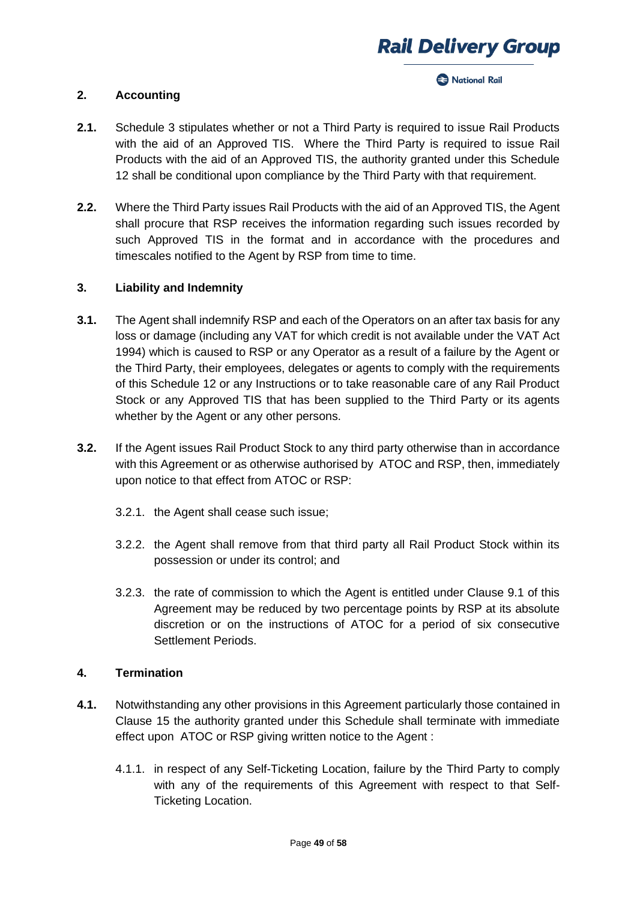## 2. Accounting

**2.1.** Schedule 3 stipulates whether or not a Third Party is required to issue Rail Products with the aid of an Approved TIS. Where the Third Party is required to issue Rail Products with the aid of an Approved TIS, the authority granted under this Schedule 12 shall be conditional upon compliance by the Third Party with that requirement.

**2.2.** Where the Third Party issues Rail Products with the aid of an Approved TIS, the Agent shall procure that RSP receives the information regarding such issues recorded by such Approved TIS in the format and in accordance with the procedures and timescales notified to the Agent by RSP from time to time.

## 3. Liability and Indemnity

**3.1.** The Agent shall indemnify RSP and each of the Operators on an after tax basis for any loss or damage (including any VAT for which credit is not available under the VAT Act 1994) which is caused to RSP or any Operator as a result of a failure by the Agent or the Third Party, their employees, delegates or agents to comply with the requirements of this Schedule 12 or any Instructions or to take reasonable care of any Rail Product Stock or any Approved TIS that has been supplied to the Third Party or its agents whether by the Agent or any other persons.

**3.2.** If the Agent issues Rail Product Stock to any third party otherwise than in accordance with this Agreement or as otherwise authorised by ATOC and RSP, then, immediately upon notice to that effect from ATOC or RSP:

3.2.1. the Agent shall cease such issue;

3.2.2. the Agent shall remove from that third party all Rail Product Stock within its possession or under its control; and

3.2.3. the rate of commission to which the Agent is entitled under Clause 9.1 of this Agreement may be reduced by two percentage points by RSP at its absolute discretion or on the instructions of ATOC for a period of six consecutive Settlement Periods.

## 4. Termination

**4.1.** Notwithstanding any other provisions in this Agreement particularly those contained in Clause 15 the authority granted under this Schedule shall terminate with immediate effect upon ATOC or RSP giving written notice to the Agent :

4.1.1. in respect of any Self-Ticketing Location, failure by the Third Party to comply with any of the requirements of this Agreement with respect to that Self-Ticketing Location.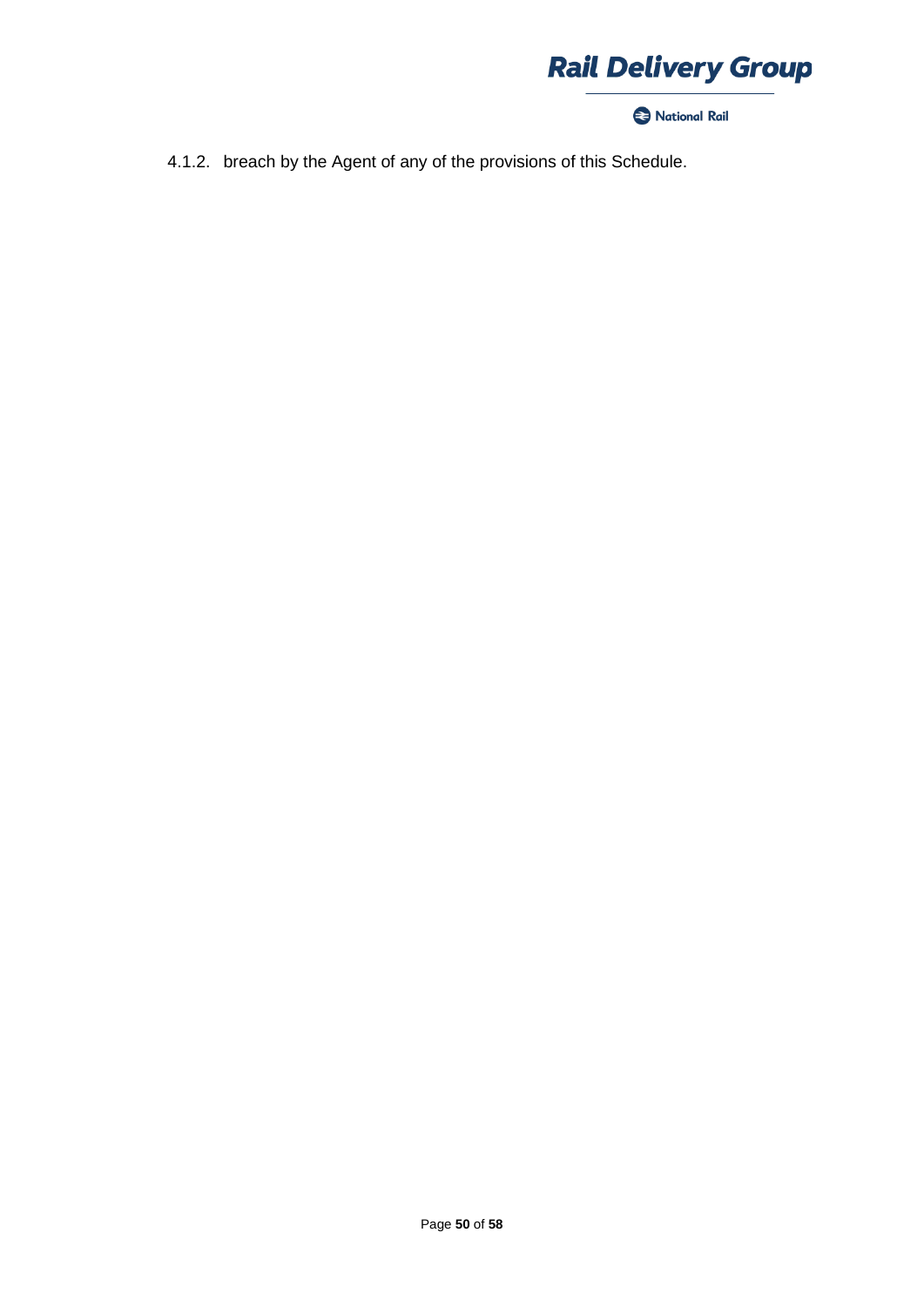4.1.2. breach by the Agent of any of the provisions of this Schedule.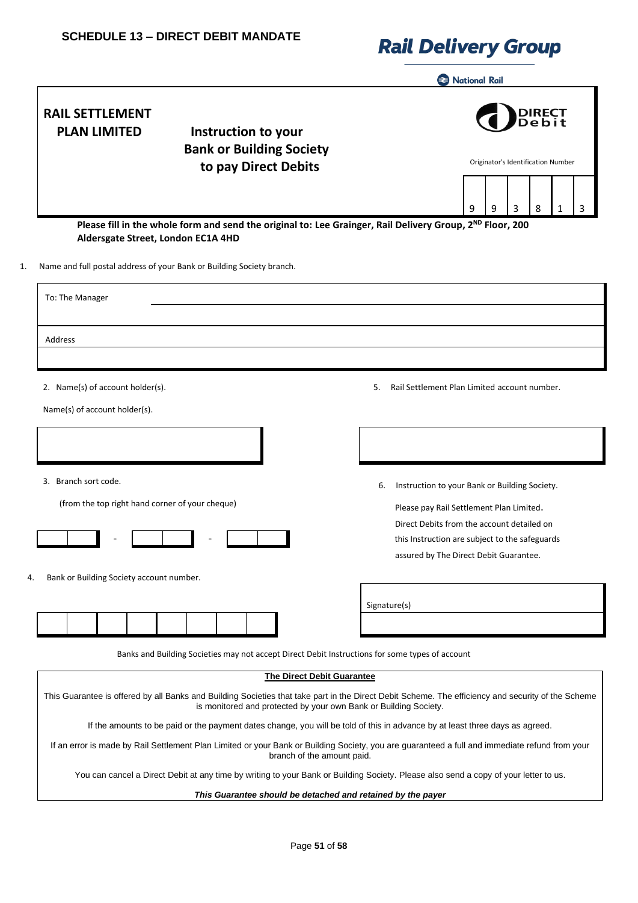## SCHEDULE 13 – DIRECT DEBIT MANDATE

Rail Delivery Group

National Rail

**RAIL SETTLEMENT PLAN LIMITED**

**Instruction to your Bank or Building Society to pay Direct Debits**

DIRECT Debit

Originator's Identification Number

| 9 | 9 | 3 | 8 | 1 | 3 |
|---|---|---|---|---|---|

**Please fill in the whole form and send the original to: Lee Grainger, Rail Delivery Group, 2ND Floor, 200 Aldersgate Street, London EC1A 4HD**

1. Name and full postal address of your Bank or Building Society branch.

To: The Manager

Address

2. Name(s) of account holder(s).

Name(s) of account holder(s).

3. Branch sort code.

(from the top right hand corner of your cheque)

| | | - | | | - | | |
|---|---|---|---|---|---|---|---|

4. Bank or Building Society account number.

| | | | | | | | |
|---|---|---|---|---|---|---|---|

5. Rail Settlement Plan Limited account number.

6. Instruction to your Bank or Building Society.

Please pay Rail Settlement Plan Limited. Direct Debits from the account detailed on this Instruction are subject to the safeguards assured by The Direct Debit Guarantee.

Signature(s)

Banks and Building Societies may not accept Direct Debit Instructions for some types of account

**The Direct Debit Guarantee**

This Guarantee is offered by all Banks and Building Societies that take part in the Direct Debit Scheme. The efficiency and security of the Scheme is monitored and protected by your own Bank or Building Society.

If the amounts to be paid or the payment dates change, you will be told of this in advance by at least three days as agreed.

If an error is made by Rail Settlement Plan Limited or your Bank or Building Society, you are guaranteed a full and immediate refund from your branch of the amount paid.

You can cancel a Direct Debit at any time by writing to your Bank or Building Society. Please also send a copy of your letter to us.

***This Guarantee should be detached and retained by the payer***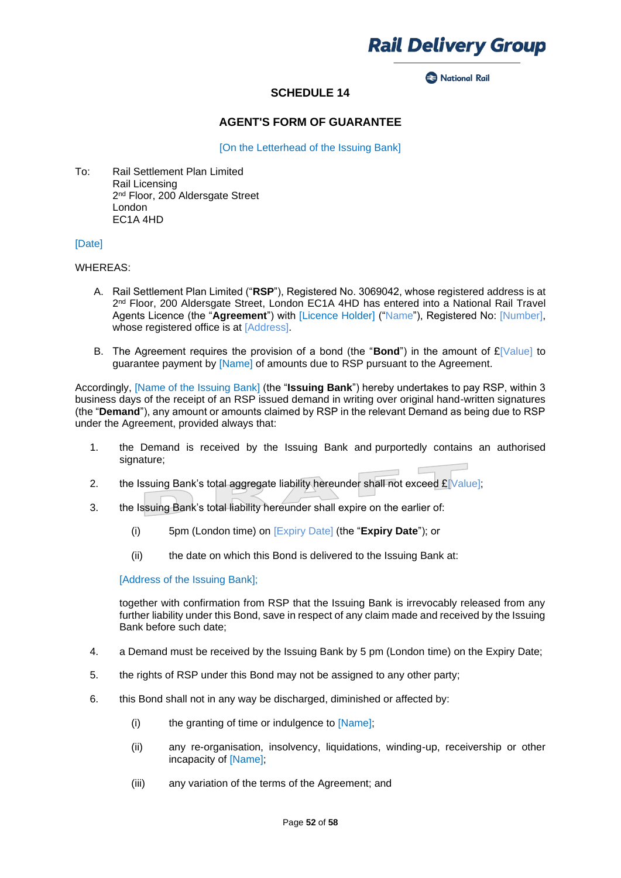# SCHEDULE 14

## AGENT'S FORM OF GUARANTEE

[On the Letterhead of the Issuing Bank]

To: Rail Settlement Plan Limited
Rail Licensing
2nd Floor, 200 Aldersgate Street
London
EC1A 4HD

[Date]

WHEREAS:

A. Rail Settlement Plan Limited ("**RSP**"), Registered No. 3069042, whose registered address is at 2nd Floor, 200 Aldersgate Street, London EC1A 4HD has entered into a National Rail Travel Agents Licence (the "**Agreement**") with [Licence Holder] ("Name"), Registered No: [Number], whose registered office is at [Address].

B. The Agreement requires the provision of a bond (the "**Bond**") in the amount of £[Value] to guarantee payment by [Name] of amounts due to RSP pursuant to the Agreement.

Accordingly, [Name of the Issuing Bank] (the "**Issuing Bank**") hereby undertakes to pay RSP, within 3 business days of the receipt of an RSP issued demand in writing over original hand-written signatures (the "**Demand**"), any amount or amounts claimed by RSP in the relevant Demand as being due to RSP under the Agreement, provided always that:

1. the Demand is received by the Issuing Bank and purportedly contains an authorised signature;

2. the Issuing Bank's total aggregate liability hereunder shall not exceed £[Value];

3. the Issuing Bank's total liability hereunder shall expire on the earlier of:

   (i) 5pm (London time) on [Expiry Date] (the "**Expiry Date**"); or

   (ii) the date on which this Bond is delivered to the Issuing Bank at:

   [Address of the Issuing Bank];

   together with confirmation from RSP that the Issuing Bank is irrevocably released from any further liability under this Bond, save in respect of any claim made and received by the Issuing Bank before such date;

4. a Demand must be received by the Issuing Bank by 5 pm (London time) on the Expiry Date;

5. the rights of RSP under this Bond may not be assigned to any other party;

6. this Bond shall not in any way be discharged, diminished or affected by:

   (i) the granting of time or indulgence to [Name];

   (ii) any re-organisation, insolvency, liquidations, winding-up, receivership or other incapacity of [Name];

   (iii) any variation of the terms of the Agreement; and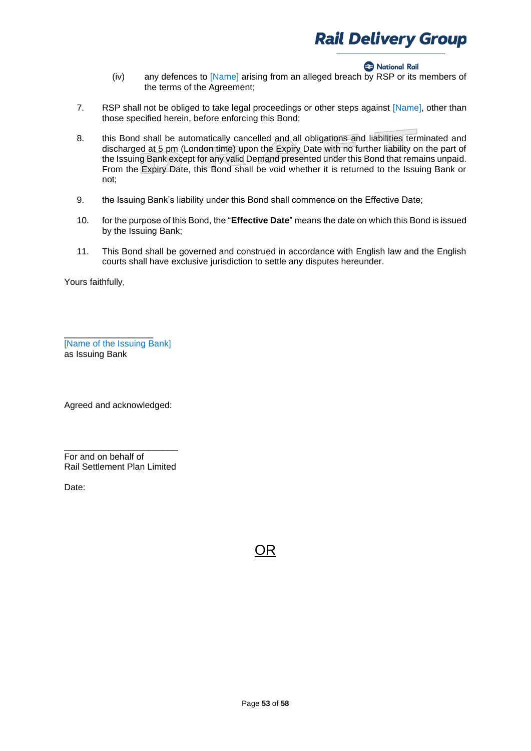(iv) any defences to [Name] arising from an alleged breach by RSP or its members of the terms of the Agreement;

7. RSP shall not be obliged to take legal proceedings or other steps against [Name], other than those specified herein, before enforcing this Bond;

8. this Bond shall be automatically cancelled and all obligations and liabilities terminated and discharged at 5 pm (London time) upon the Expiry Date with no further liability on the part of the Issuing Bank except for any valid Demand presented under this Bond that remains unpaid. From the Expiry Date, this Bond shall be void whether it is returned to the Issuing Bank or not;

9. the Issuing Bank's liability under this Bond shall commence on the Effective Date;

10. for the purpose of this Bond, the "**Effective Date**" means the date on which this Bond is issued by the Issuing Bank;

11. This Bond shall be governed and construed in accordance with English law and the English courts shall have exclusive jurisdiction to settle any disputes hereunder.

Yours faithfully,

\_\_\_\_\_\_\_\_\_\_\_\_\_\_\_\_\_\_
[Name of the Issuing Bank]
as Issuing Bank

Agreed and acknowledged:

\_\_\_\_\_\_\_\_\_\_\_\_\_\_\_\_\_\_\_\_\_\_\_
For and on behalf of
Rail Settlement Plan Limited

Date:

<u>OR</u>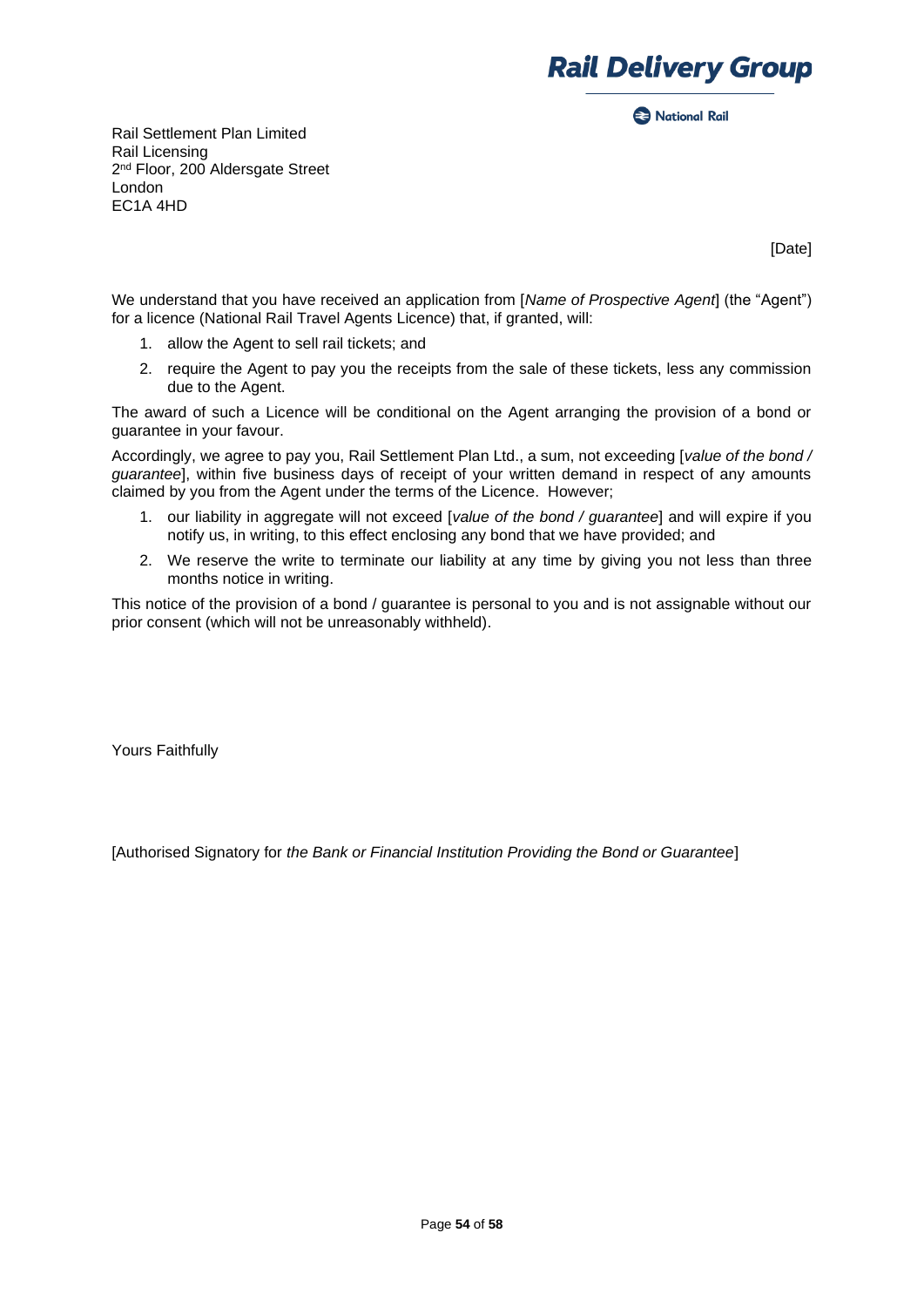Rail Delivery Group

National Rail

Rail Settlement Plan Limited
Rail Licensing
2nd Floor, 200 Aldersgate Street
London
EC1A 4HD

[Date]

We understand that you have received an application from [*Name of Prospective Agent*] (the "Agent") for a licence (National Rail Travel Agents Licence) that, if granted, will:

1. allow the Agent to sell rail tickets; and
2. require the Agent to pay you the receipts from the sale of these tickets, less any commission due to the Agent.

The award of such a Licence will be conditional on the Agent arranging the provision of a bond or guarantee in your favour.

Accordingly, we agree to pay you, Rail Settlement Plan Ltd., a sum, not exceeding [*value of the bond / guarantee*], within five business days of receipt of your written demand in respect of any amounts claimed by you from the Agent under the terms of the Licence. However;

1. our liability in aggregate will not exceed [*value of the bond / guarantee*] and will expire if you notify us, in writing, to this effect enclosing any bond that we have provided; and
2. We reserve the write to terminate our liability at any time by giving you not less than three months notice in writing.

This notice of the provision of a bond / guarantee is personal to you and is not assignable without our prior consent (which will not be unreasonably withheld).

Yours Faithfully

[Authorised Signatory for *the Bank or Financial Institution Providing the Bond or Guarantee*]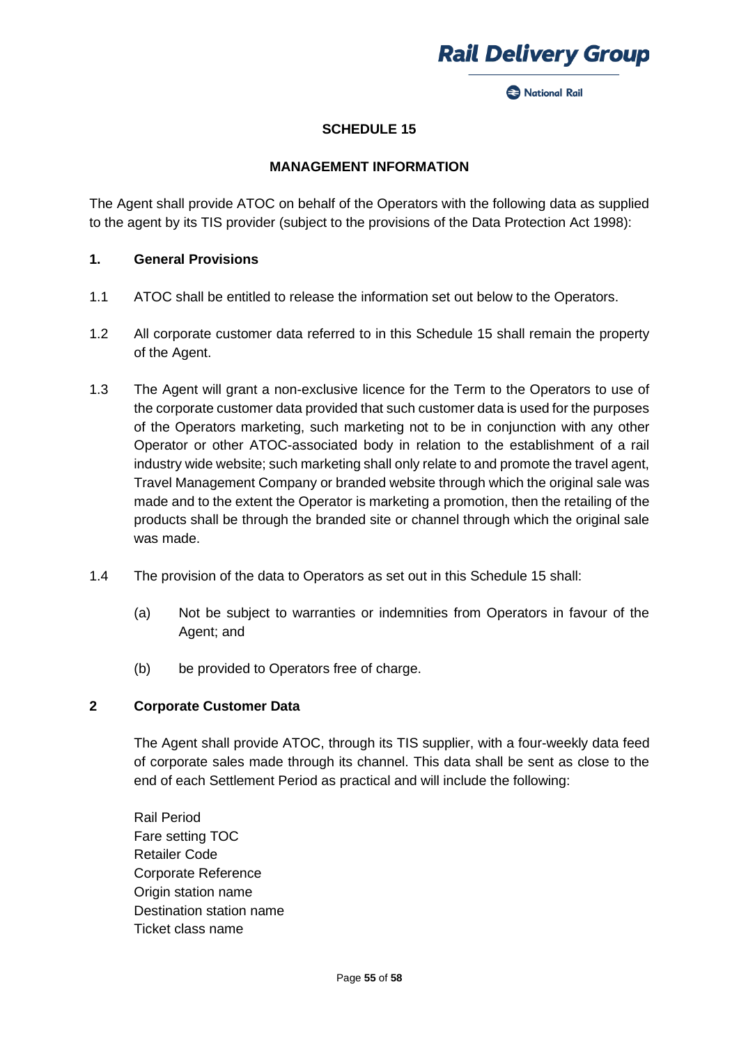# SCHEDULE 15

## MANAGEMENT INFORMATION

The Agent shall provide ATOC on behalf of the Operators with the following data as supplied to the agent by its TIS provider (subject to the provisions of the Data Protection Act 1998):

**1. General Provisions**

1.1 ATOC shall be entitled to release the information set out below to the Operators.

1.2 All corporate customer data referred to in this Schedule 15 shall remain the property of the Agent.

1.3 The Agent will grant a non-exclusive licence for the Term to the Operators to use of the corporate customer data provided that such customer data is used for the purposes of the Operators marketing, such marketing not to be in conjunction with any other Operator or other ATOC-associated body in relation to the establishment of a rail industry wide website; such marketing shall only relate to and promote the travel agent, Travel Management Company or branded website through which the original sale was made and to the extent the Operator is marketing a promotion, then the retailing of the products shall be through the branded site or channel through which the original sale was made.

1.4 The provision of the data to Operators as set out in this Schedule 15 shall:

(a) Not be subject to warranties or indemnities from Operators in favour of the Agent; and

(b) be provided to Operators free of charge.

**2 Corporate Customer Data**

The Agent shall provide ATOC, through its TIS supplier, with a four-weekly data feed of corporate sales made through its channel. This data shall be sent as close to the end of each Settlement Period as practical and will include the following:

Rail Period
Fare setting TOC
Retailer Code
Corporate Reference
Origin station name
Destination station name
Ticket class name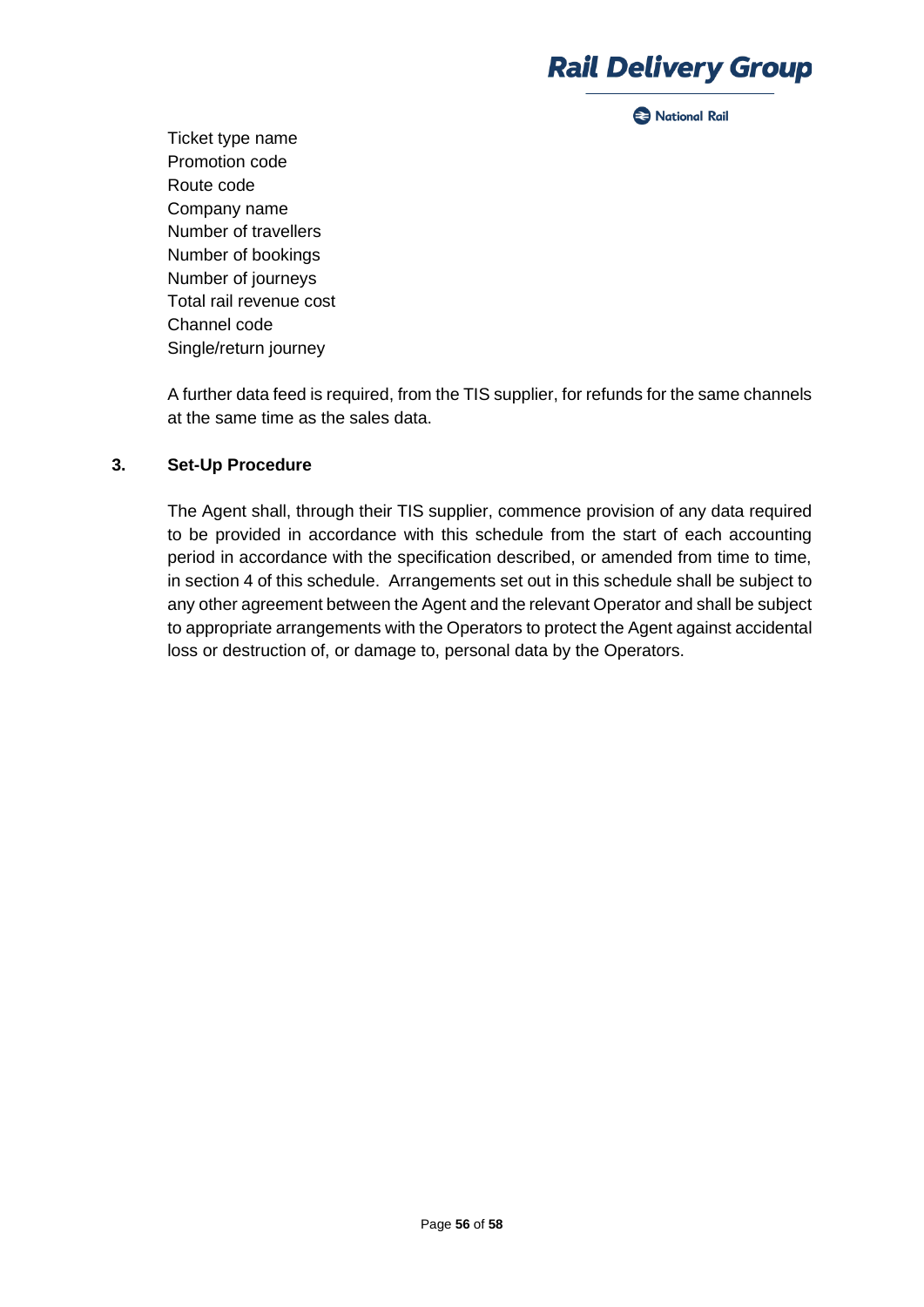Ticket type name
Promotion code
Route code
Company name
Number of travellers
Number of bookings
Number of journeys
Total rail revenue cost
Channel code
Single/return journey

A further data feed is required, from the TIS supplier, for refunds for the same channels at the same time as the sales data.

### 3. Set-Up Procedure

The Agent shall, through their TIS supplier, commence provision of any data required to be provided in accordance with this schedule from the start of each accounting period in accordance with the specification described, or amended from time to time, in section 4 of this schedule. Arrangements set out in this schedule shall be subject to any other agreement between the Agent and the relevant Operator and shall be subject to appropriate arrangements with the Operators to protect the Agent against accidental loss or destruction of, or damage to, personal data by the Operators.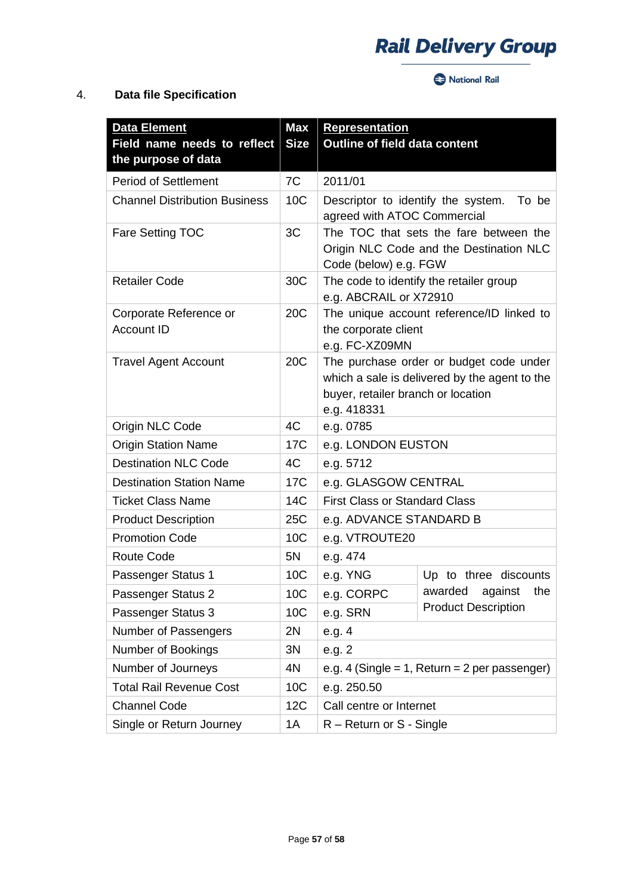## 4. Data file Specification

| **Data Element** Field name needs to reflect the purpose of data | **Max Size** | **Representation** Outline of field data content | |
|---|---|---|---|
| Period of Settlement | 7C | 2011/01 | |
| Channel Distribution Business | 10C | Descriptor to identify the system. To be agreed with ATOC Commercial | |
| Fare Setting TOC | 3C | The TOC that sets the fare between the Origin NLC Code and the Destination NLC Code (below) e.g. FGW | |
| Retailer Code | 30C | The code to identify the retailer group e.g. ABCRAIL or X72910 | |
| Corporate Reference or Account ID | 20C | The unique account reference/ID linked to the corporate client e.g. FC-XZ09MN | |
| Travel Agent Account | 20C | The purchase order or budget code under which a sale is delivered by the agent to the buyer, retailer branch or location e.g. 418331 | |
| Origin NLC Code | 4C | e.g. 0785 | |
| Origin Station Name | 17C | e.g. LONDON EUSTON | |
| Destination NLC Code | 4C | e.g. 5712 | |
| Destination Station Name | 17C | e.g. GLASGOW CENTRAL | |
| Ticket Class Name | 14C | First Class or Standard Class | |
| Product Description | 25C | e.g. ADVANCE STANDARD B | |
| Promotion Code | 10C | e.g. VTROUTE20 | |
| Route Code | 5N | e.g. 474 | |
| Passenger Status 1 | 10C | e.g. YNG | Up to three discounts awarded against the Product Description |
| Passenger Status 2 | 10C | e.g. CORPC | |
| Passenger Status 3 | 10C | e.g. SRN | |
| Number of Passengers | 2N | e.g. 4 | |
| Number of Bookings | 3N | e.g. 2 | |
| Number of Journeys | 4N | e.g. 4 (Single = 1, Return = 2 per passenger) | |
| Total Rail Revenue Cost | 10C | e.g. 250.50 | |
| Channel Code | 12C | Call centre or Internet | |
| Single or Return Journey | 1A | R – Return or S - Single | |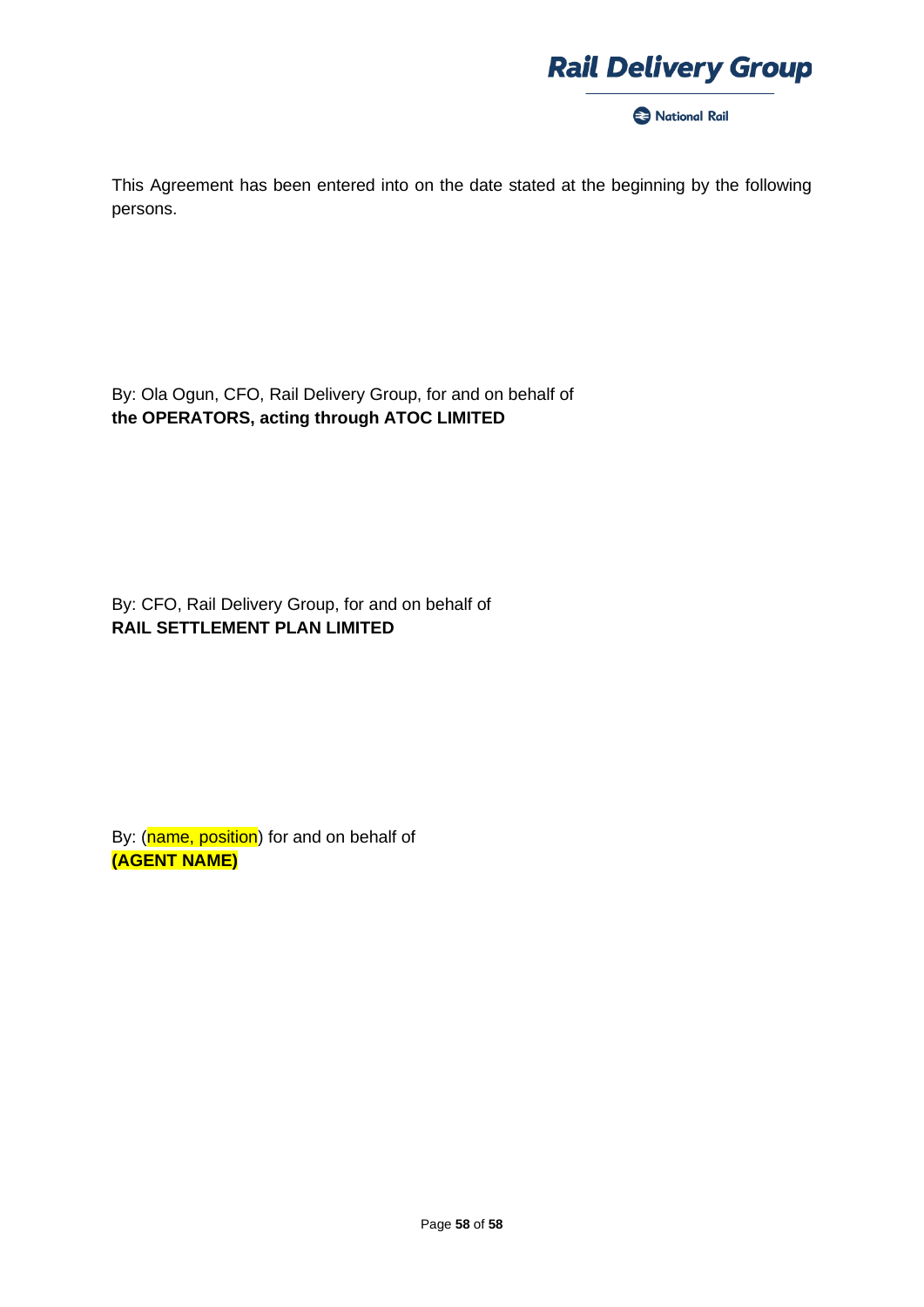This Agreement has been entered into on the date stated at the beginning by the following persons.

By: Ola Ogun, CFO, Rail Delivery Group, for and on behalf of
**the OPERATORS, acting through ATOC LIMITED**

By: CFO, Rail Delivery Group, for and on behalf of
**RAIL SETTLEMENT PLAN LIMITED**

By: (name, position) for and on behalf of
**(AGENT NAME)**